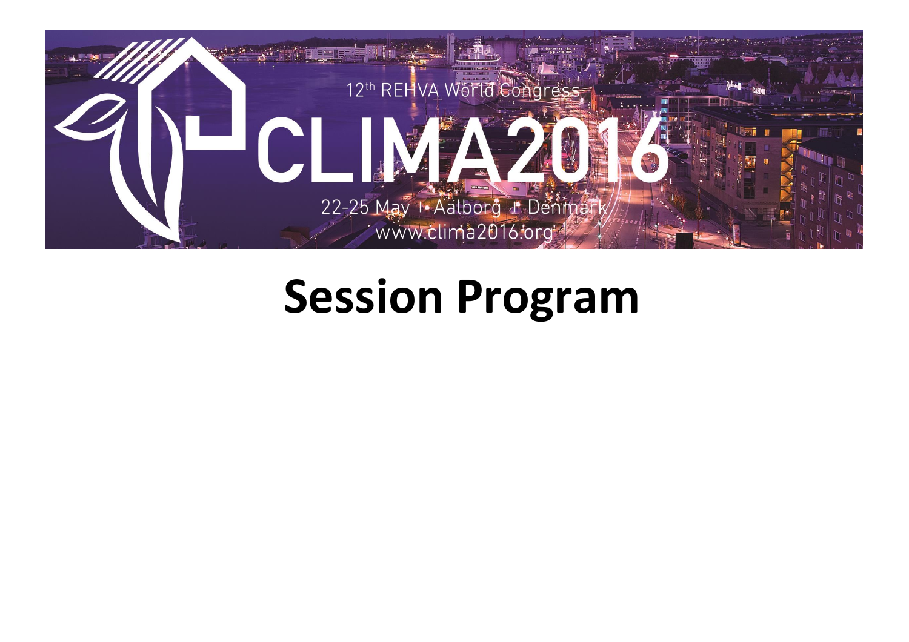12th REHVA World Congress

# CLIMA2016

22-25 May | Aalborg | Denmark

www.clima2016.org

# Session Program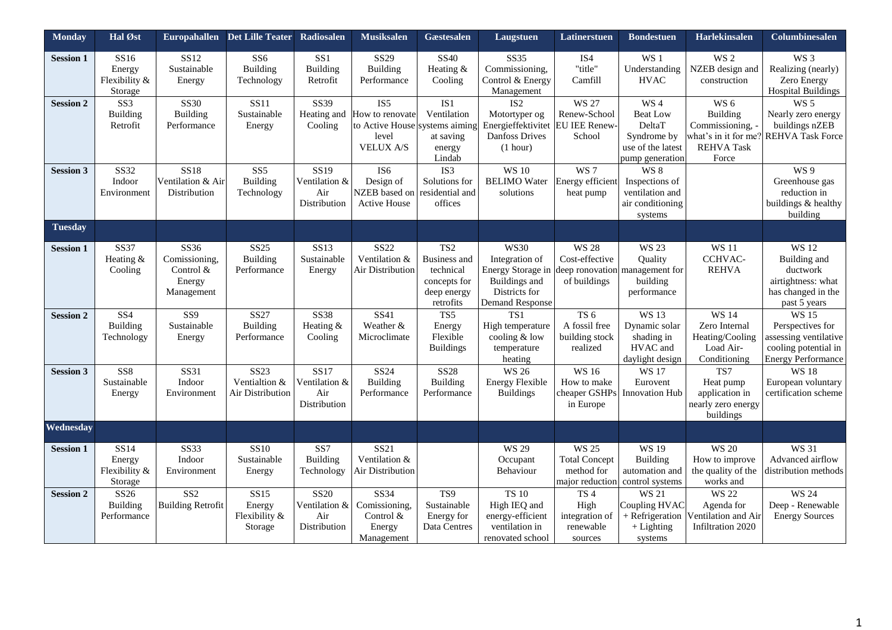| Monday | Hal Øst | Europahallen | Det Lille Teater | Radiosalen | Musiksalen | Gæstesalen | Laugstuen | Latinerstuen | Bondestuen | Harlekinsalen | Columbinesalen |
|---|---|---|---|---|---|---|---|---|---|---|---|
| **Session 1** | SS16 Energy Flexibility & Storage | SS12 Sustainable Energy | SS6 Building Technology | SS1 Building Retrofit | SS29 Building Performance | SS40 Heating & Cooling | SS35 Commissioning, Control & Energy Management | IS4 "title" Camfill | WS 1 Understanding HVAC | WS 2 NZEB design and construction | WS 3 Realizing (nearly) Zero Energy Hospital Buildings |
| **Session 2** | SS3 Building Retrofit | SS30 Building Performance | SS11 Sustainable Energy | SS39 Heating and Cooling | IS5 How to renovate to Active House level VELUX A/S | IS1 Ventilation systems aiming at saving energy Lindab | IS2 Motortyper og Energieffektivitet Danfoss Drives (1 hour) | WS 27 Renew-School EU IEE Renew-School | WS 4 Beat Low DeltaT Syndrome by use of the latest pump generation | WS 6 Building Commissioning, - what's in it for me? REHVA Task Force | WS 5 Nearly zero energy buildings nZEB REHVA Task Force |
| **Session 3** | SS32 Indoor Environment | SS18 Ventilation & Air Distribution | SS5 Building Technology | SS19 Ventilation & Air Distribution | IS6 Design of NZEB based on Active House | IS3 Solutions for residential and offices | WS 10 BELIMO Water solutions | WS 7 Energy efficient heat pump | WS 8 Inspections of ventilation and air conditioning systems | | WS 9 Greenhouse gas reduction in buildings & healthy building |
| **Tuesday** | | | | | | | | | | | |
| **Session 1** | SS37 Heating & Cooling | SS36 Comissioning, Control & Energy Management | SS25 Building Performance | SS13 Sustainable Energy | SS22 Ventilation & Air Distribution | TS2 Business and technical concepts for deep energy retrofits | WS30 Integration of Energy Storage in Buildings and Districts for Demand Response | WS 28 Cost-effective deep ronovation of buildings | WS 23 Quality management for building performance | WS 11 CCHVAC-REHVA | WS 12 Building and ductwork airtightness: what has changed in the past 5 years |
| **Session 2** | SS4 Building Technology | SS9 Sustainable Energy | SS27 Building Performance | SS38 Heating & Cooling | SS41 Weather & Microclimate | TS5 Energy Flexible Buildings | TS1 High temperature cooling & low temperature heating | TS 6 A fossil free building stock realized | WS 13 Dynamic solar shading in HVAC and daylight design | WS 14 Zero Internal Heating/Cooling Load Air-Conditioning | WS 15 Perspectives for assessing ventilative cooling potential in Energy Performance |
| **Session 3** | SS8 Sustainable Energy | SS31 Indoor Environment | SS23 Ventialtion & Air Distribution | SS17 Ventilation & Air Distribution | SS24 Building Performance | SS28 Building Performance | WS 26 Energy Flexible Buildings | WS 16 How to make cheaper GSHPs in Europe | WS 17 Eurovent Innovation Hub | TS7 Heat pump application in nearly zero energy buildings | WS 18 European voluntary certification scheme |
| **Wednesday** | | | | | | | | | | | |
| **Session 1** | SS14 Energy Flexibility & Storage | SS33 Indoor Environment | SS10 Sustainable Energy | SS7 Building Technology | SS21 Ventilation & Air Distribution | | WS 29 Occupant Behaviour | WS 25 Total Concept method for major reduction | WS 19 Building automation and control systems | WS 20 How to improve the quality of the works and | WS 31 Advanced airflow distribution methods |
| **Session 2** | SS26 Building Performance | SS2 Building Retrofit | SS15 Energy Flexibility & Storage | SS20 Ventilation & Air Distribution | SS34 Comissioning, Control & Energy Management | TS9 Sustainable Energy for Data Centres | TS 10 High IEQ and energy-efficient ventilation in renovated school | TS 4 High integration of renewable sources | WS 21 Coupling HVAC + Refrigeration + Lighting systems | WS 22 Agenda for Ventilation and Air Infiltration 2020 | WS 24 Deep - Renewable Energy Sources |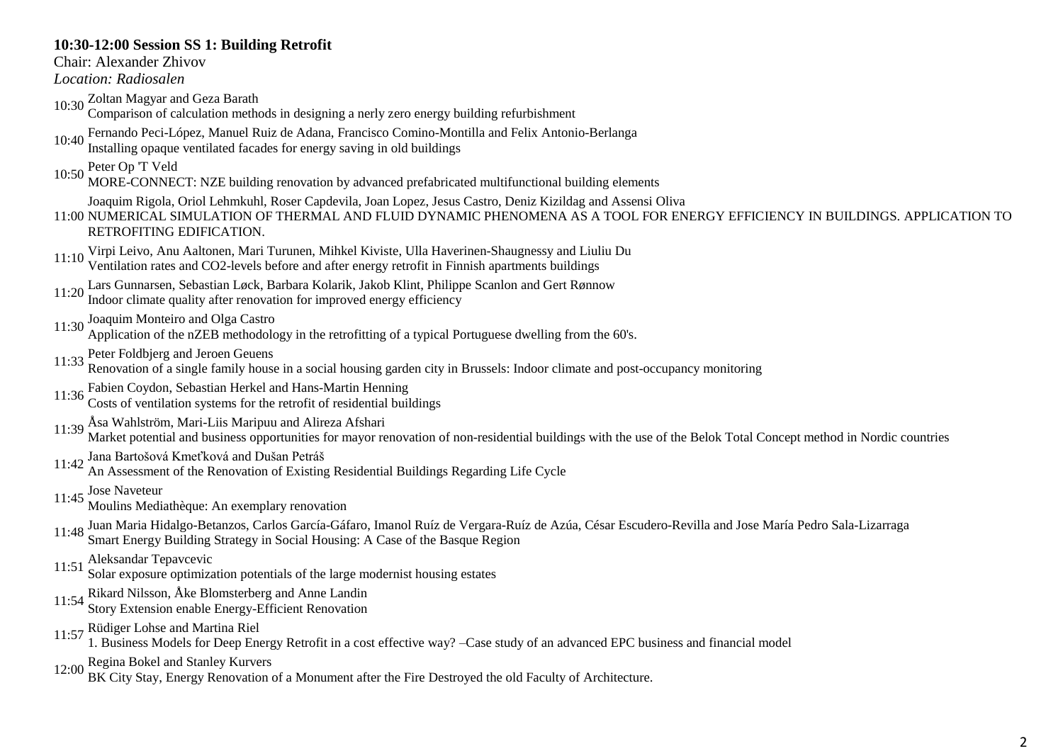**10:30-12:00 Session SS 1: Building Retrofit**

Chair: Alexander Zhivov

*Location: Radiosalen*

10:30 Zoltan Magyar and Geza Barath
Comparison of calculation methods in designing a nerly zero energy building refurbishment

10:40 Fernando Peci-López, Manuel Ruiz de Adana, Francisco Comino-Montilla and Felix Antonio-Berlanga
Installing opaque ventilated facades for energy saving in old buildings

10:50 Peter Op 'T Veld
MORE-CONNECT: NZE building renovation by advanced prefabricated multifunctional building elements

11:00 Joaquim Rigola, Oriol Lehmkuhl, Roser Capdevila, Joan Lopez, Jesus Castro, Deniz Kizildag and Assensi Oliva
NUMERICAL SIMULATION OF THERMAL AND FLUID DYNAMIC PHENOMENA AS A TOOL FOR ENERGY EFFICIENCY IN BUILDINGS. APPLICATION TO RETROFITING EDIFICATION.

11:10 Virpi Leivo, Anu Aaltonen, Mari Turunen, Mihkel Kiviste, Ulla Haverinen-Shaugnessy and Liuliu Du
Ventilation rates and CO2-levels before and after energy retrofit in Finnish apartments buildings

11:20 Lars Gunnarsen, Sebastian Løck, Barbara Kolarik, Jakob Klint, Philippe Scanlon and Gert Rønnow
Indoor climate quality after renovation for improved energy efficiency

11:30 Joaquim Monteiro and Olga Castro
Application of the nZEB methodology in the retrofitting of a typical Portuguese dwelling from the 60's.

11:33 Peter Foldbjerg and Jeroen Geuens
Renovation of a single family house in a social housing garden city in Brussels: Indoor climate and post-occupancy monitoring

11:36 Fabien Coydon, Sebastian Herkel and Hans-Martin Henning
Costs of ventilation systems for the retrofit of residential buildings

11:39 Åsa Wahlström, Mari-Liis Maripuu and Alireza Afshari
Market potential and business opportunities for mayor renovation of non-residential buildings with the use of the Belok Total Concept method in Nordic countries

11:42 Jana Bartošová Kmeťková and Dušan Petráš
An Assessment of the Renovation of Existing Residential Buildings Regarding Life Cycle

11:45 Jose Naveteur
Moulins Mediathèque: An exemplary renovation

11:48 Juan Maria Hidalgo-Betanzos, Carlos García-Gáfaro, Imanol Ruíz de Vergara-Ruíz de Azúa, César Escudero-Revilla and Jose María Pedro Sala-Lizarraga
Smart Energy Building Strategy in Social Housing: A Case of the Basque Region

11:51 Aleksandar Tepavcevic
Solar exposure optimization potentials of the large modernist housing estates

11:54 Rikard Nilsson, Åke Blomsterberg and Anne Landin
Story Extension enable Energy-Efficient Renovation

11:57 Rüdiger Lohse and Martina Riel
1. Business Models for Deep Energy Retrofit in a cost effective way? –Case study of an advanced EPC business and financial model

12:00 Regina Bokel and Stanley Kurvers
BK City Stay, Energy Renovation of a Monument after the Fire Destroyed the old Faculty of Architecture.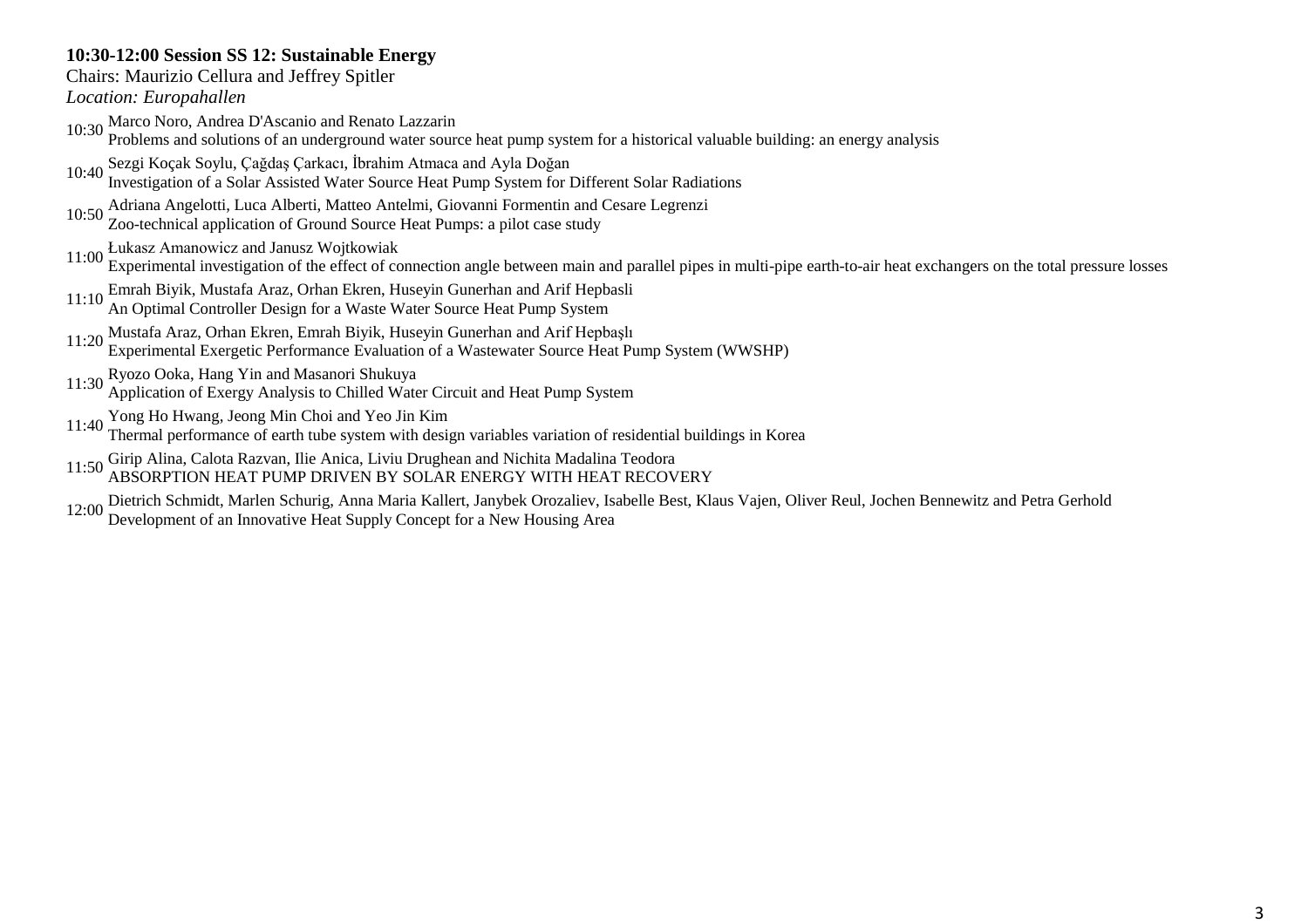**10:30-12:00 Session SS 12: Sustainable Energy**

Chairs: Maurizio Cellura and Jeffrey Spitler

*Location: Europahallen*

10:30 Marco Noro, Andrea D'Ascanio and Renato Lazzarin
Problems and solutions of an underground water source heat pump system for a historical valuable building: an energy analysis

10:40 Sezgi Koçak Soylu, Çağdaş Çarkacı, İbrahim Atmaca and Ayla Doğan
Investigation of a Solar Assisted Water Source Heat Pump System for Different Solar Radiations

10:50 Adriana Angelotti, Luca Alberti, Matteo Antelmi, Giovanni Formentin and Cesare Legrenzi
Zoo-technical application of Ground Source Heat Pumps: a pilot case study

11:00 Łukasz Amanowicz and Janusz Wojtkowiak
Experimental investigation of the effect of connection angle between main and parallel pipes in multi-pipe earth-to-air heat exchangers on the total pressure losses

11:10 Emrah Biyik, Mustafa Araz, Orhan Ekren, Huseyin Gunerhan and Arif Hepbasli
An Optimal Controller Design for a Waste Water Source Heat Pump System

11:20 Mustafa Araz, Orhan Ekren, Emrah Biyik, Huseyin Gunerhan and Arif Hepbaşlı
Experimental Exergetic Performance Evaluation of a Wastewater Source Heat Pump System (WWSHP)

11:30 Ryozo Ooka, Hang Yin and Masanori Shukuya
Application of Exergy Analysis to Chilled Water Circuit and Heat Pump System

11:40 Yong Ho Hwang, Jeong Min Choi and Yeo Jin Kim
Thermal performance of earth tube system with design variables variation of residential buildings in Korea

11:50 Girip Alina, Calota Razvan, Ilie Anica, Liviu Drughean and Nichita Madalina Teodora
ABSORPTION HEAT PUMP DRIVEN BY SOLAR ENERGY WITH HEAT RECOVERY

12:00 Dietrich Schmidt, Marlen Schurig, Anna Maria Kallert, Janybek Orozaliev, Isabelle Best, Klaus Vajen, Oliver Reul, Jochen Bennewitz and Petra Gerhold
Development of an Innovative Heat Supply Concept for a New Housing Area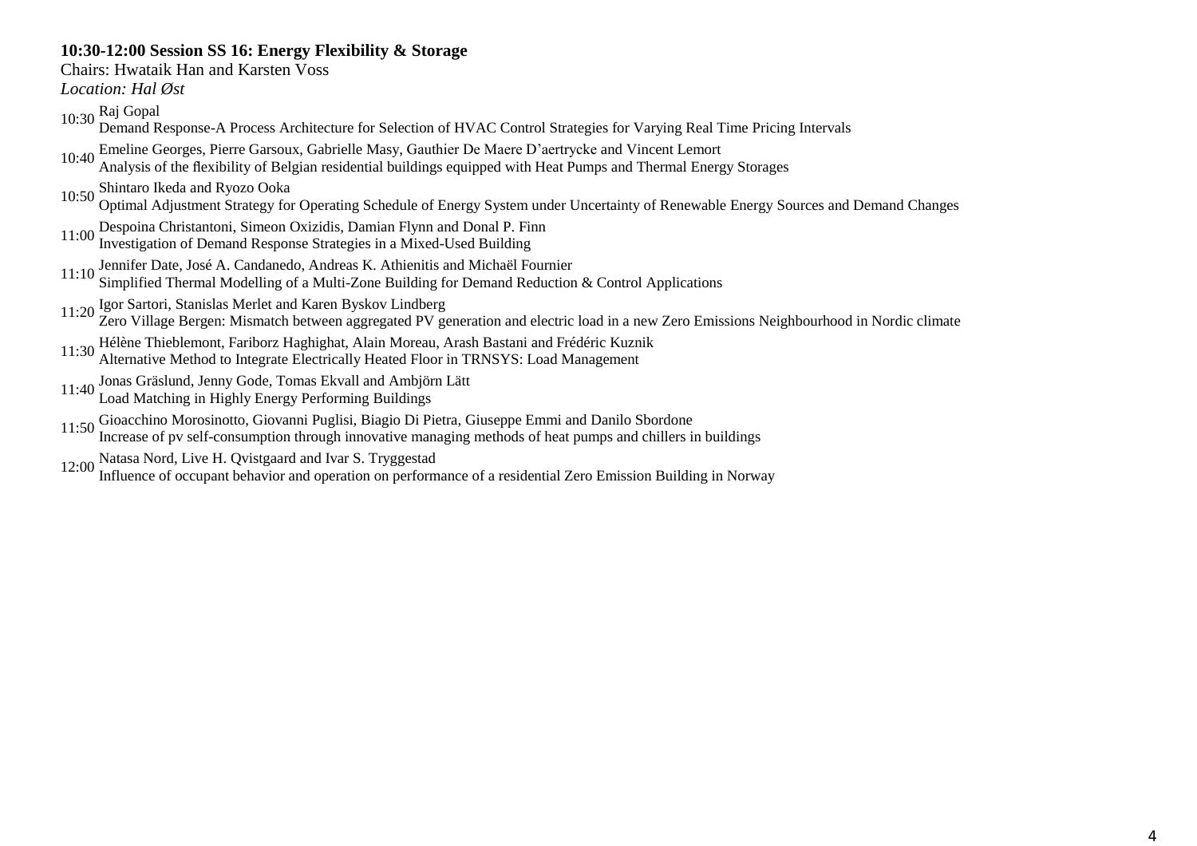**10:30-12:00 Session SS 16: Energy Flexibility & Storage**

Chairs: Hwataik Han and Karsten Voss

*Location: Hal Øst*

10:30 Raj Gopal
Demand Response-A Process Architecture for Selection of HVAC Control Strategies for Varying Real Time Pricing Intervals

10:40 Emeline Georges, Pierre Garsoux, Gabrielle Masy, Gauthier De Maere D'aertrycke and Vincent Lemort
Analysis of the flexibility of Belgian residential buildings equipped with Heat Pumps and Thermal Energy Storages

10:50 Shintaro Ikeda and Ryozo Ooka
Optimal Adjustment Strategy for Operating Schedule of Energy System under Uncertainty of Renewable Energy Sources and Demand Changes

11:00 Despoina Christantoni, Simeon Oxizidis, Damian Flynn and Donal P. Finn
Investigation of Demand Response Strategies in a Mixed-Used Building

11:10 Jennifer Date, José A. Candanedo, Andreas K. Athienitis and Michaël Fournier
Simplified Thermal Modelling of a Multi-Zone Building for Demand Reduction & Control Applications

11:20 Igor Sartori, Stanislas Merlet and Karen Byskov Lindberg
Zero Village Bergen: Mismatch between aggregated PV generation and electric load in a new Zero Emissions Neighbourhood in Nordic climate

11:30 Hélène Thieblemont, Fariborz Haghighat, Alain Moreau, Arash Bastani and Frédéric Kuznik
Alternative Method to Integrate Electrically Heated Floor in TRNSYS: Load Management

11:40 Jonas Gräslund, Jenny Gode, Tomas Ekvall and Ambjörn Lätt
Load Matching in Highly Energy Performing Buildings

11:50 Gioacchino Morosinotto, Giovanni Puglisi, Biagio Di Pietra, Giuseppe Emmi and Danilo Sbordone
Increase of pv self-consumption through innovative managing methods of heat pumps and chillers in buildings

12:00 Natasa Nord, Live H. Qvistgaard and Ivar S. Tryggestad
Influence of occupant behavior and operation on performance of a residential Zero Emission Building in Norway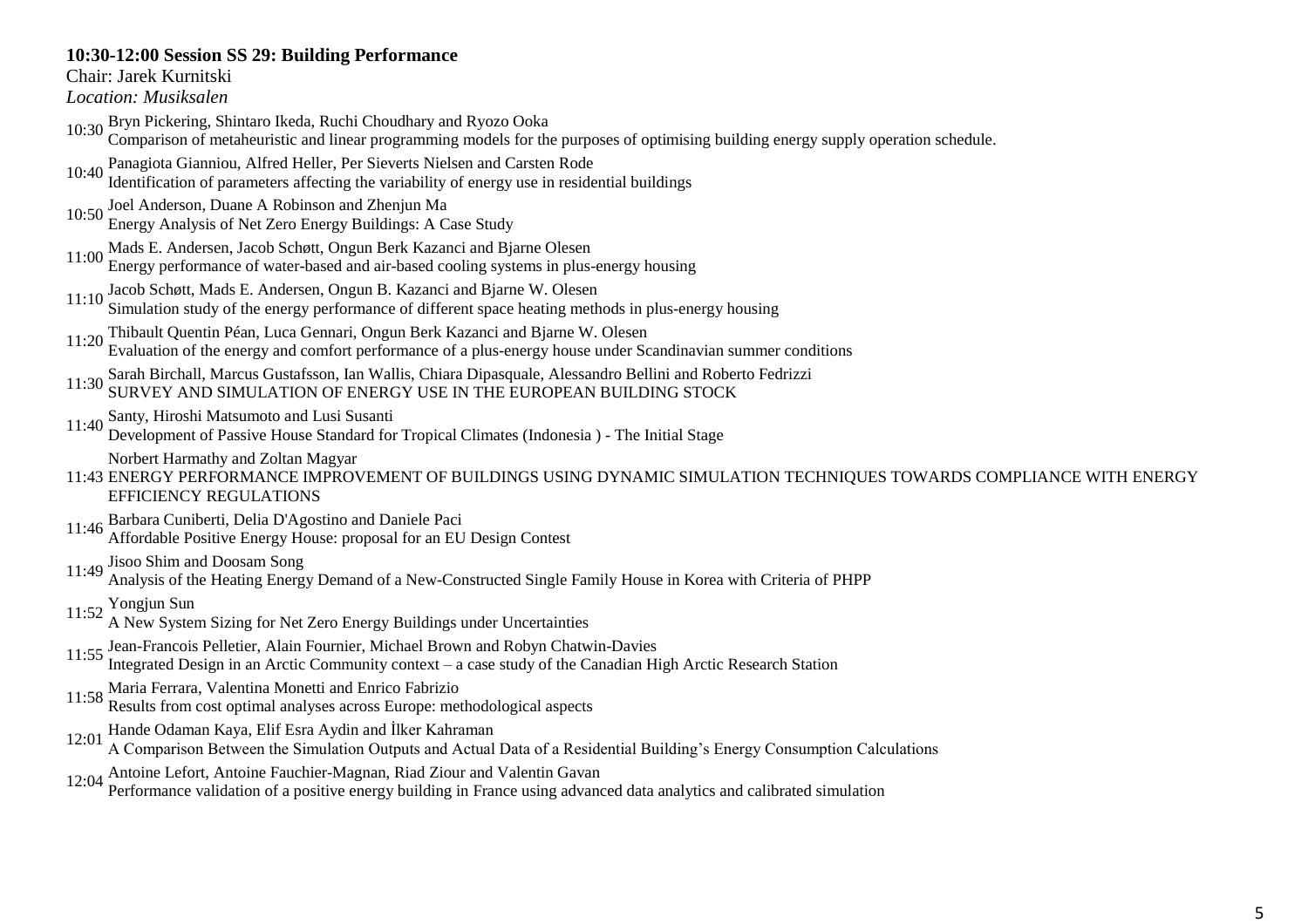**10:30-12:00 Session SS 29: Building Performance**

Chair: Jarek Kurnitski

*Location: Musiksalen*

10:30 Bryn Pickering, Shintaro Ikeda, Ruchi Choudhary and Ryozo Ooka
Comparison of metaheuristic and linear programming models for the purposes of optimising building energy supply operation schedule.

10:40 Panagiota Gianniou, Alfred Heller, Per Sieverts Nielsen and Carsten Rode
Identification of parameters affecting the variability of energy use in residential buildings

10:50 Joel Anderson, Duane A Robinson and Zhenjun Ma
Energy Analysis of Net Zero Energy Buildings: A Case Study

11:00 Mads E. Andersen, Jacob Schøtt, Ongun Berk Kazanci and Bjarne Olesen
Energy performance of water-based and air-based cooling systems in plus-energy housing

11:10 Jacob Schøtt, Mads E. Andersen, Ongun B. Kazanci and Bjarne W. Olesen
Simulation study of the energy performance of different space heating methods in plus-energy housing

11:20 Thibault Quentin Péan, Luca Gennari, Ongun Berk Kazanci and Bjarne W. Olesen
Evaluation of the energy and comfort performance of a plus-energy house under Scandinavian summer conditions

11:30 Sarah Birchall, Marcus Gustafsson, Ian Wallis, Chiara Dipasquale, Alessandro Bellini and Roberto Fedrizzi
SURVEY AND SIMULATION OF ENERGY USE IN THE EUROPEAN BUILDING STOCK

11:40 Santy, Hiroshi Matsumoto and Lusi Susanti
Development of Passive House Standard for Tropical Climates (Indonesia ) - The Initial Stage

11:43 Norbert Harmathy and Zoltan Magyar
ENERGY PERFORMANCE IMPROVEMENT OF BUILDINGS USING DYNAMIC SIMULATION TECHNIQUES TOWARDS COMPLIANCE WITH ENERGY EFFICIENCY REGULATIONS

11:46 Barbara Cuniberti, Delia D'Agostino and Daniele Paci
Affordable Positive Energy House: proposal for an EU Design Contest

11:49 Jisoo Shim and Doosam Song
Analysis of the Heating Energy Demand of a New-Constructed Single Family House in Korea with Criteria of PHPP

11:52 Yongjun Sun
A New System Sizing for Net Zero Energy Buildings under Uncertainties

11:55 Jean-Francois Pelletier, Alain Fournier, Michael Brown and Robyn Chatwin-Davies
Integrated Design in an Arctic Community context – a case study of the Canadian High Arctic Research Station

11:58 Maria Ferrara, Valentina Monetti and Enrico Fabrizio
Results from cost optimal analyses across Europe: methodological aspects

12:01 Hande Odaman Kaya, Elif Esra Aydin and İlker Kahraman
A Comparison Between the Simulation Outputs and Actual Data of a Residential Building's Energy Consumption Calculations

12:04 Antoine Lefort, Antoine Fauchier-Magnan, Riad Ziour and Valentin Gavan
Performance validation of a positive energy building in France using advanced data analytics and calibrated simulation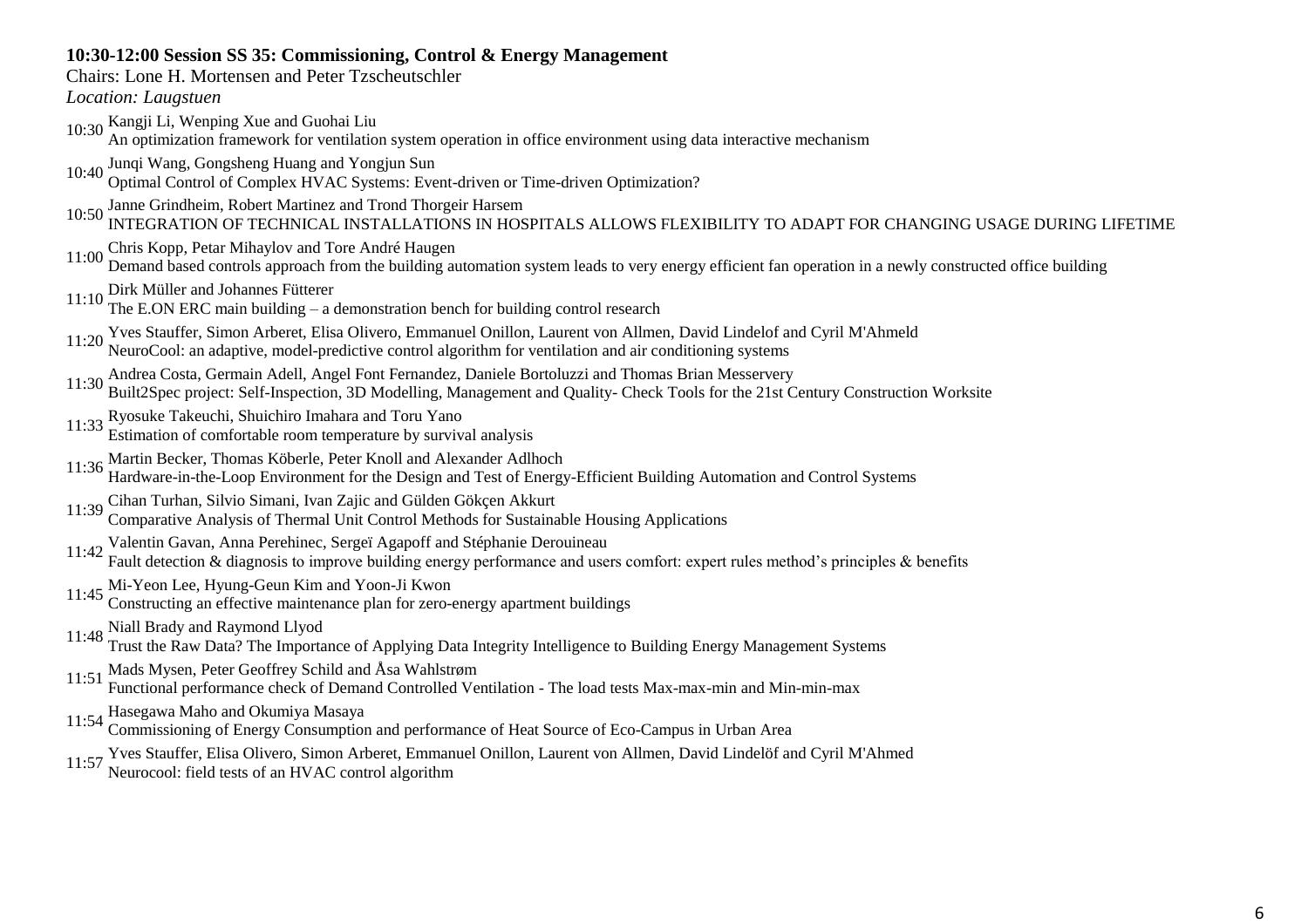**10:30-12:00 Session SS 35: Commissioning, Control & Energy Management**

Chairs: Lone H. Mortensen and Peter Tzscheutschler

*Location: Laugstuen*

10:30 Kangji Li, Wenping Xue and Guohai Liu
An optimization framework for ventilation system operation in office environment using data interactive mechanism

10:40 Junqi Wang, Gongsheng Huang and Yongjun Sun
Optimal Control of Complex HVAC Systems: Event-driven or Time-driven Optimization?

10:50 Janne Grindheim, Robert Martinez and Trond Thorgeir Harsem
INTEGRATION OF TECHNICAL INSTALLATIONS IN HOSPITALS ALLOWS FLEXIBILITY TO ADAPT FOR CHANGING USAGE DURING LIFETIME

11:00 Chris Kopp, Petar Mihaylov and Tore André Haugen
Demand based controls approach from the building automation system leads to very energy efficient fan operation in a newly constructed office building

11:10 Dirk Müller and Johannes Fütterer
The E.ON ERC main building – a demonstration bench for building control research

11:20 Yves Stauffer, Simon Arberet, Elisa Olivero, Emmanuel Onillon, Laurent von Allmen, David Lindelof and Cyril M'Ahmeld
NeuroCool: an adaptive, model-predictive control algorithm for ventilation and air conditioning systems

11:30 Andrea Costa, Germain Adell, Angel Font Fernandez, Daniele Bortoluzzi and Thomas Brian Messervery
Built2Spec project: Self-Inspection, 3D Modelling, Management and Quality- Check Tools for the 21st Century Construction Worksite

11:33 Ryosuke Takeuchi, Shuichiro Imahara and Toru Yano
Estimation of comfortable room temperature by survival analysis

11:36 Martin Becker, Thomas Köberle, Peter Knoll and Alexander Adlhoch
Hardware-in-the-Loop Environment for the Design and Test of Energy-Efficient Building Automation and Control Systems

11:39 Cihan Turhan, Silvio Simani, Ivan Zajic and Gülden Gökçen Akkurt
Comparative Analysis of Thermal Unit Control Methods for Sustainable Housing Applications

11:42 Valentin Gavan, Anna Perehinec, Sergeï Agapoff and Stéphanie Derouineau
Fault detection & diagnosis to improve building energy performance and users comfort: expert rules method's principles & benefits

11:45 Mi-Yeon Lee, Hyung-Geun Kim and Yoon-Ji Kwon
Constructing an effective maintenance plan for zero-energy apartment buildings

11:48 Niall Brady and Raymond Llyod
Trust the Raw Data? The Importance of Applying Data Integrity Intelligence to Building Energy Management Systems

11:51 Mads Mysen, Peter Geoffrey Schild and Åsa Wahlstrøm
Functional performance check of Demand Controlled Ventilation - The load tests Max-max-min and Min-min-max

11:54 Hasegawa Maho and Okumiya Masaya
Commissioning of Energy Consumption and performance of Heat Source of Eco-Campus in Urban Area

11:57 Yves Stauffer, Elisa Olivero, Simon Arberet, Emmanuel Onillon, Laurent von Allmen, David Lindelöf and Cyril M'Ahmed
Neurocool: field tests of an HVAC control algorithm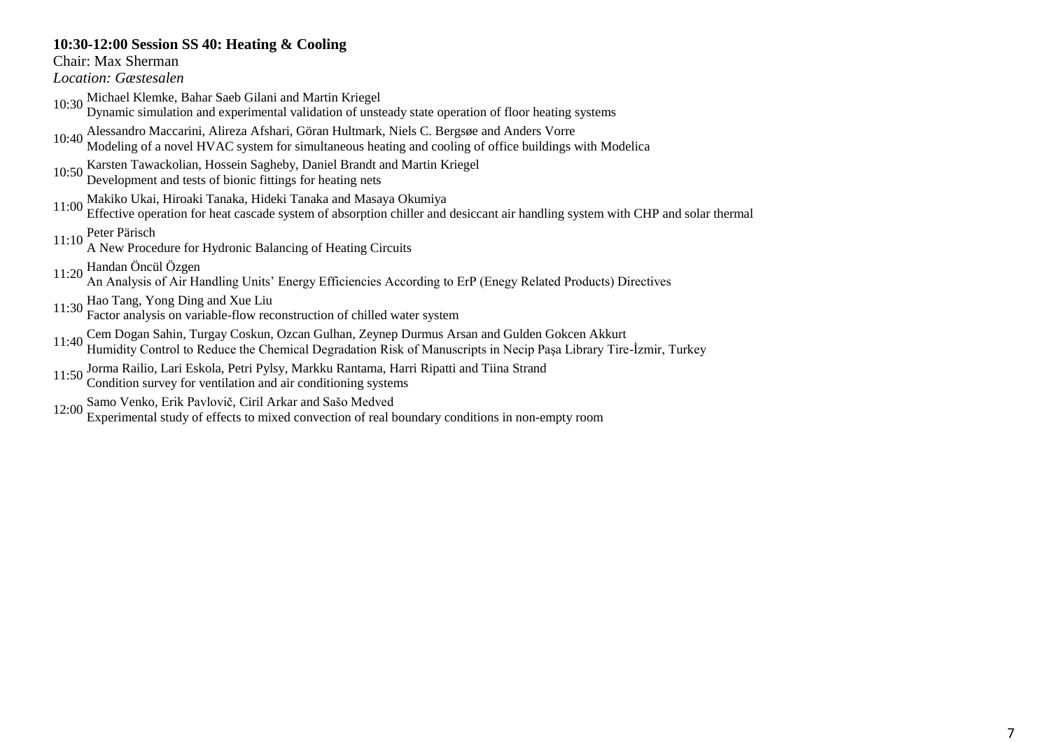**10:30-12:00 Session SS 40: Heating & Cooling**
Chair: Max Sherman
*Location: Gæstesalen*

10:30 Michael Klemke, Bahar Saeb Gilani and Martin Kriegel
Dynamic simulation and experimental validation of unsteady state operation of floor heating systems

10:40 Alessandro Maccarini, Alireza Afshari, Göran Hultmark, Niels C. Bergsøe and Anders Vorre
Modeling of a novel HVAC system for simultaneous heating and cooling of office buildings with Modelica

10:50 Karsten Tawackolian, Hossein Sagheby, Daniel Brandt and Martin Kriegel
Development and tests of bionic fittings for heating nets

11:00 Makiko Ukai, Hiroaki Tanaka, Hideki Tanaka and Masaya Okumiya
Effective operation for heat cascade system of absorption chiller and desiccant air handling system with CHP and solar thermal

11:10 Peter Pärisch
A New Procedure for Hydronic Balancing of Heating Circuits

11:20 Handan Öncül Özgen
An Analysis of Air Handling Units' Energy Efficiencies According to ErP (Enegy Related Products) Directives

11:30 Hao Tang, Yong Ding and Xue Liu
Factor analysis on variable-flow reconstruction of chilled water system

11:40 Cem Dogan Sahin, Turgay Coskun, Ozcan Gulhan, Zeynep Durmus Arsan and Gulden Gokcen Akkurt
Humidity Control to Reduce the Chemical Degradation Risk of Manuscripts in Necip Paşa Library Tire-İzmir, Turkey

11:50 Jorma Railio, Lari Eskola, Petri Pylsy, Markku Rantama, Harri Ripatti and Tiina Strand
Condition survey for ventilation and air conditioning systems

12:00 Samo Venko, Erik Pavlovič, Ciril Arkar and Sašo Medved
Experimental study of effects to mixed convection of real boundary conditions in non-empty room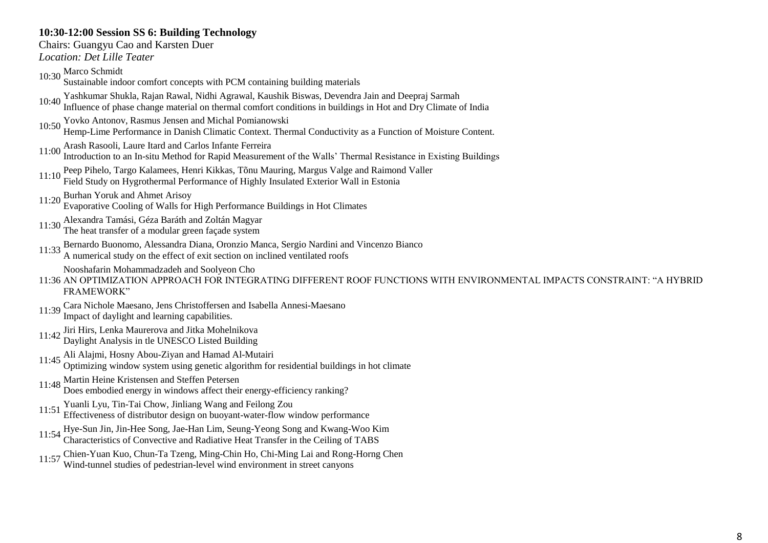**10:30-12:00 Session SS 6: Building Technology**

Chairs: Guangyu Cao and Karsten Duer

*Location: Det Lille Teater*

10:30 Marco Schmidt
Sustainable indoor comfort concepts with PCM containing building materials

10:40 Yashkumar Shukla, Rajan Rawal, Nidhi Agrawal, Kaushik Biswas, Devendra Jain and Deepraj Sarmah
Influence of phase change material on thermal comfort conditions in buildings in Hot and Dry Climate of India

10:50 Yovko Antonov, Rasmus Jensen and Michal Pomianowski
Hemp-Lime Performance in Danish Climatic Context. Thermal Conductivity as a Function of Moisture Content.

11:00 Arash Rasooli, Laure Itard and Carlos Infante Ferreira
Introduction to an In-situ Method for Rapid Measurement of the Walls' Thermal Resistance in Existing Buildings

11:10 Peep Pihelo, Targo Kalamees, Henri Kikkas, Tõnu Mauring, Margus Valge and Raimond Valler
Field Study on Hygrothermal Performance of Highly Insulated Exterior Wall in Estonia

11:20 Burhan Yoruk and Ahmet Arisoy
Evaporative Cooling of Walls for High Performance Buildings in Hot Climates

11:30 Alexandra Tamási, Géza Baráth and Zoltán Magyar
The heat transfer of a modular green façade system

11:33 Bernardo Buonomo, Alessandra Diana, Oronzio Manca, Sergio Nardini and Vincenzo Bianco
A numerical study on the effect of exit section on inclined ventilated roofs

11:36 Nooshafarin Mohammadzadeh and Soolyeon Cho
AN OPTIMIZATION APPROACH FOR INTEGRATING DIFFERENT ROOF FUNCTIONS WITH ENVIRONMENTAL IMPACTS CONSTRAINT: "A HYBRID FRAMEWORK"

11:39 Cara Nichole Maesano, Jens Christoffersen and Isabella Annesi-Maesano
Impact of daylight and learning capabilities.

11:42 Jiri Hirs, Lenka Maurerova and Jitka Mohelnikova
Daylight Analysis in tle UNESCO Listed Building

11:45 Ali Alajmi, Hosny Abou-Ziyan and Hamad Al-Mutairi
Optimizing window system using genetic algorithm for residential buildings in hot climate

11:48 Martin Heine Kristensen and Steffen Petersen
Does embodied energy in windows affect their energy-efficiency ranking?

11:51 Yuanli Lyu, Tin-Tai Chow, Jinliang Wang and Feilong Zou
Effectiveness of distributor design on buoyant-water-flow window performance

11:54 Hye-Sun Jin, Jin-Hee Song, Jae-Han Lim, Seung-Yeong Song and Kwang-Woo Kim
Characteristics of Convective and Radiative Heat Transfer in the Ceiling of TABS

11:57 Chien-Yuan Kuo, Chun-Ta Tzeng, Ming-Chin Ho, Chi-Ming Lai and Rong-Horng Chen
Wind-tunnel studies of pedestrian-level wind environment in street canyons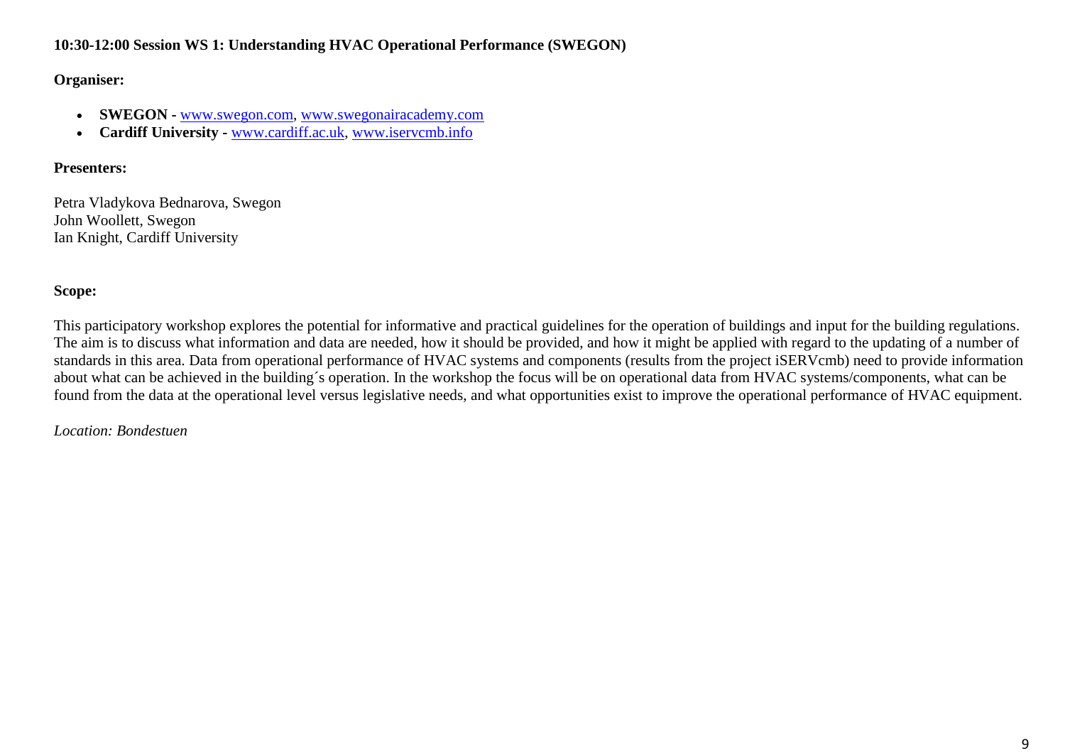**10:30-12:00 Session WS 1: Understanding HVAC Operational Performance (SWEGON)**

**Organiser:**

- **SWEGON -** www.swegon.com, www.swegonairacademy.com
- **Cardiff University -** www.cardiff.ac.uk, www.iservcmb.info

**Presenters:**

Petra Vladykova Bednarova, Swegon
John Woollett, Swegon
Ian Knight, Cardiff University

**Scope:**

This participatory workshop explores the potential for informative and practical guidelines for the operation of buildings and input for the building regulations. The aim is to discuss what information and data are needed, how it should be provided, and how it might be applied with regard to the updating of a number of standards in this area. Data from operational performance of HVAC systems and components (results from the project iSERVcmb) need to provide information about what can be achieved in the building´s operation. In the workshop the focus will be on operational data from HVAC systems/components, what can be found from the data at the operational level versus legislative needs, and what opportunities exist to improve the operational performance of HVAC equipment.

*Location: Bondestuen*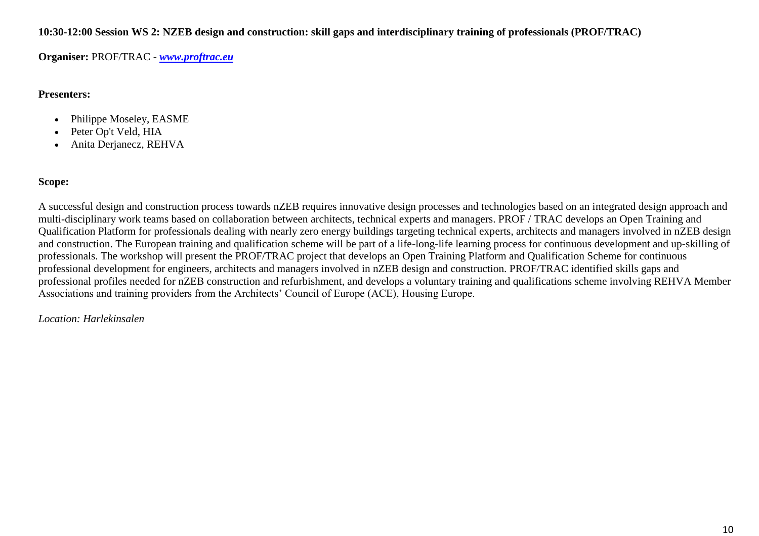**10:30-12:00 Session WS 2: NZEB design and construction: skill gaps and interdisciplinary training of professionals (PROF/TRAC)**

**Organiser:** PROF/TRAC - ***www.proftrac.eu***

**Presenters:**

- Philippe Moseley, EASME
- Peter Op't Veld, HIA
- Anita Derjanecz, REHVA

**Scope:**

A successful design and construction process towards nZEB requires innovative design processes and technologies based on an integrated design approach and multi-disciplinary work teams based on collaboration between architects, technical experts and managers. PROF / TRAC develops an Open Training and Qualification Platform for professionals dealing with nearly zero energy buildings targeting technical experts, architects and managers involved in nZEB design and construction. The European training and qualification scheme will be part of a life-long-life learning process for continuous development and up-skilling of professionals. The workshop will present the PROF/TRAC project that develops an Open Training Platform and Qualification Scheme for continuous professional development for engineers, architects and managers involved in nZEB design and construction. PROF/TRAC identified skills gaps and professional profiles needed for nZEB construction and refurbishment, and develops a voluntary training and qualifications scheme involving REHVA Member Associations and training providers from the Architects' Council of Europe (ACE), Housing Europe.

*Location: Harlekinsalen*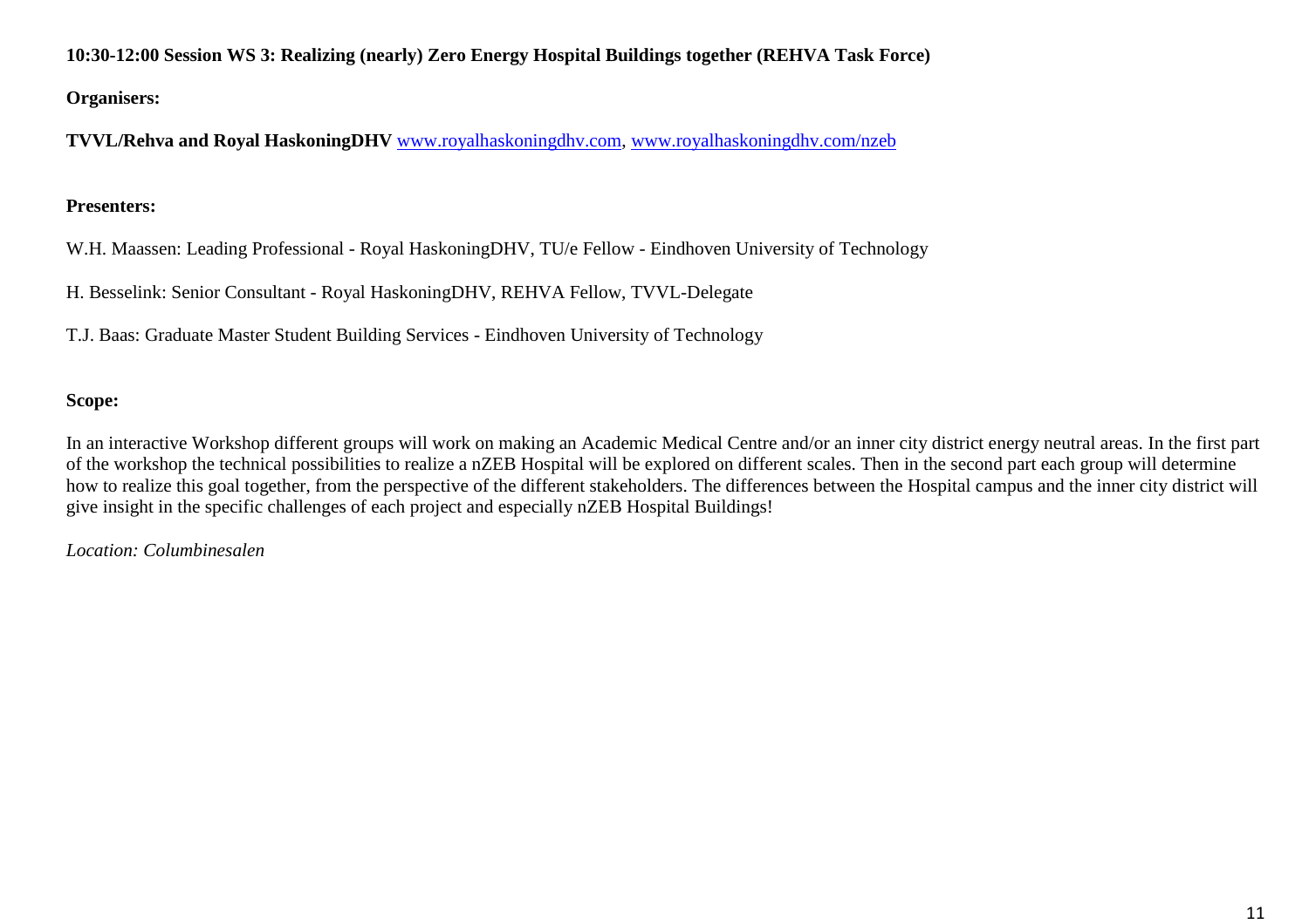**10:30-12:00 Session WS 3: Realizing (nearly) Zero Energy Hospital Buildings together (REHVA Task Force)**

**Organisers:**

**TVVL/Rehva and Royal HaskoningDHV** www.royalhaskoningdhv.com, www.royalhaskoningdhv.com/nzeb

**Presenters:**

W.H. Maassen: Leading Professional - Royal HaskoningDHV, TU/e Fellow - Eindhoven University of Technology

H. Besselink: Senior Consultant - Royal HaskoningDHV, REHVA Fellow, TVVL-Delegate

T.J. Baas: Graduate Master Student Building Services - Eindhoven University of Technology

**Scope:**

In an interactive Workshop different groups will work on making an Academic Medical Centre and/or an inner city district energy neutral areas. In the first part of the workshop the technical possibilities to realize a nZEB Hospital will be explored on different scales. Then in the second part each group will determine how to realize this goal together, from the perspective of the different stakeholders. The differences between the Hospital campus and the inner city district will give insight in the specific challenges of each project and especially nZEB Hospital Buildings!

*Location: Columbinesalen*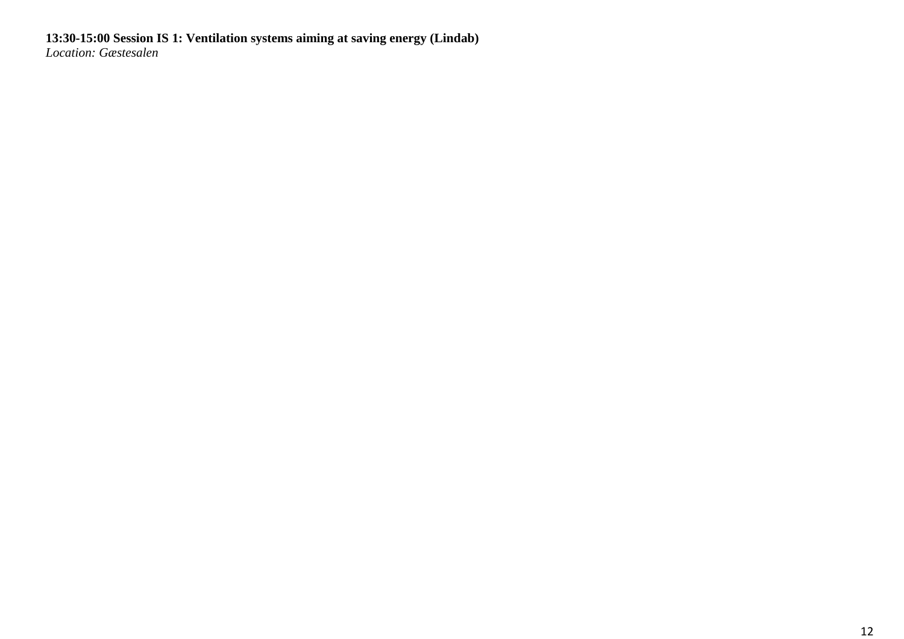**13:30-15:00 Session IS 1: Ventilation systems aiming at saving energy (Lindab)**

*Location: Gæstesalen*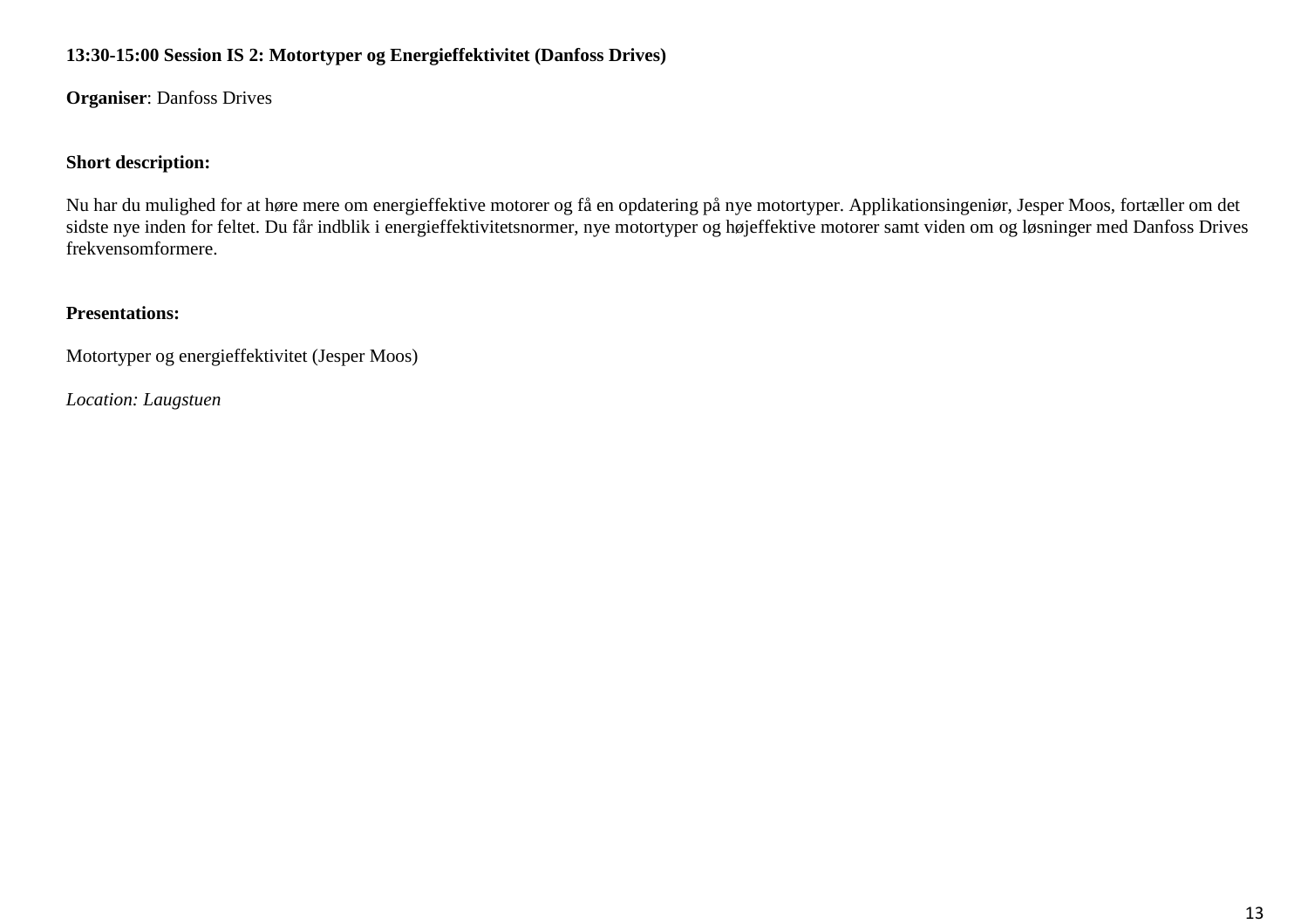**13:30-15:00 Session IS 2: Motortyper og Energieffektivitet (Danfoss Drives)**

**Organiser**: Danfoss Drives

**Short description:**

Nu har du mulighed for at høre mere om energieffektive motorer og få en opdatering på nye motortyper. Applikationsingeniør, Jesper Moos, fortæller om det sidste nye inden for feltet. Du får indblik i energieffektivitetsnormer, nye motortyper og højeffektive motorer samt viden om og løsninger med Danfoss Drives frekvensomformere.

**Presentations:**

Motortyper og energieffektivitet (Jesper Moos)

*Location: Laugstuen*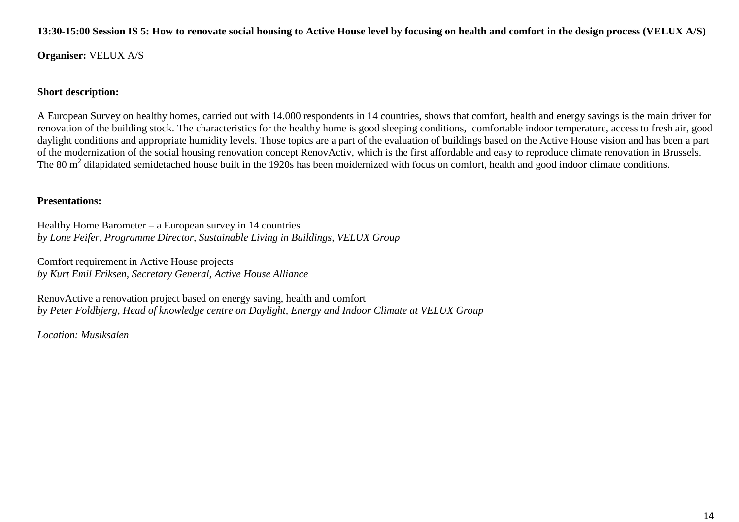**13:30-15:00 Session IS 5: How to renovate social housing to Active House level by focusing on health and comfort in the design process (VELUX A/S)**

**Organiser:** VELUX A/S

**Short description:**

A European Survey on healthy homes, carried out with 14.000 respondents in 14 countries, shows that comfort, health and energy savings is the main driver for renovation of the building stock. The characteristics for the healthy home is good sleeping conditions, comfortable indoor temperature, access to fresh air, good daylight conditions and appropriate humidity levels. Those topics are a part of the evaluation of buildings based on the Active House vision and has been a part of the modernization of the social housing renovation concept RenovActiv, which is the first affordable and easy to reproduce climate renovation in Brussels. The 80 $m^2$ dilapidated semidetached house built in the 1920s has been moidernized with focus on comfort, health and good indoor climate conditions.

**Presentations:**

Healthy Home Barometer – a European survey in 14 countries
*by Lone Feifer, Programme Director, Sustainable Living in Buildings, VELUX Group*

Comfort requirement in Active House projects
*by Kurt Emil Eriksen, Secretary General, Active House Alliance*

RenovActive a renovation project based on energy saving, health and comfort
*by Peter Foldbjerg, Head of knowledge centre on Daylight, Energy and Indoor Climate at VELUX Group*

*Location: Musiksalen*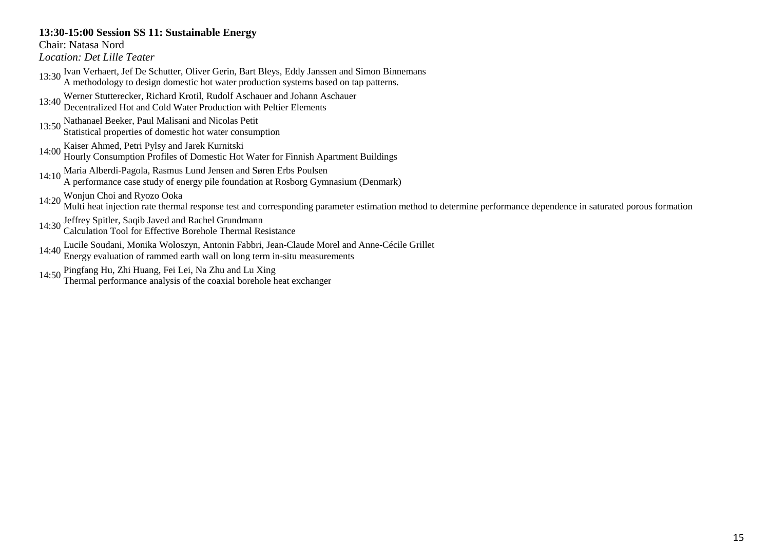**13:30-15:00 Session SS 11: Sustainable Energy**

Chair: Natasa Nord

*Location: Det Lille Teater*

13:30 Ivan Verhaert, Jef De Schutter, Oliver Gerin, Bart Bleys, Eddy Janssen and Simon Binnemans
A methodology to design domestic hot water production systems based on tap patterns.

13:40 Werner Stutterecker, Richard Krotil, Rudolf Aschauer and Johann Aschauer
Decentralized Hot and Cold Water Production with Peltier Elements

13:50 Nathanael Beeker, Paul Malisani and Nicolas Petit
Statistical properties of domestic hot water consumption

14:00 Kaiser Ahmed, Petri Pylsy and Jarek Kurnitski
Hourly Consumption Profiles of Domestic Hot Water for Finnish Apartment Buildings

14:10 Maria Alberdi-Pagola, Rasmus Lund Jensen and Søren Erbs Poulsen
A performance case study of energy pile foundation at Rosborg Gymnasium (Denmark)

14:20 Wonjun Choi and Ryozo Ooka
Multi heat injection rate thermal response test and corresponding parameter estimation method to determine performance dependence in saturated porous formation

14:30 Jeffrey Spitler, Saqib Javed and Rachel Grundmann
Calculation Tool for Effective Borehole Thermal Resistance

14:40 Lucile Soudani, Monika Woloszyn, Antonin Fabbri, Jean-Claude Morel and Anne-Cécile Grillet
Energy evaluation of rammed earth wall on long term in-situ measurements

14:50 Pingfang Hu, Zhi Huang, Fei Lei, Na Zhu and Lu Xing
Thermal performance analysis of the coaxial borehole heat exchanger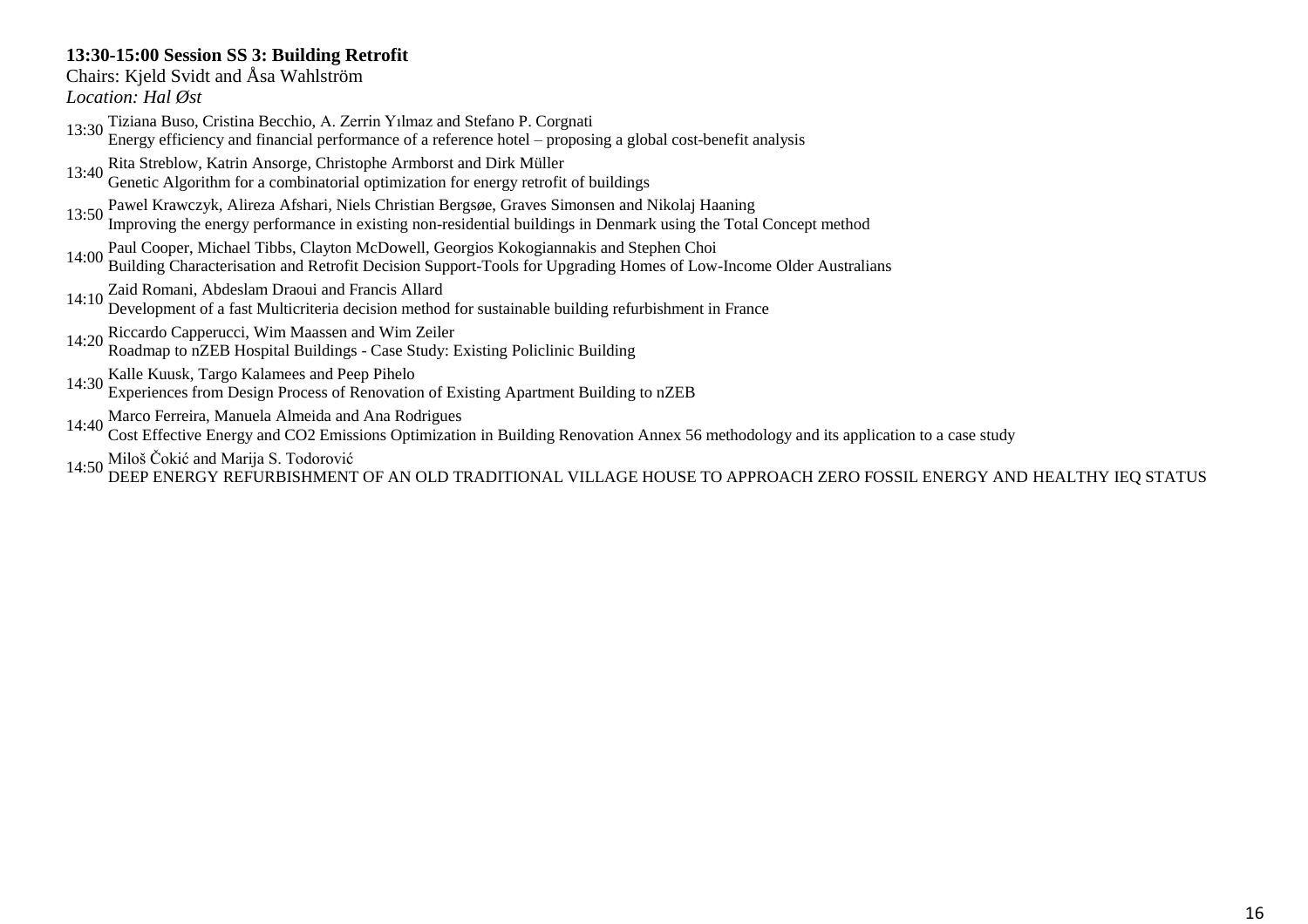**13:30-15:00 Session SS 3: Building Retrofit**

Chairs: Kjeld Svidt and Åsa Wahlström

*Location: Hal Øst*

13:30 Tiziana Buso, Cristina Becchio, A. Zerrin Yılmaz and Stefano P. Corgnati
Energy efficiency and financial performance of a reference hotel – proposing a global cost-benefit analysis

13:40 Rita Streblow, Katrin Ansorge, Christophe Armborst and Dirk Müller
Genetic Algorithm for a combinatorial optimization for energy retrofit of buildings

13:50 Pawel Krawczyk, Alireza Afshari, Niels Christian Bergsøe, Graves Simonsen and Nikolaj Haaning
Improving the energy performance in existing non-residential buildings in Denmark using the Total Concept method

14:00 Paul Cooper, Michael Tibbs, Clayton McDowell, Georgios Kokogiannakis and Stephen Choi
Building Characterisation and Retrofit Decision Support-Tools for Upgrading Homes of Low-Income Older Australians

14:10 Zaid Romani, Abdeslam Draoui and Francis Allard
Development of a fast Multicriteria decision method for sustainable building refurbishment in France

14:20 Riccardo Capperucci, Wim Maassen and Wim Zeiler
Roadmap to nZEB Hospital Buildings - Case Study: Existing Policlinic Building

14:30 Kalle Kuusk, Targo Kalamees and Peep Pihelo
Experiences from Design Process of Renovation of Existing Apartment Building to nZEB

14:40 Marco Ferreira, Manuela Almeida and Ana Rodrigues
Cost Effective Energy and CO2 Emissions Optimization in Building Renovation Annex 56 methodology and its application to a case study

14:50 Miloš Čokić and Marija S. Todorović
DEEP ENERGY REFURBISHMENT OF AN OLD TRADITIONAL VILLAGE HOUSE TO APPROACH ZERO FOSSIL ENERGY AND HEALTHY IEQ STATUS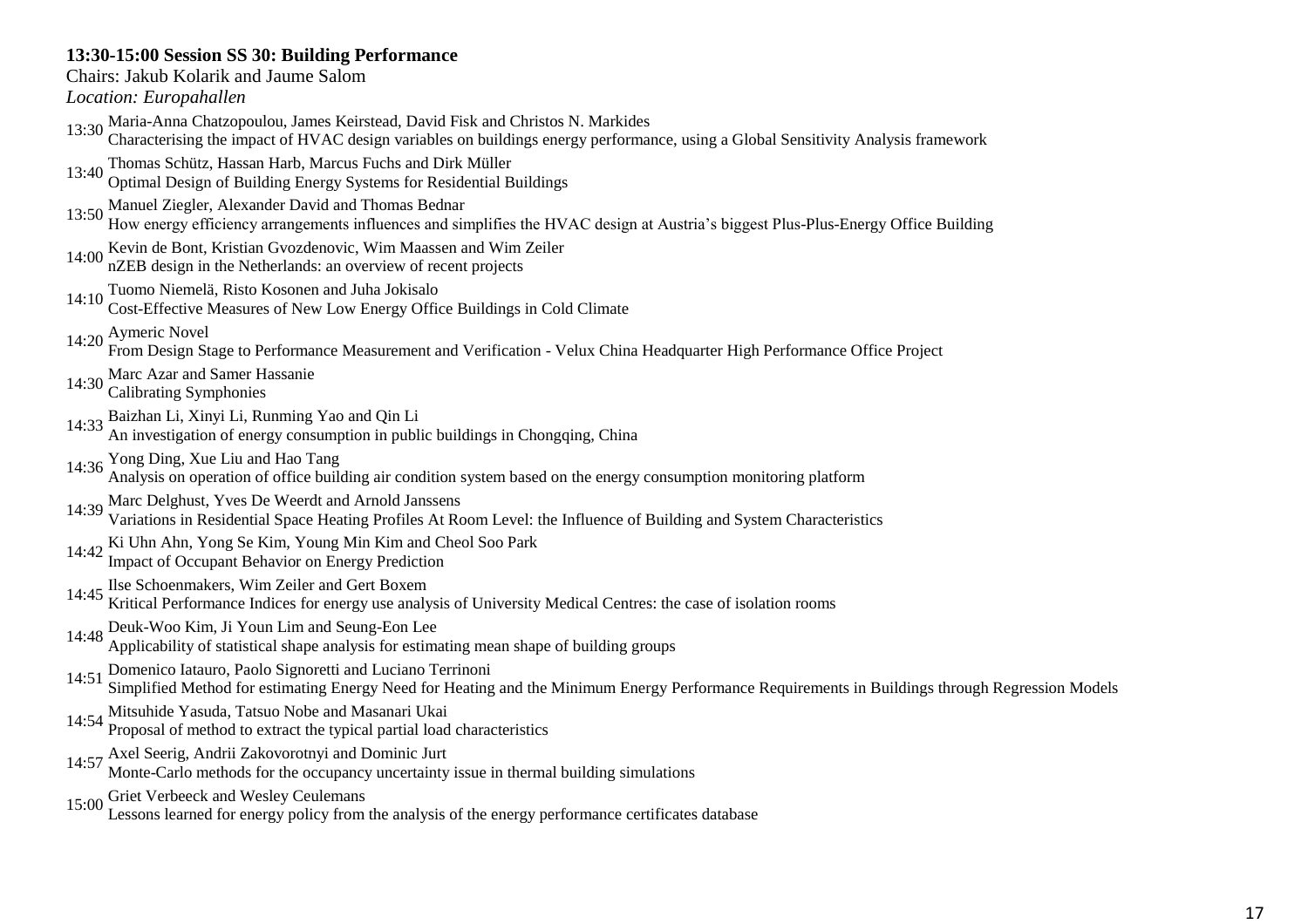**13:30-15:00 Session SS 30: Building Performance**

Chairs: Jakub Kolarik and Jaume Salom

*Location: Europahallen*

13:30 Maria-Anna Chatzopoulou, James Keirstead, David Fisk and Christos N. Markides
Characterising the impact of HVAC design variables on buildings energy performance, using a Global Sensitivity Analysis framework

13:40 Thomas Schütz, Hassan Harb, Marcus Fuchs and Dirk Müller
Optimal Design of Building Energy Systems for Residential Buildings

13:50 Manuel Ziegler, Alexander David and Thomas Bednar
How energy efficiency arrangements influences and simplifies the HVAC design at Austria's biggest Plus-Plus-Energy Office Building

14:00 Kevin de Bont, Kristian Gvozdenovic, Wim Maassen and Wim Zeiler
nZEB design in the Netherlands: an overview of recent projects

14:10 Tuomo Niemelä, Risto Kosonen and Juha Jokisalo
Cost-Effective Measures of New Low Energy Office Buildings in Cold Climate

14:20 Aymeric Novel
From Design Stage to Performance Measurement and Verification - Velux China Headquarter High Performance Office Project

14:30 Marc Azar and Samer Hassanie
Calibrating Symphonies

14:33 Baizhan Li, Xinyi Li, Runming Yao and Qin Li
An investigation of energy consumption in public buildings in Chongqing, China

14:36 Yong Ding, Xue Liu and Hao Tang
Analysis on operation of office building air condition system based on the energy consumption monitoring platform

14:39 Marc Delghust, Yves De Weerdt and Arnold Janssens
Variations in Residential Space Heating Profiles At Room Level: the Influence of Building and System Characteristics

14:42 Ki Uhn Ahn, Yong Se Kim, Young Min Kim and Cheol Soo Park
Impact of Occupant Behavior on Energy Prediction

14:45 Ilse Schoenmakers, Wim Zeiler and Gert Boxem
Kritical Performance Indices for energy use analysis of University Medical Centres: the case of isolation rooms

14:48 Deuk-Woo Kim, Ji Youn Lim and Seung-Eon Lee
Applicability of statistical shape analysis for estimating mean shape of building groups

14:51 Domenico Iatauro, Paolo Signoretti and Luciano Terrinoni
Simplified Method for estimating Energy Need for Heating and the Minimum Energy Performance Requirements in Buildings through Regression Models

14:54 Mitsuhide Yasuda, Tatsuo Nobe and Masanari Ukai
Proposal of method to extract the typical partial load characteristics

14:57 Axel Seerig, Andrii Zakovorotnyi and Dominic Jurt
Monte-Carlo methods for the occupancy uncertainty issue in thermal building simulations

15:00 Griet Verbeeck and Wesley Ceulemans
Lessons learned for energy policy from the analysis of the energy performance certificates database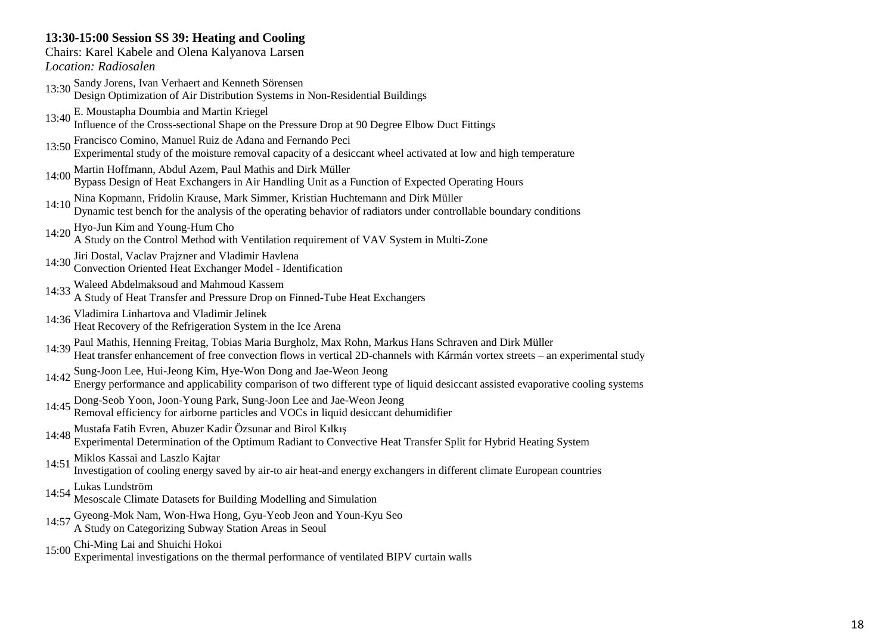**13:30-15:00 Session SS 39: Heating and Cooling**

Chairs: Karel Kabele and Olena Kalyanova Larsen

*Location: Radiosalen*

13:30 Sandy Jorens, Ivan Verhaert and Kenneth Sörensen
Design Optimization of Air Distribution Systems in Non-Residential Buildings

13:40 E. Moustapha Doumbia and Martin Kriegel
Influence of the Cross-sectional Shape on the Pressure Drop at 90 Degree Elbow Duct Fittings

13:50 Francisco Comino, Manuel Ruiz de Adana and Fernando Peci
Experimental study of the moisture removal capacity of a desiccant wheel activated at low and high temperature

14:00 Martin Hoffmann, Abdul Azem, Paul Mathis and Dirk Müller
Bypass Design of Heat Exchangers in Air Handling Unit as a Function of Expected Operating Hours

14:10 Nina Kopmann, Fridolin Krause, Mark Simmer, Kristian Huchtemann and Dirk Müller
Dynamic test bench for the analysis of the operating behavior of radiators under controllable boundary conditions

14:20 Hyo-Jun Kim and Young-Hum Cho
A Study on the Control Method with Ventilation requirement of VAV System in Multi-Zone

14:30 Jiri Dostal, Vaclav Prajzner and Vladimir Havlena
Convection Oriented Heat Exchanger Model - Identification

14:33 Waleed Abdelmaksoud and Mahmoud Kassem
A Study of Heat Transfer and Pressure Drop on Finned-Tube Heat Exchangers

14:36 Vladimira Linhartova and Vladimir Jelinek
Heat Recovery of the Refrigeration System in the Ice Arena

14:39 Paul Mathis, Henning Freitag, Tobias Maria Burgholz, Max Rohn, Markus Hans Schraven and Dirk Müller
Heat transfer enhancement of free convection flows in vertical 2D-channels with Kármán vortex streets – an experimental study

14:42 Sung-Joon Lee, Hui-Jeong Kim, Hye-Won Dong and Jae-Weon Jeong
Energy performance and applicability comparison of two different type of liquid desiccant assisted evaporative cooling systems

14:45 Dong-Seob Yoon, Joon-Young Park, Sung-Joon Lee and Jae-Weon Jeong
Removal efficiency for airborne particles and VOCs in liquid desiccant dehumidifier

14:48 Mustafa Fatih Evren, Abuzer Kadir Özsunar and Birol Kılkış
Experimental Determination of the Optimum Radiant to Convective Heat Transfer Split for Hybrid Heating System

14:51 Miklos Kassai and Laszlo Kajtar
Investigation of cooling energy saved by air-to air heat-and energy exchangers in different climate European countries

14:54 Lukas Lundström
Mesoscale Climate Datasets for Building Modelling and Simulation

14:57 Gyeong-Mok Nam, Won-Hwa Hong, Gyu-Yeob Jeon and Youn-Kyu Seo
A Study on Categorizing Subway Station Areas in Seoul

15:00 Chi-Ming Lai and Shuichi Hokoi
Experimental investigations on the thermal performance of ventilated BIPV curtain walls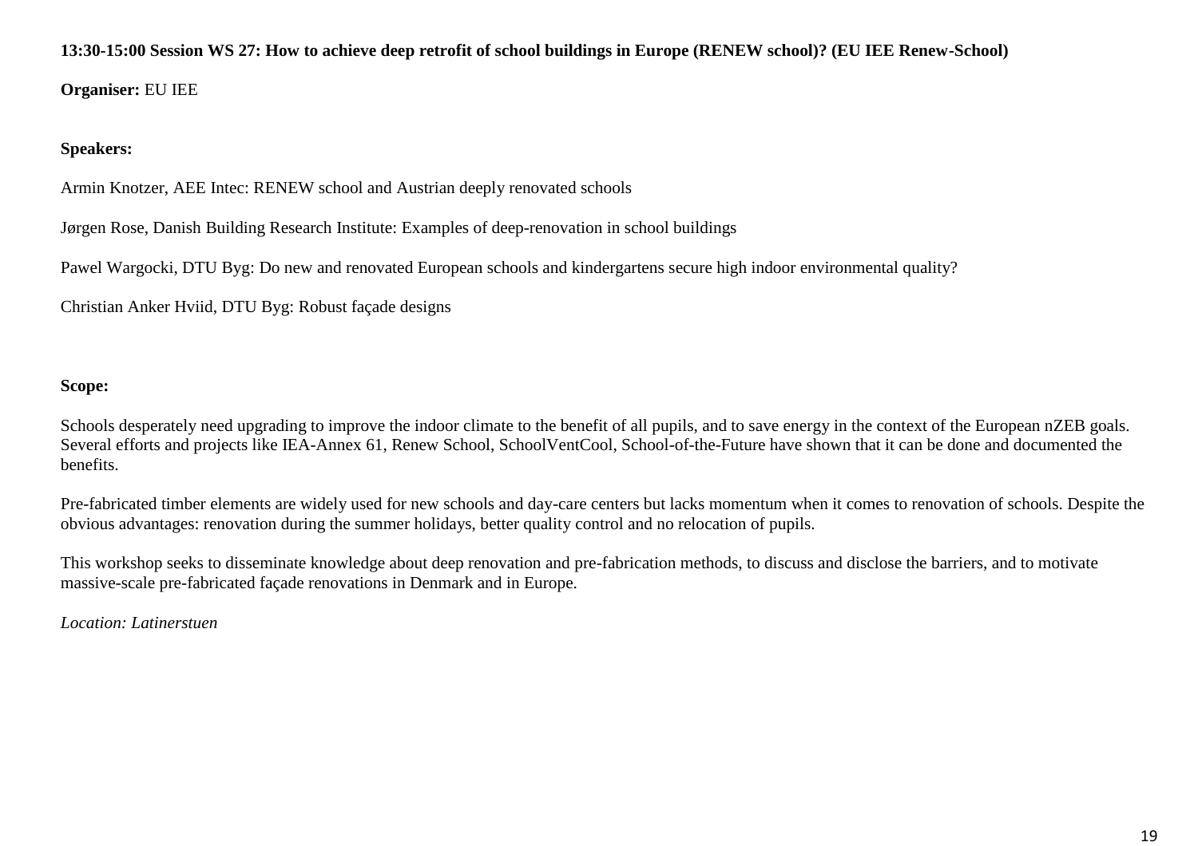**13:30-15:00 Session WS 27: How to achieve deep retrofit of school buildings in Europe (RENEW school)? (EU IEE Renew-School)**

**Organiser:** EU IEE

**Speakers:**

Armin Knotzer, AEE Intec: RENEW school and Austrian deeply renovated schools

Jørgen Rose, Danish Building Research Institute: Examples of deep-renovation in school buildings

Pawel Wargocki, DTU Byg: Do new and renovated European schools and kindergartens secure high indoor environmental quality?

Christian Anker Hviid, DTU Byg: Robust façade designs

**Scope:**

Schools desperately need upgrading to improve the indoor climate to the benefit of all pupils, and to save energy in the context of the European nZEB goals. Several efforts and projects like IEA-Annex 61, Renew School, SchoolVentCool, School-of-the-Future have shown that it can be done and documented the benefits.

Pre-fabricated timber elements are widely used for new schools and day-care centers but lacks momentum when it comes to renovation of schools. Despite the obvious advantages: renovation during the summer holidays, better quality control and no relocation of pupils.

This workshop seeks to disseminate knowledge about deep renovation and pre-fabrication methods, to discuss and disclose the barriers, and to motivate massive-scale pre-fabricated façade renovations in Denmark and in Europe.

*Location: Latinerstuen*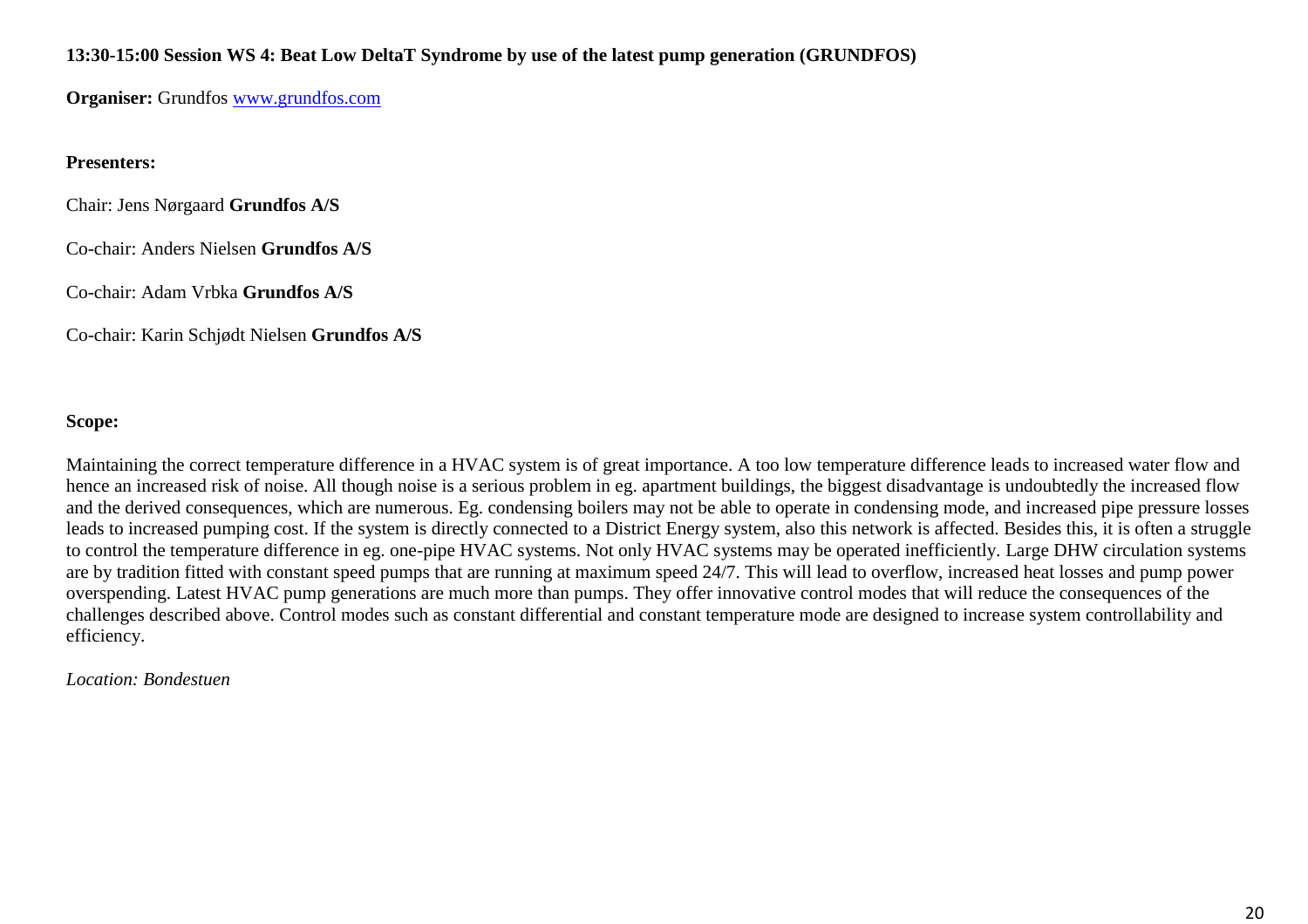**13:30-15:00 Session WS 4: Beat Low DeltaT Syndrome by use of the latest pump generation (GRUNDFOS)**

**Organiser:** Grundfos [www.grundfos.com](http://www.grundfos.com)

**Presenters:**

Chair: Jens Nørgaard **Grundfos A/S**

Co-chair: Anders Nielsen **Grundfos A/S**

Co-chair: Adam Vrbka **Grundfos A/S**

Co-chair: Karin Schjødt Nielsen **Grundfos A/S**

**Scope:**

Maintaining the correct temperature difference in a HVAC system is of great importance. A too low temperature difference leads to increased water flow and hence an increased risk of noise. All though noise is a serious problem in eg. apartment buildings, the biggest disadvantage is undoubtedly the increased flow and the derived consequences, which are numerous. Eg. condensing boilers may not be able to operate in condensing mode, and increased pipe pressure losses leads to increased pumping cost. If the system is directly connected to a District Energy system, also this network is affected. Besides this, it is often a struggle to control the temperature difference in eg. one-pipe HVAC systems. Not only HVAC systems may be operated inefficiently. Large DHW circulation systems are by tradition fitted with constant speed pumps that are running at maximum speed 24/7. This will lead to overflow, increased heat losses and pump power overspending. Latest HVAC pump generations are much more than pumps. They offer innovative control modes that will reduce the consequences of the challenges described above. Control modes such as constant differential and constant temperature mode are designed to increase system controllability and efficiency.

*Location: Bondestuen*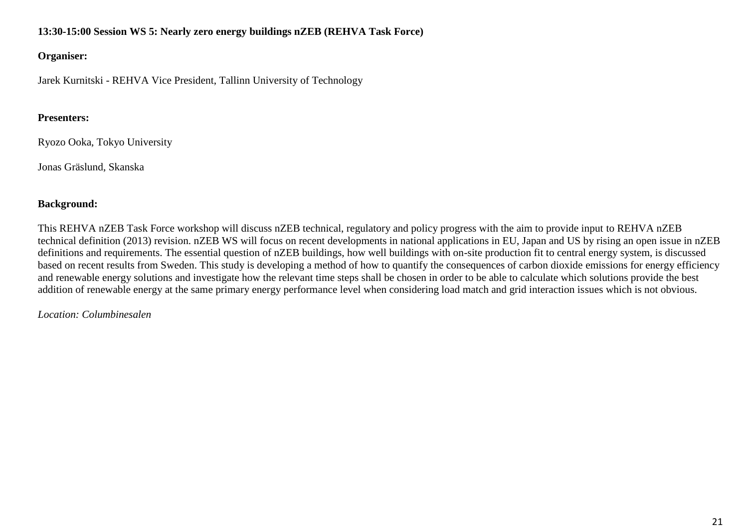**13:30-15:00 Session WS 5: Nearly zero energy buildings nZEB (REHVA Task Force)**

**Organiser:**

Jarek Kurnitski - REHVA Vice President, Tallinn University of Technology

**Presenters:**

Ryozo Ooka, Tokyo University

Jonas Gräslund, Skanska

**Background:**

This REHVA nZEB Task Force workshop will discuss nZEB technical, regulatory and policy progress with the aim to provide input to REHVA nZEB technical definition (2013) revision. nZEB WS will focus on recent developments in national applications in EU, Japan and US by rising an open issue in nZEB definitions and requirements. The essential question of nZEB buildings, how well buildings with on-site production fit to central energy system, is discussed based on recent results from Sweden. This study is developing a method of how to quantify the consequences of carbon dioxide emissions for energy efficiency and renewable energy solutions and investigate how the relevant time steps shall be chosen in order to be able to calculate which solutions provide the best addition of renewable energy at the same primary energy performance level when considering load match and grid interaction issues which is not obvious.

*Location: Columbinesalen*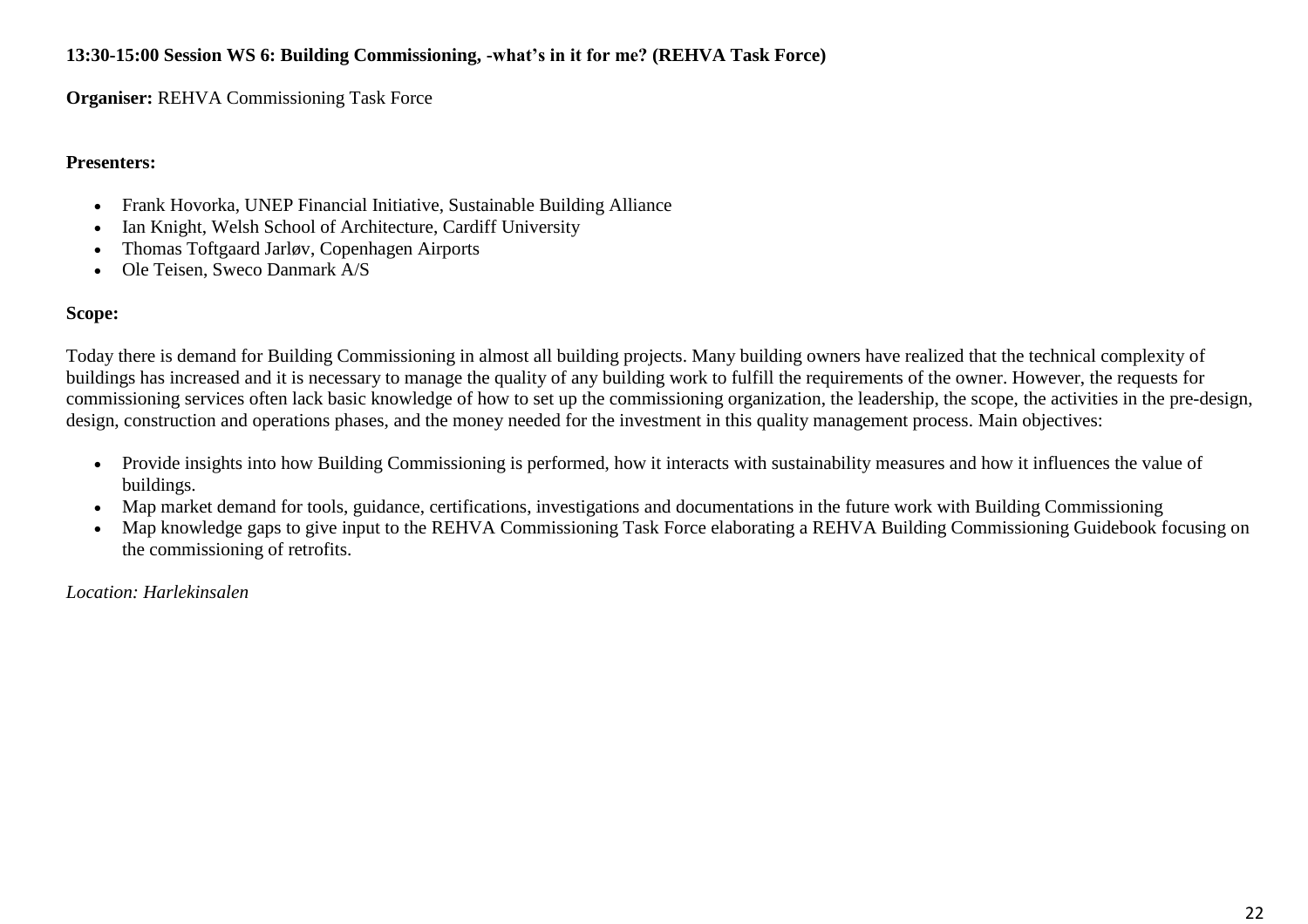**13:30-15:00 Session WS 6: Building Commissioning, -what's in it for me? (REHVA Task Force)**

**Organiser:** REHVA Commissioning Task Force

**Presenters:**

- Frank Hovorka, UNEP Financial Initiative, Sustainable Building Alliance
- Ian Knight, Welsh School of Architecture, Cardiff University
- Thomas Toftgaard Jarløv, Copenhagen Airports
- Ole Teisen, Sweco Danmark A/S

**Scope:**

Today there is demand for Building Commissioning in almost all building projects. Many building owners have realized that the technical complexity of buildings has increased and it is necessary to manage the quality of any building work to fulfill the requirements of the owner. However, the requests for commissioning services often lack basic knowledge of how to set up the commissioning organization, the leadership, the scope, the activities in the pre-design, design, construction and operations phases, and the money needed for the investment in this quality management process. Main objectives:

- Provide insights into how Building Commissioning is performed, how it interacts with sustainability measures and how it influences the value of buildings.
- Map market demand for tools, guidance, certifications, investigations and documentations in the future work with Building Commissioning
- Map knowledge gaps to give input to the REHVA Commissioning Task Force elaborating a REHVA Building Commissioning Guidebook focusing on the commissioning of retrofits.

*Location: Harlekinsalen*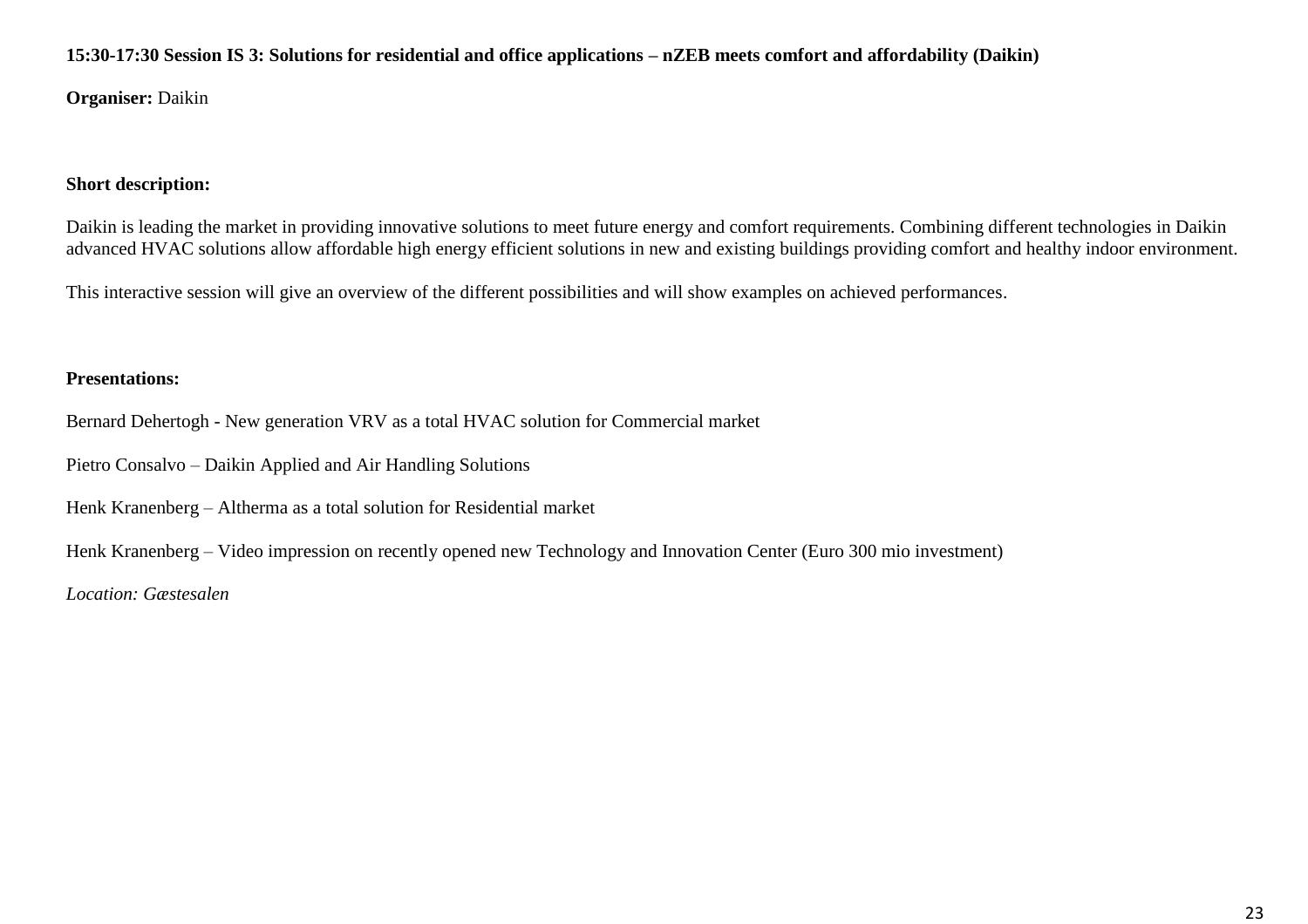**15:30-17:30 Session IS 3: Solutions for residential and office applications – nZEB meets comfort and affordability (Daikin)**

**Organiser:** Daikin

**Short description:**

Daikin is leading the market in providing innovative solutions to meet future energy and comfort requirements. Combining different technologies in Daikin advanced HVAC solutions allow affordable high energy efficient solutions in new and existing buildings providing comfort and healthy indoor environment.

This interactive session will give an overview of the different possibilities and will show examples on achieved performances.

**Presentations:**

Bernard Dehertogh - New generation VRV as a total HVAC solution for Commercial market

Pietro Consalvo – Daikin Applied and Air Handling Solutions

Henk Kranenberg – Altherma as a total solution for Residential market

Henk Kranenberg – Video impression on recently opened new Technology and Innovation Center (Euro 300 mio investment)

*Location: Gæstesalen*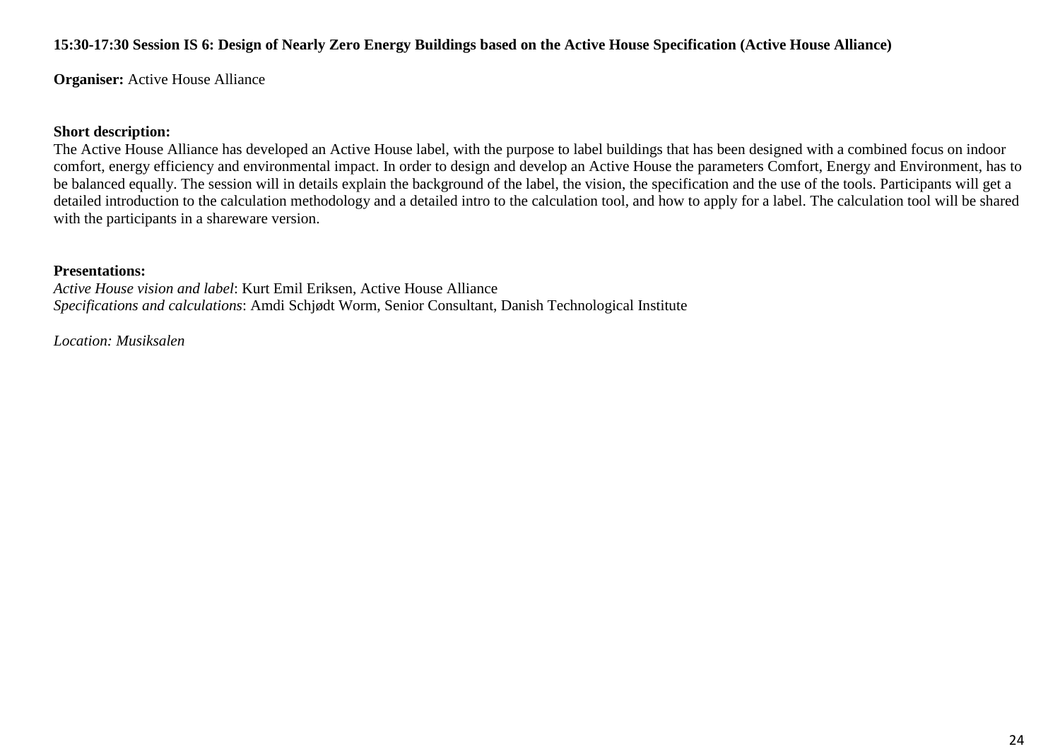**15:30-17:30 Session IS 6: Design of Nearly Zero Energy Buildings based on the Active House Specification (Active House Alliance)**

**Organiser:** Active House Alliance

**Short description:**
The Active House Alliance has developed an Active House label, with the purpose to label buildings that has been designed with a combined focus on indoor comfort, energy efficiency and environmental impact. In order to design and develop an Active House the parameters Comfort, Energy and Environment, has to be balanced equally. The session will in details explain the background of the label, the vision, the specification and the use of the tools. Participants will get a detailed introduction to the calculation methodology and a detailed intro to the calculation tool, and how to apply for a label. The calculation tool will be shared with the participants in a shareware version.

**Presentations:**
*Active House vision and label*: Kurt Emil Eriksen, Active House Alliance
*Specifications and calculations*: Amdi Schjødt Worm, Senior Consultant, Danish Technological Institute

*Location: Musiksalen*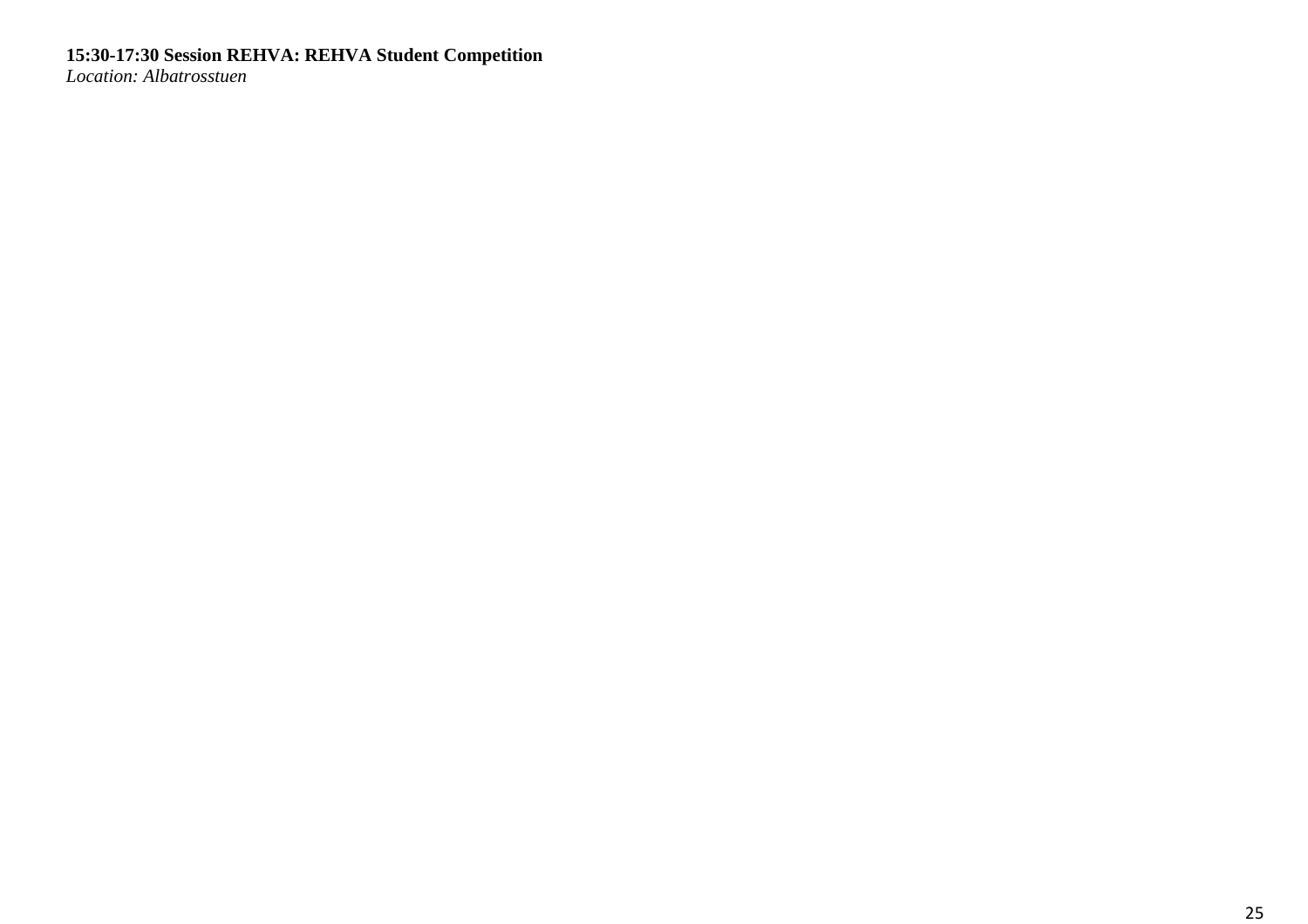**15:30-17:30 Session REHVA: REHVA Student Competition**
*Location: Albatrosstuen*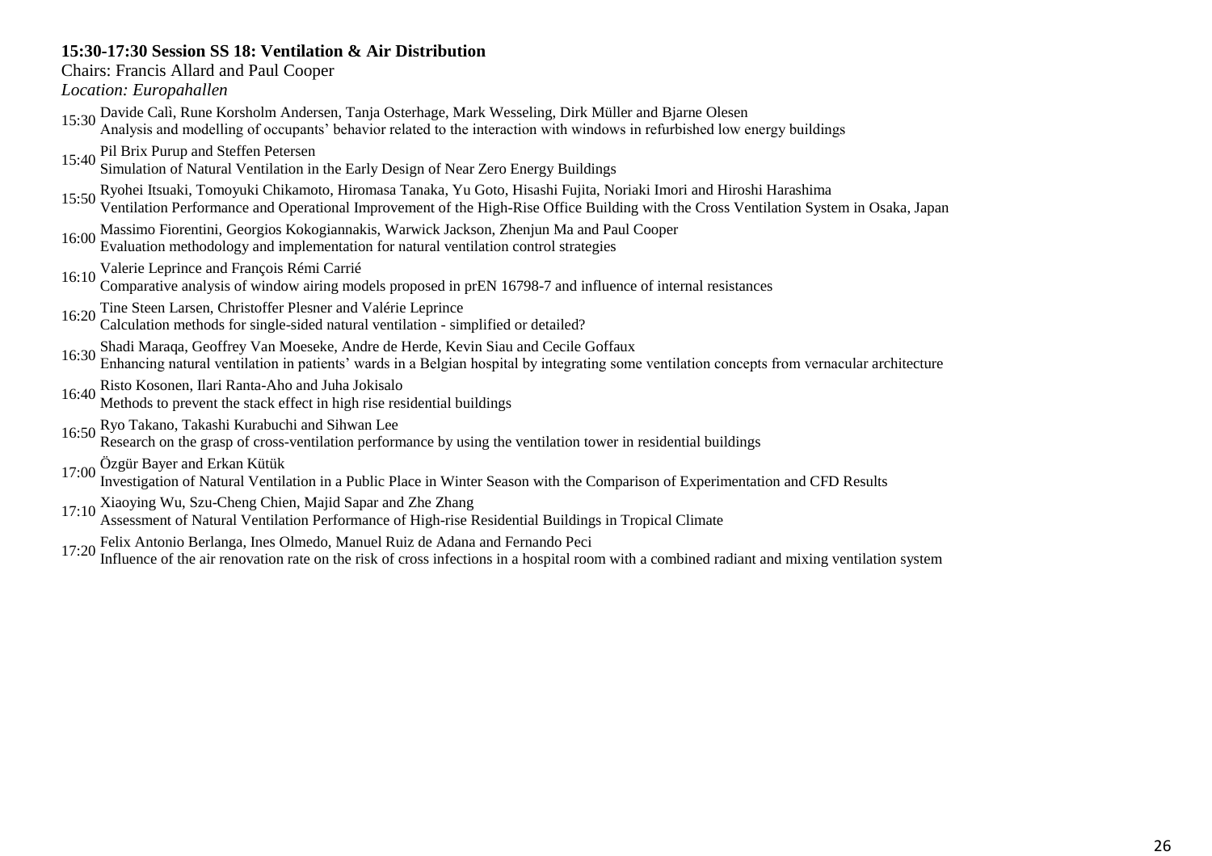**15:30-17:30 Session SS 18: Ventilation & Air Distribution**

Chairs: Francis Allard and Paul Cooper

*Location: Europahallen*

15:30 Davide Calì, Rune Korsholm Andersen, Tanja Osterhage, Mark Wesseling, Dirk Müller and Bjarne Olesen
Analysis and modelling of occupants' behavior related to the interaction with windows in refurbished low energy buildings

15:40 Pil Brix Purup and Steffen Petersen
Simulation of Natural Ventilation in the Early Design of Near Zero Energy Buildings

15:50 Ryohei Itsuaki, Tomoyuki Chikamoto, Hiromasa Tanaka, Yu Goto, Hisashi Fujita, Noriaki Imori and Hiroshi Harashima
Ventilation Performance and Operational Improvement of the High-Rise Office Building with the Cross Ventilation System in Osaka, Japan

16:00 Massimo Fiorentini, Georgios Kokogiannakis, Warwick Jackson, Zhenjun Ma and Paul Cooper
Evaluation methodology and implementation for natural ventilation control strategies

16:10 Valerie Leprince and François Rémi Carrié
Comparative analysis of window airing models proposed in prEN 16798-7 and influence of internal resistances

16:20 Tine Steen Larsen, Christoffer Plesner and Valérie Leprince
Calculation methods for single-sided natural ventilation - simplified or detailed?

16:30 Shadi Maraqa, Geoffrey Van Moeseke, Andre de Herde, Kevin Siau and Cecile Goffaux
Enhancing natural ventilation in patients' wards in a Belgian hospital by integrating some ventilation concepts from vernacular architecture

16:40 Risto Kosonen, Ilari Ranta-Aho and Juha Jokisalo
Methods to prevent the stack effect in high rise residential buildings

16:50 Ryo Takano, Takashi Kurabuchi and Sihwan Lee
Research on the grasp of cross-ventilation performance by using the ventilation tower in residential buildings

17:00 Özgür Bayer and Erkan Kütük
Investigation of Natural Ventilation in a Public Place in Winter Season with the Comparison of Experimentation and CFD Results

17:10 Xiaoying Wu, Szu-Cheng Chien, Majid Sapar and Zhe Zhang
Assessment of Natural Ventilation Performance of High-rise Residential Buildings in Tropical Climate

17:20 Felix Antonio Berlanga, Ines Olmedo, Manuel Ruiz de Adana and Fernando Peci
Influence of the air renovation rate on the risk of cross infections in a hospital room with a combined radiant and mixing ventilation system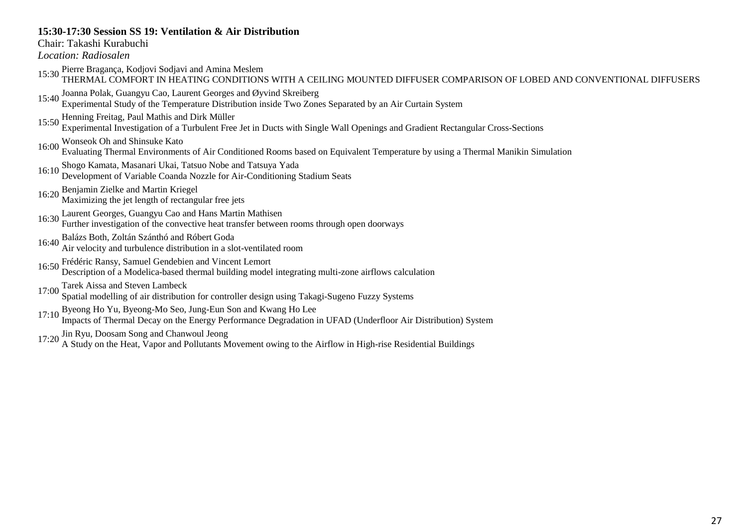**15:30-17:30 Session SS 19: Ventilation & Air Distribution**

Chair: Takashi Kurabuchi

*Location: Radiosalen*

15:30 Pierre Bragança, Kodjovi Sodjavi and Amina Meslem
THERMAL COMFORT IN HEATING CONDITIONS WITH A CEILING MOUNTED DIFFUSER COMPARISON OF LOBED AND CONVENTIONAL DIFFUSERS

15:40 Joanna Polak, Guangyu Cao, Laurent Georges and Øyvind Skreiberg
Experimental Study of the Temperature Distribution inside Two Zones Separated by an Air Curtain System

15:50 Henning Freitag, Paul Mathis and Dirk Müller
Experimental Investigation of a Turbulent Free Jet in Ducts with Single Wall Openings and Gradient Rectangular Cross-Sections

16:00 Wonseok Oh and Shinsuke Kato
Evaluating Thermal Environments of Air Conditioned Rooms based on Equivalent Temperature by using a Thermal Manikin Simulation

16:10 Shogo Kamata, Masanari Ukai, Tatsuo Nobe and Tatsuya Yada
Development of Variable Coanda Nozzle for Air-Conditioning Stadium Seats

16:20 Benjamin Zielke and Martin Kriegel
Maximizing the jet length of rectangular free jets

16:30 Laurent Georges, Guangyu Cao and Hans Martin Mathisen
Further investigation of the convective heat transfer between rooms through open doorways

16:40 Balázs Both, Zoltán Szánthó and Róbert Goda
Air velocity and turbulence distribution in a slot-ventilated room

16:50 Frédéric Ransy, Samuel Gendebien and Vincent Lemort
Description of a Modelica-based thermal building model integrating multi-zone airflows calculation

17:00 Tarek Aissa and Steven Lambeck
Spatial modelling of air distribution for controller design using Takagi-Sugeno Fuzzy Systems

17:10 Byeong Ho Yu, Byeong-Mo Seo, Jung-Eun Son and Kwang Ho Lee
Impacts of Thermal Decay on the Energy Performance Degradation in UFAD (Underfloor Air Distribution) System

17:20 Jin Ryu, Doosam Song and Chanwoul Jeong
A Study on the Heat, Vapor and Pollutants Movement owing to the Airflow in High-rise Residential Buildings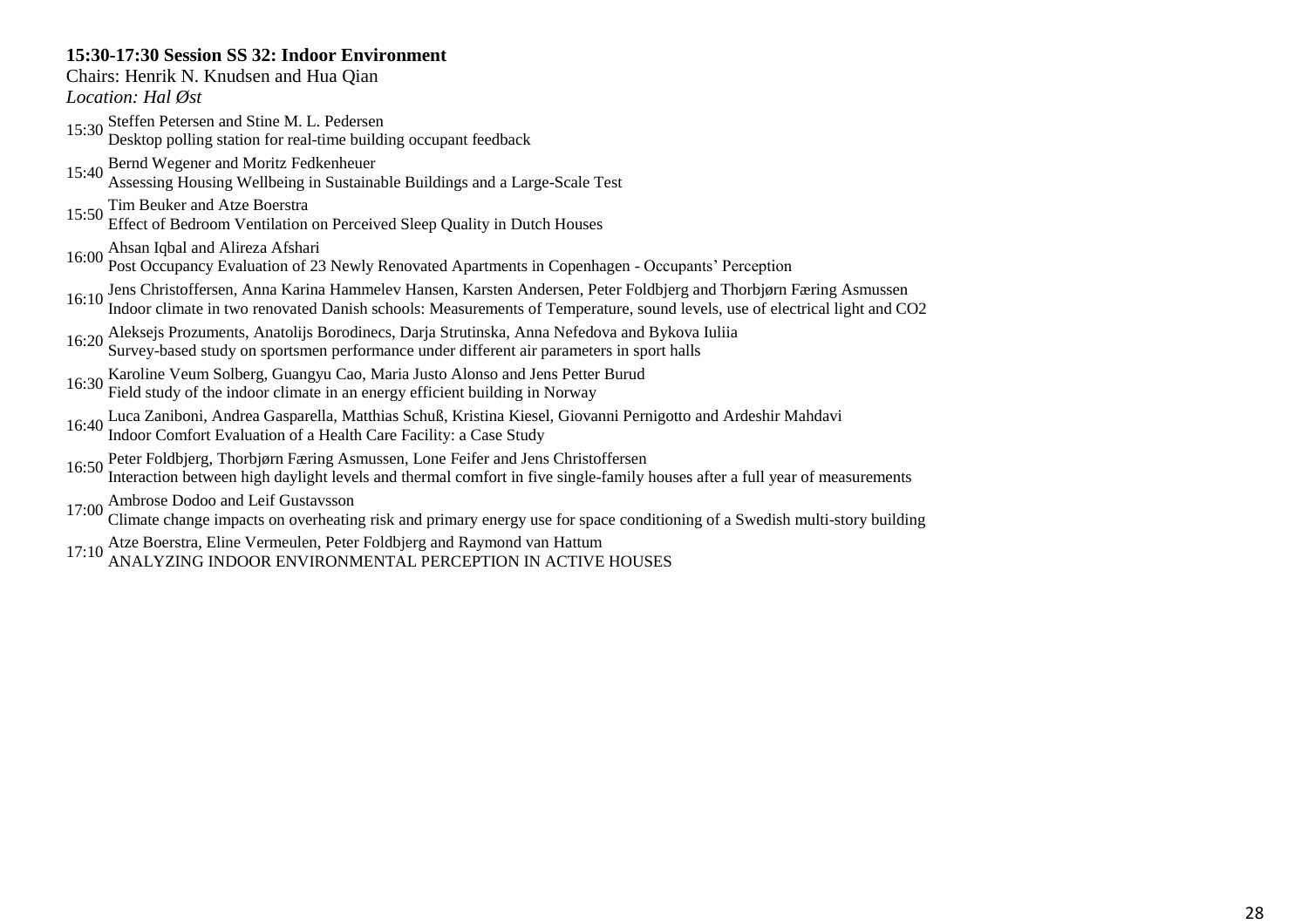**15:30-17:30 Session SS 32: Indoor Environment**

Chairs: Henrik N. Knudsen and Hua Qian

*Location: Hal Øst*

15:30 Steffen Petersen and Stine M. L. Pedersen
Desktop polling station for real-time building occupant feedback

15:40 Bernd Wegener and Moritz Fedkenheuer
Assessing Housing Wellbeing in Sustainable Buildings and a Large-Scale Test

15:50 Tim Beuker and Atze Boerstra
Effect of Bedroom Ventilation on Perceived Sleep Quality in Dutch Houses

16:00 Ahsan Iqbal and Alireza Afshari
Post Occupancy Evaluation of 23 Newly Renovated Apartments in Copenhagen - Occupants' Perception

16:10 Jens Christoffersen, Anna Karina Hammelev Hansen, Karsten Andersen, Peter Foldbjerg and Thorbjørn Færing Asmussen
Indoor climate in two renovated Danish schools: Measurements of Temperature, sound levels, use of electrical light and CO2

16:20 Aleksejs Prozuments, Anatolijs Borodinecs, Darja Strutinska, Anna Nefedova and Bykova Iuliia
Survey-based study on sportsmen performance under different air parameters in sport halls

16:30 Karoline Veum Solberg, Guangyu Cao, Maria Justo Alonso and Jens Petter Burud
Field study of the indoor climate in an energy efficient building in Norway

16:40 Luca Zaniboni, Andrea Gasparella, Matthias Schuß, Kristina Kiesel, Giovanni Pernigotto and Ardeshir Mahdavi
Indoor Comfort Evaluation of a Health Care Facility: a Case Study

16:50 Peter Foldbjerg, Thorbjørn Færing Asmussen, Lone Feifer and Jens Christoffersen
Interaction between high daylight levels and thermal comfort in five single-family houses after a full year of measurements

17:00 Ambrose Dodoo and Leif Gustavsson
Climate change impacts on overheating risk and primary energy use for space conditioning of a Swedish multi-story building

17:10 Atze Boerstra, Eline Vermeulen, Peter Foldbjerg and Raymond van Hattum
ANALYZING INDOOR ENVIRONMENTAL PERCEPTION IN ACTIVE HOUSES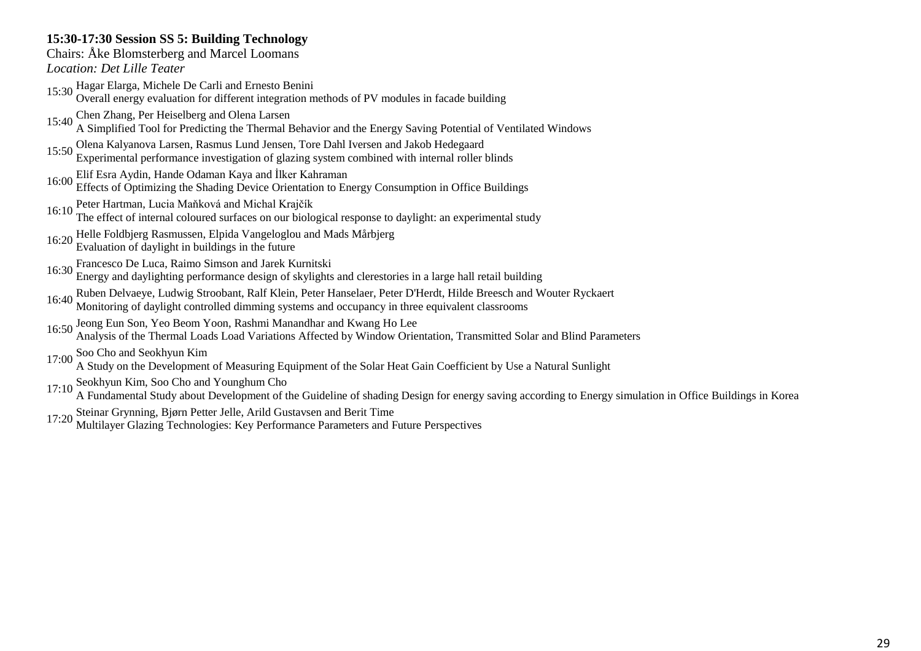**15:30-17:30 Session SS 5: Building Technology**

Chairs: Åke Blomsterberg and Marcel Loomans

*Location: Det Lille Teater*

15:30 Hagar Elarga, Michele De Carli and Ernesto Benini
Overall energy evaluation for different integration methods of PV modules in facade building

15:40 Chen Zhang, Per Heiselberg and Olena Larsen
A Simplified Tool for Predicting the Thermal Behavior and the Energy Saving Potential of Ventilated Windows

15:50 Olena Kalyanova Larsen, Rasmus Lund Jensen, Tore Dahl Iversen and Jakob Hedegaard
Experimental performance investigation of glazing system combined with internal roller blinds

16:00 Elif Esra Aydin, Hande Odaman Kaya and İlker Kahraman
Effects of Optimizing the Shading Device Orientation to Energy Consumption in Office Buildings

16:10 Peter Hartman, Lucia Maňková and Michal Krajčík
The effect of internal coloured surfaces on our biological response to daylight: an experimental study

16:20 Helle Foldbjerg Rasmussen, Elpida Vangeloglou and Mads Mårbjerg
Evaluation of daylight in buildings in the future

16:30 Francesco De Luca, Raimo Simson and Jarek Kurnitski
Energy and daylighting performance design of skylights and clerestories in a large hall retail building

16:40 Ruben Delvaeye, Ludwig Stroobant, Ralf Klein, Peter Hanselaer, Peter D'Herdt, Hilde Breesch and Wouter Ryckaert
Monitoring of daylight controlled dimming systems and occupancy in three equivalent classrooms

16:50 Jeong Eun Son, Yeo Beom Yoon, Rashmi Manandhar and Kwang Ho Lee
Analysis of the Thermal Loads Load Variations Affected by Window Orientation, Transmitted Solar and Blind Parameters

17:00 Soo Cho and Seokhyun Kim
A Study on the Development of Measuring Equipment of the Solar Heat Gain Coefficient by Use a Natural Sunlight

17:10 Seokhyun Kim, Soo Cho and Younghum Cho
A Fundamental Study about Development of the Guideline of shading Design for energy saving according to Energy simulation in Office Buildings in Korea

17:20 Steinar Grynning, Bjørn Petter Jelle, Arild Gustavsen and Berit Time
Multilayer Glazing Technologies: Key Performance Parameters and Future Perspectives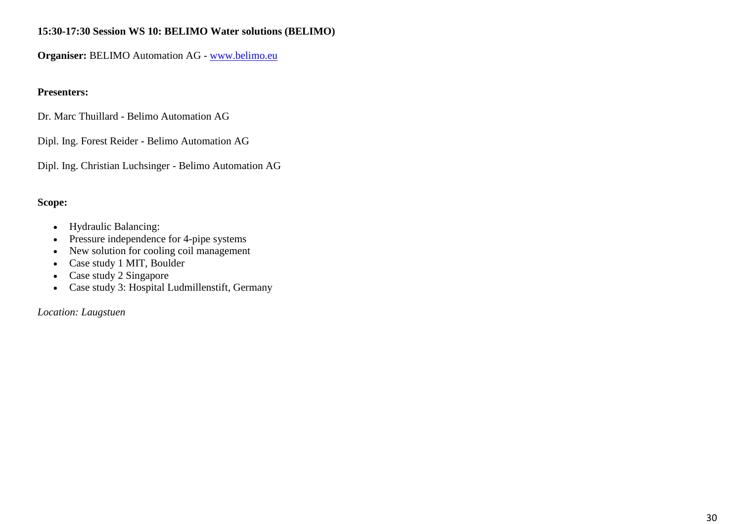**15:30-17:30 Session WS 10: BELIMO Water solutions (BELIMO)**

**Organiser:** BELIMO Automation AG - www.belimo.eu

**Presenters:**

Dr. Marc Thuillard - Belimo Automation AG

Dipl. Ing. Forest Reider - Belimo Automation AG

Dipl. Ing. Christian Luchsinger - Belimo Automation AG

**Scope:**

- Hydraulic Balancing:
- Pressure independence for 4-pipe systems
- New solution for cooling coil management
- Case study 1 MIT, Boulder
- Case study 2 Singapore
- Case study 3: Hospital Ludmillenstift, Germany

*Location: Laugstuen*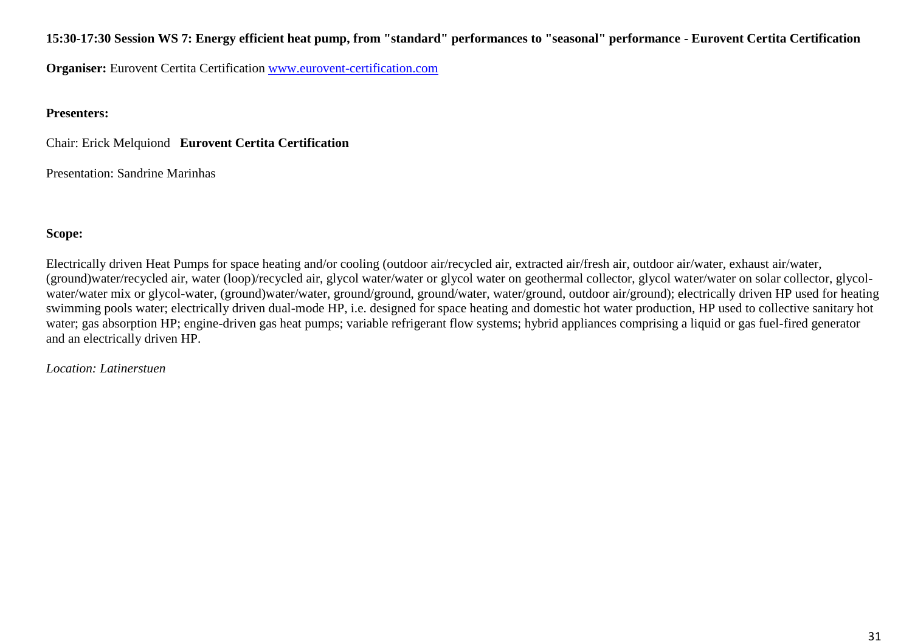**15:30-17:30 Session WS 7: Energy efficient heat pump, from "standard" performances to "seasonal" performance - Eurovent Certita Certification**

**Organiser:** Eurovent Certita Certification www.eurovent-certification.com

**Presenters:**

Chair: Erick Melquiond **Eurovent Certita Certification**

Presentation: Sandrine Marinhas

**Scope:**

Electrically driven Heat Pumps for space heating and/or cooling (outdoor air/recycled air, extracted air/fresh air, outdoor air/water, exhaust air/water, (ground)water/recycled air, water (loop)/recycled air, glycol water/water or glycol water on geothermal collector, glycol water/water on solar collector, glycol-water/water mix or glycol-water, (ground)water/water, ground/ground, ground/water, water/ground, outdoor air/ground); electrically driven HP used for heating swimming pools water; electrically driven dual-mode HP, i.e. designed for space heating and domestic hot water production, HP used to collective sanitary hot water; gas absorption HP; engine-driven gas heat pumps; variable refrigerant flow systems; hybrid appliances comprising a liquid or gas fuel-fired generator and an electrically driven HP.

*Location: Latinerstuen*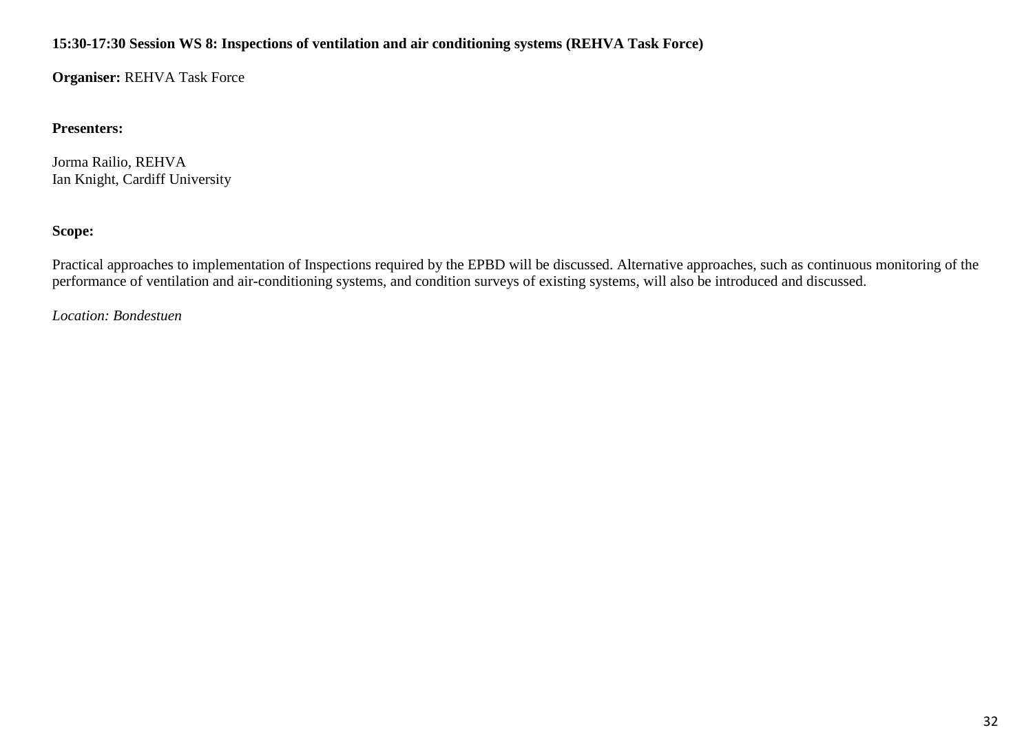**15:30-17:30 Session WS 8: Inspections of ventilation and air conditioning systems (REHVA Task Force)**

**Organiser:** REHVA Task Force

**Presenters:**

Jorma Railio, REHVA
Ian Knight, Cardiff University

**Scope:**

Practical approaches to implementation of Inspections required by the EPBD will be discussed. Alternative approaches, such as continuous monitoring of the performance of ventilation and air-conditioning systems, and condition surveys of existing systems, will also be introduced and discussed.

*Location: Bondestuen*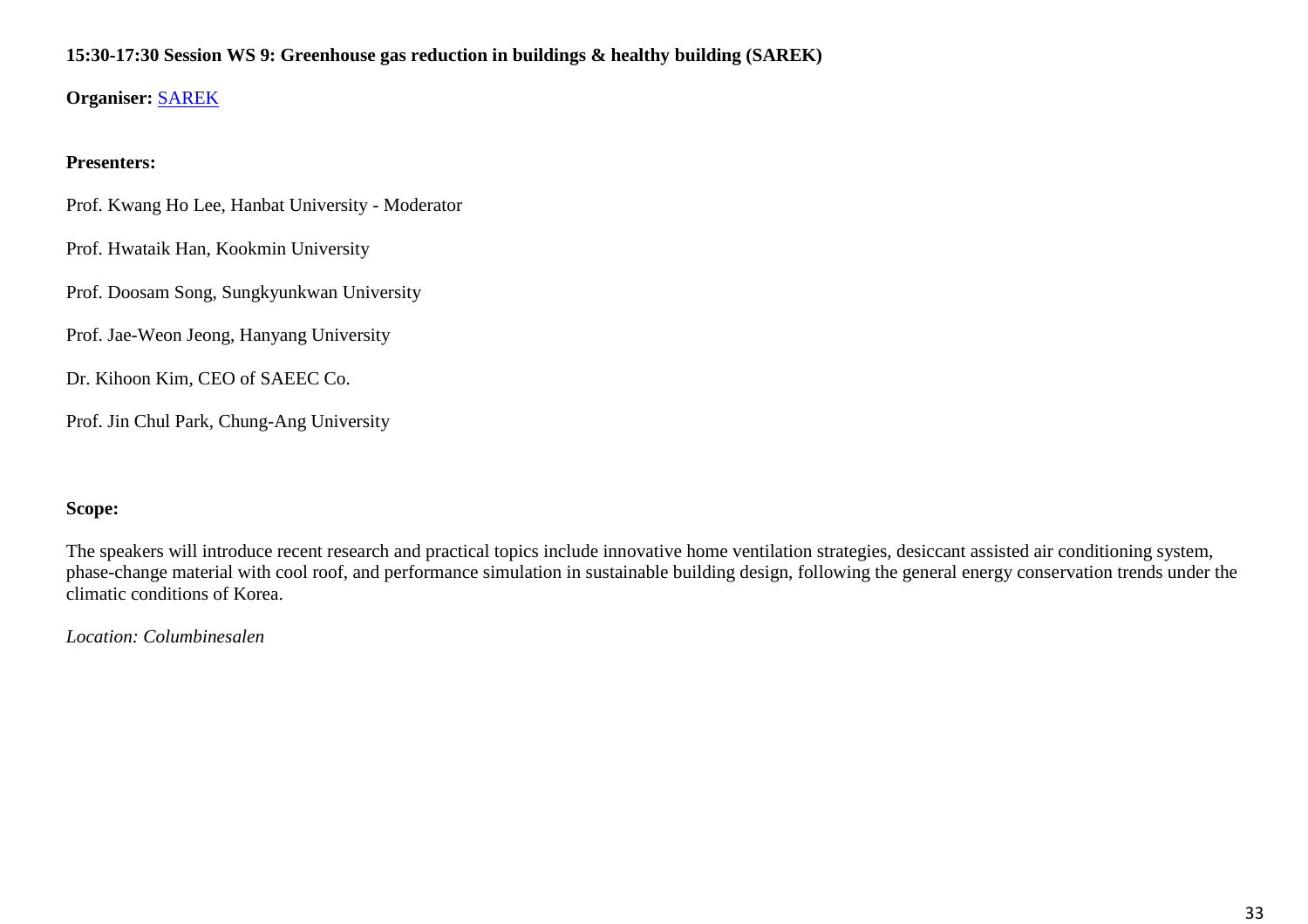**15:30-17:30 Session WS 9: Greenhouse gas reduction in buildings & healthy building (SAREK)**

**Organiser:** SAREK

**Presenters:**

Prof. Kwang Ho Lee, Hanbat University - Moderator

Prof. Hwataik Han, Kookmin University

Prof. Doosam Song, Sungkyunkwan University

Prof. Jae-Weon Jeong, Hanyang University

Dr. Kihoon Kim, CEO of SAEEC Co.

Prof. Jin Chul Park, Chung-Ang University

**Scope:**

The speakers will introduce recent research and practical topics include innovative home ventilation strategies, desiccant assisted air conditioning system, phase-change material with cool roof, and performance simulation in sustainable building design, following the general energy conservation trends under the climatic conditions of Korea.

*Location: Columbinesalen*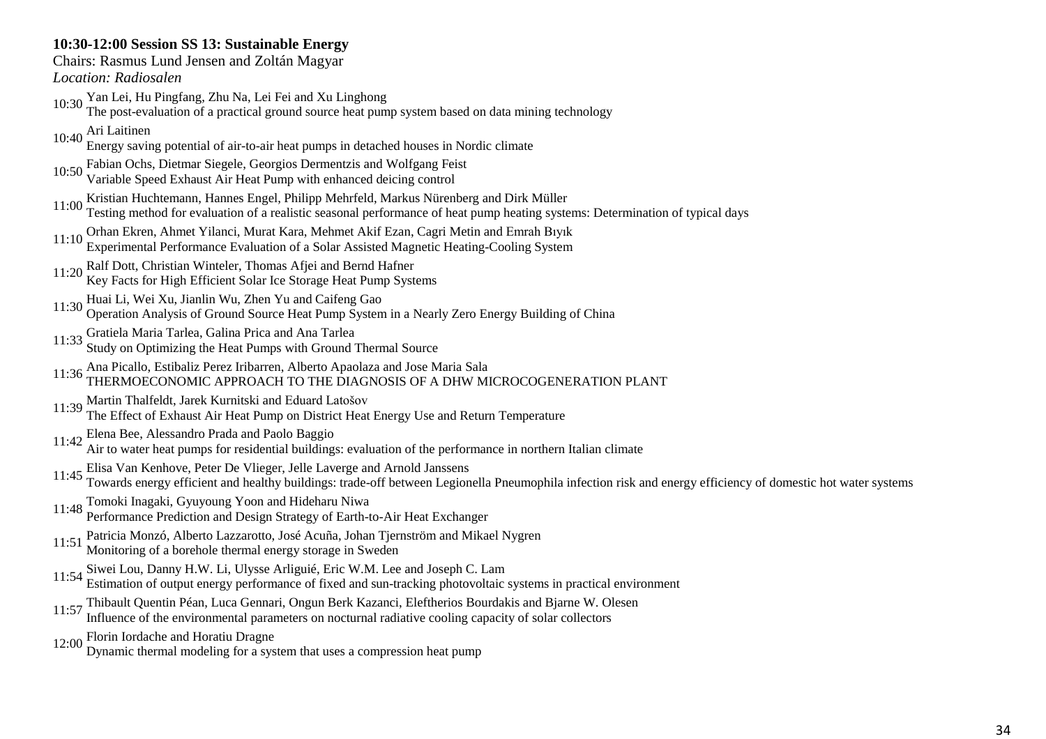**10:30-12:00 Session SS 13: Sustainable Energy**

Chairs: Rasmus Lund Jensen and Zoltán Magyar

*Location: Radiosalen*

10:30 Yan Lei, Hu Pingfang, Zhu Na, Lei Fei and Xu Linghong
The post-evaluation of a practical ground source heat pump system based on data mining technology

10:40 Ari Laitinen
Energy saving potential of air-to-air heat pumps in detached houses in Nordic climate

10:50 Fabian Ochs, Dietmar Siegele, Georgios Dermentzis and Wolfgang Feist
Variable Speed Exhaust Air Heat Pump with enhanced deicing control

11:00 Kristian Huchtemann, Hannes Engel, Philipp Mehrfeld, Markus Nürenberg and Dirk Müller
Testing method for evaluation of a realistic seasonal performance of heat pump heating systems: Determination of typical days

11:10 Orhan Ekren, Ahmet Yilanci, Murat Kara, Mehmet Akif Ezan, Cagri Metin and Emrah Bıyık
Experimental Performance Evaluation of a Solar Assisted Magnetic Heating-Cooling System

11:20 Ralf Dott, Christian Winteler, Thomas Afjei and Bernd Hafner
Key Facts for High Efficient Solar Ice Storage Heat Pump Systems

11:30 Huai Li, Wei Xu, Jianlin Wu, Zhen Yu and Caifeng Gao
Operation Analysis of Ground Source Heat Pump System in a Nearly Zero Energy Building of China

11:33 Gratiela Maria Tarlea, Galina Prica and Ana Tarlea
Study on Optimizing the Heat Pumps with Ground Thermal Source

11:36 Ana Picallo, Estibaliz Perez Iribarren, Alberto Apaolaza and Jose Maria Sala
THERMOECONOMIC APPROACH TO THE DIAGNOSIS OF A DHW MICROCOGENERATION PLANT

11:39 Martin Thalfeldt, Jarek Kurnitski and Eduard Latošov
The Effect of Exhaust Air Heat Pump on District Heat Energy Use and Return Temperature

11:42 Elena Bee, Alessandro Prada and Paolo Baggio
Air to water heat pumps for residential buildings: evaluation of the performance in northern Italian climate

11:45 Elisa Van Kenhove, Peter De Vlieger, Jelle Laverge and Arnold Janssens
Towards energy efficient and healthy buildings: trade-off between Legionella Pneumophila infection risk and energy efficiency of domestic hot water systems

11:48 Tomoki Inagaki, Gyuyoung Yoon and Hideharu Niwa
Performance Prediction and Design Strategy of Earth-to-Air Heat Exchanger

11:51 Patricia Monzó, Alberto Lazzarotto, José Acuña, Johan Tjernström and Mikael Nygren
Monitoring of a borehole thermal energy storage in Sweden

11:54 Siwei Lou, Danny H.W. Li, Ulysse Arliguié, Eric W.M. Lee and Joseph C. Lam
Estimation of output energy performance of fixed and sun-tracking photovoltaic systems in practical environment

11:57 Thibault Quentin Péan, Luca Gennari, Ongun Berk Kazanci, Eleftherios Bourdakis and Bjarne W. Olesen
Influence of the environmental parameters on nocturnal radiative cooling capacity of solar collectors

12:00 Florin Iordache and Horatiu Dragne
Dynamic thermal modeling for a system that uses a compression heat pump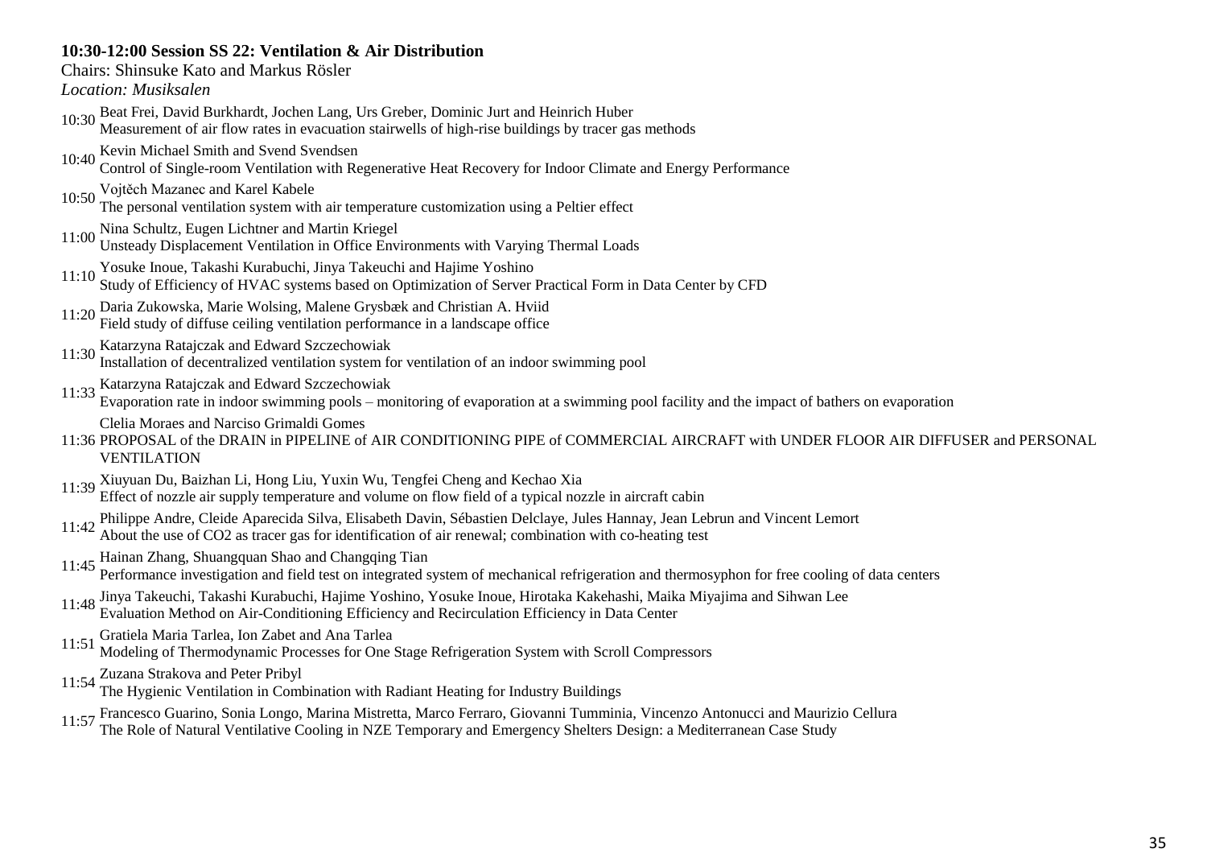**10:30-12:00 Session SS 22: Ventilation & Air Distribution**

Chairs: Shinsuke Kato and Markus Rösler

*Location: Musiksalen*

10:30 Beat Frei, David Burkhardt, Jochen Lang, Urs Greber, Dominic Jurt and Heinrich Huber
Measurement of air flow rates in evacuation stairwells of high-rise buildings by tracer gas methods

10:40 Kevin Michael Smith and Svend Svendsen
Control of Single-room Ventilation with Regenerative Heat Recovery for Indoor Climate and Energy Performance

10:50 Vojtěch Mazanec and Karel Kabele
The personal ventilation system with air temperature customization using a Peltier effect

11:00 Nina Schultz, Eugen Lichtner and Martin Kriegel
Unsteady Displacement Ventilation in Office Environments with Varying Thermal Loads

11:10 Yosuke Inoue, Takashi Kurabuchi, Jinya Takeuchi and Hajime Yoshino
Study of Efficiency of HVAC systems based on Optimization of Server Practical Form in Data Center by CFD

11:20 Daria Zukowska, Marie Wolsing, Malene Grysbæk and Christian A. Hviid
Field study of diffuse ceiling ventilation performance in a landscape office

11:30 Katarzyna Ratajczak and Edward Szczechowiak
Installation of decentralized ventilation system for ventilation of an indoor swimming pool

11:33 Katarzyna Ratajczak and Edward Szczechowiak
Evaporation rate in indoor swimming pools – monitoring of evaporation at a swimming pool facility and the impact of bathers on evaporation

11:36 Clelia Moraes and Narciso Grimaldi Gomes
PROPOSAL of the DRAIN in PIPELINE of AIR CONDITIONING PIPE of COMMERCIAL AIRCRAFT with UNDER FLOOR AIR DIFFUSER and PERSONAL VENTILATION

11:39 Xiuyuan Du, Baizhan Li, Hong Liu, Yuxin Wu, Tengfei Cheng and Kechao Xia
Effect of nozzle air supply temperature and volume on flow field of a typical nozzle in aircraft cabin

11:42 Philippe Andre, Cleide Aparecida Silva, Elisabeth Davin, Sébastien Delclaye, Jules Hannay, Jean Lebrun and Vincent Lemort
About the use of CO2 as tracer gas for identification of air renewal; combination with co-heating test

11:45 Hainan Zhang, Shuangquan Shao and Changqing Tian
Performance investigation and field test on integrated system of mechanical refrigeration and thermosyphon for free cooling of data centers

11:48 Jinya Takeuchi, Takashi Kurabuchi, Hajime Yoshino, Yosuke Inoue, Hirotaka Kakehashi, Maika Miyajima and Sihwan Lee
Evaluation Method on Air-Conditioning Efficiency and Recirculation Efficiency in Data Center

11:51 Gratiela Maria Tarlea, Ion Zabet and Ana Tarlea
Modeling of Thermodynamic Processes for One Stage Refrigeration System with Scroll Compressors

11:54 Zuzana Strakova and Peter Pribyl
The Hygienic Ventilation in Combination with Radiant Heating for Industry Buildings

11:57 Francesco Guarino, Sonia Longo, Marina Mistretta, Marco Ferraro, Giovanni Tumminia, Vincenzo Antonucci and Maurizio Cellura
The Role of Natural Ventilative Cooling in NZE Temporary and Emergency Shelters Design: a Mediterranean Case Study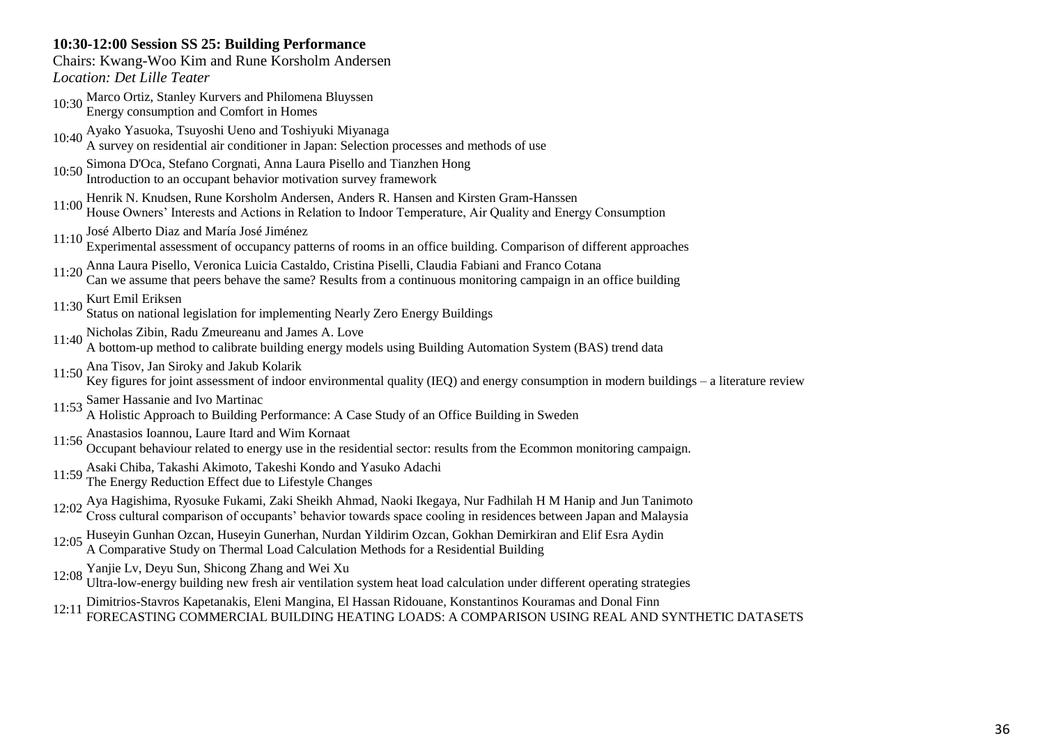**10:30-12:00 Session SS 25: Building Performance**

Chairs: Kwang-Woo Kim and Rune Korsholm Andersen

*Location: Det Lille Teater*

10:30 Marco Ortiz, Stanley Kurvers and Philomena Bluyssen
Energy consumption and Comfort in Homes

10:40 Ayako Yasuoka, Tsuyoshi Ueno and Toshiyuki Miyanaga
A survey on residential air conditioner in Japan: Selection processes and methods of use

10:50 Simona D'Oca, Stefano Corgnati, Anna Laura Pisello and Tianzhen Hong
Introduction to an occupant behavior motivation survey framework

11:00 Henrik N. Knudsen, Rune Korsholm Andersen, Anders R. Hansen and Kirsten Gram-Hanssen
House Owners' Interests and Actions in Relation to Indoor Temperature, Air Quality and Energy Consumption

11:10 José Alberto Diaz and María José Jiménez
Experimental assessment of occupancy patterns of rooms in an office building. Comparison of different approaches

11:20 Anna Laura Pisello, Veronica Luicia Castaldo, Cristina Piselli, Claudia Fabiani and Franco Cotana
Can we assume that peers behave the same? Results from a continuous monitoring campaign in an office building

11:30 Kurt Emil Eriksen
Status on national legislation for implementing Nearly Zero Energy Buildings

11:40 Nicholas Zibin, Radu Zmeureanu and James A. Love
A bottom-up method to calibrate building energy models using Building Automation System (BAS) trend data

11:50 Ana Tisov, Jan Siroky and Jakub Kolarik
Key figures for joint assessment of indoor environmental quality (IEQ) and energy consumption in modern buildings – a literature review

11:53 Samer Hassanie and Ivo Martinac
A Holistic Approach to Building Performance: A Case Study of an Office Building in Sweden

11:56 Anastasios Ioannou, Laure Itard and Wim Kornaat
Occupant behaviour related to energy use in the residential sector: results from the Ecommon monitoring campaign.

11:59 Asaki Chiba, Takashi Akimoto, Takeshi Kondo and Yasuko Adachi
The Energy Reduction Effect due to Lifestyle Changes

12:02 Aya Hagishima, Ryosuke Fukami, Zaki Sheikh Ahmad, Naoki Ikegaya, Nur Fadhilah H M Hanip and Jun Tanimoto
Cross cultural comparison of occupants' behavior towards space cooling in residences between Japan and Malaysia

12:05 Huseyin Gunhan Ozcan, Huseyin Gunerhan, Nurdan Yildirim Ozcan, Gokhan Demirkiran and Elif Esra Aydin
A Comparative Study on Thermal Load Calculation Methods for a Residential Building

12:08 Yanjie Lv, Deyu Sun, Shicong Zhang and Wei Xu
Ultra-low-energy building new fresh air ventilation system heat load calculation under different operating strategies

12:11 Dimitrios-Stavros Kapetanakis, Eleni Mangina, El Hassan Ridouane, Konstantinos Kouramas and Donal Finn
FORECASTING COMMERCIAL BUILDING HEATING LOADS: A COMPARISON USING REAL AND SYNTHETIC DATASETS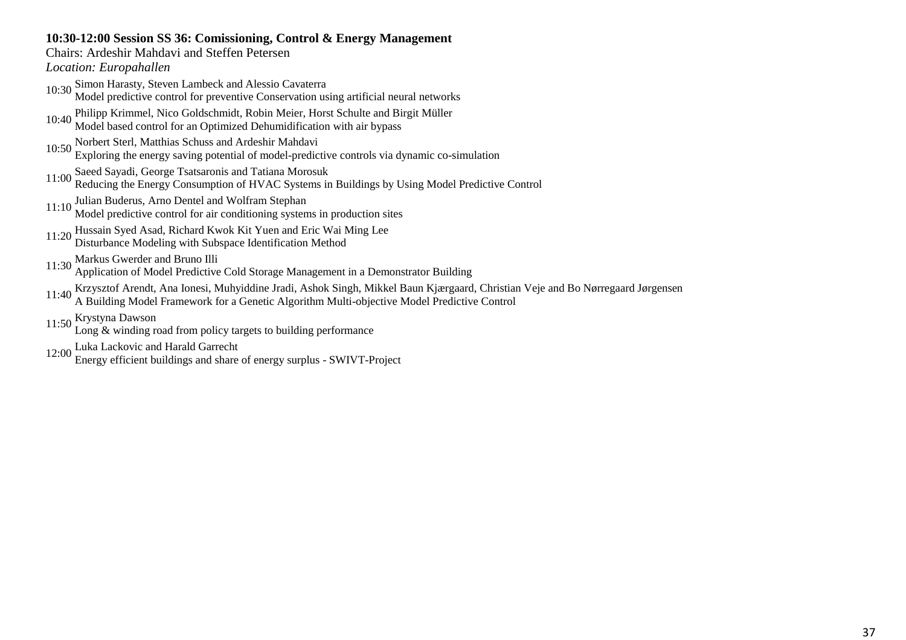**10:30-12:00 Session SS 36: Comissioning, Control & Energy Management**

Chairs: Ardeshir Mahdavi and Steffen Petersen

*Location: Europahallen*

10:30 Simon Harasty, Steven Lambeck and Alessio Cavaterra
Model predictive control for preventive Conservation using artificial neural networks

10:40 Philipp Krimmel, Nico Goldschmidt, Robin Meier, Horst Schulte and Birgit Müller
Model based control for an Optimized Dehumidification with air bypass

10:50 Norbert Sterl, Matthias Schuss and Ardeshir Mahdavi
Exploring the energy saving potential of model-predictive controls via dynamic co-simulation

11:00 Saeed Sayadi, George Tsatsaronis and Tatiana Morosuk
Reducing the Energy Consumption of HVAC Systems in Buildings by Using Model Predictive Control

11:10 Julian Buderus, Arno Dentel and Wolfram Stephan
Model predictive control for air conditioning systems in production sites

11:20 Hussain Syed Asad, Richard Kwok Kit Yuen and Eric Wai Ming Lee
Disturbance Modeling with Subspace Identification Method

11:30 Markus Gwerder and Bruno Illi
Application of Model Predictive Cold Storage Management in a Demonstrator Building

11:40 Krzysztof Arendt, Ana Ionesi, Muhyiddine Jradi, Ashok Singh, Mikkel Baun Kjærgaard, Christian Veje and Bo Nørregaard Jørgensen
A Building Model Framework for a Genetic Algorithm Multi-objective Model Predictive Control

11:50 Krystyna Dawson
Long & winding road from policy targets to building performance

12:00 Luka Lackovic and Harald Garrecht
Energy efficient buildings and share of energy surplus - SWIVT-Project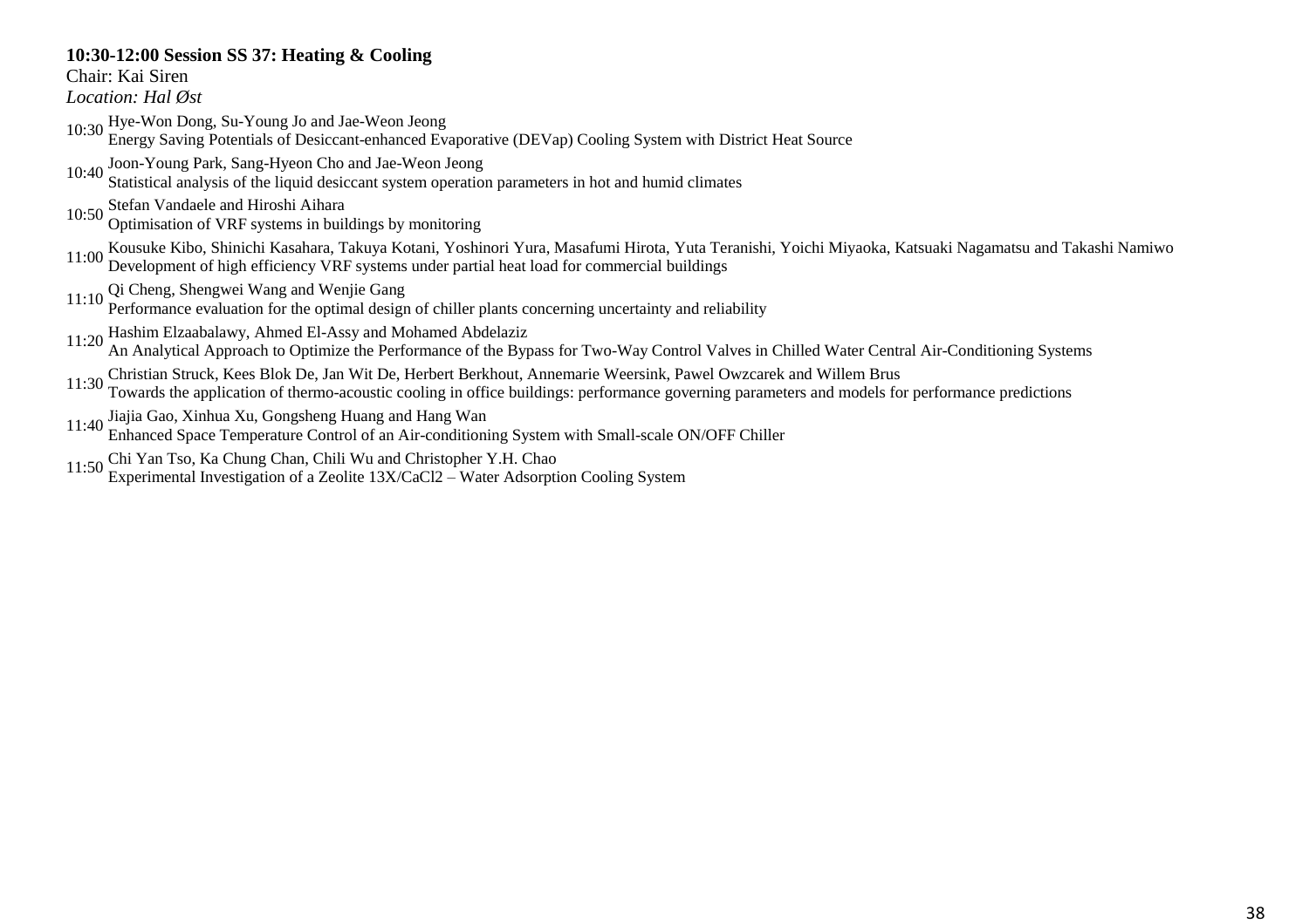**10:30-12:00 Session SS 37: Heating & Cooling**

Chair: Kai Siren

*Location: Hal Øst*

10:30 Hye-Won Dong, Su-Young Jo and Jae-Weon Jeong
Energy Saving Potentials of Desiccant-enhanced Evaporative (DEVap) Cooling System with District Heat Source

10:40 Joon-Young Park, Sang-Hyeon Cho and Jae-Weon Jeong
Statistical analysis of the liquid desiccant system operation parameters in hot and humid climates

10:50 Stefan Vandaele and Hiroshi Aihara
Optimisation of VRF systems in buildings by monitoring

11:00 Kousuke Kibo, Shinichi Kasahara, Takuya Kotani, Yoshinori Yura, Masafumi Hirota, Yuta Teranishi, Yoichi Miyaoka, Katsuaki Nagamatsu and Takashi Namiwo
Development of high efficiency VRF systems under partial heat load for commercial buildings

11:10 Qi Cheng, Shengwei Wang and Wenjie Gang
Performance evaluation for the optimal design of chiller plants concerning uncertainty and reliability

11:20 Hashim Elzaabalawy, Ahmed El-Assy and Mohamed Abdelaziz
An Analytical Approach to Optimize the Performance of the Bypass for Two-Way Control Valves in Chilled Water Central Air-Conditioning Systems

11:30 Christian Struck, Kees Blok De, Jan Wit De, Herbert Berkhout, Annemarie Weersink, Pawel Owzcarek and Willem Brus
Towards the application of thermo-acoustic cooling in office buildings: performance governing parameters and models for performance predictions

11:40 Jiajia Gao, Xinhua Xu, Gongsheng Huang and Hang Wan
Enhanced Space Temperature Control of an Air-conditioning System with Small-scale ON/OFF Chiller

11:50 Chi Yan Tso, Ka Chung Chan, Chili Wu and Christopher Y.H. Chao
Experimental Investigation of a Zeolite 13X/$CaCl_2$ – Water Adsorption Cooling System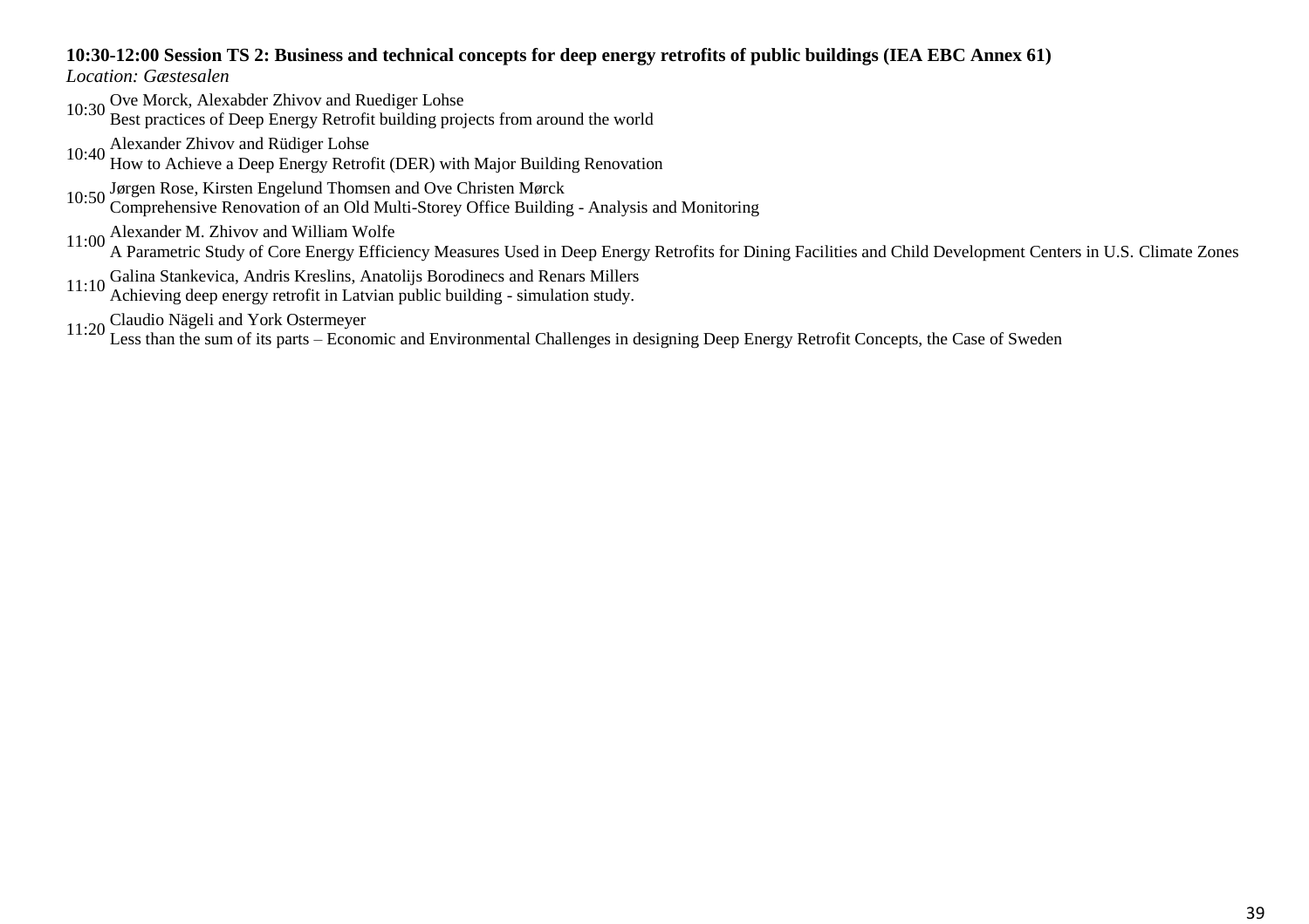**10:30-12:00 Session TS 2: Business and technical concepts for deep energy retrofits of public buildings (IEA EBC Annex 61)**

*Location: Gæstesalen*

10:30 Ove Morck, Alexabder Zhivov and Ruediger Lohse
Best practices of Deep Energy Retrofit building projects from around the world

10:40 Alexander Zhivov and Rüdiger Lohse
How to Achieve a Deep Energy Retrofit (DER) with Major Building Renovation

10:50 Jørgen Rose, Kirsten Engelund Thomsen and Ove Christen Mørck
Comprehensive Renovation of an Old Multi-Storey Office Building - Analysis and Monitoring

11:00 Alexander M. Zhivov and William Wolfe
A Parametric Study of Core Energy Efficiency Measures Used in Deep Energy Retrofits for Dining Facilities and Child Development Centers in U.S. Climate Zones

11:10 Galina Stankevica, Andris Kreslins, Anatolijs Borodinecs and Renars Millers
Achieving deep energy retrofit in Latvian public building - simulation study.

11:20 Claudio Nägeli and York Ostermeyer
Less than the sum of its parts – Economic and Environmental Challenges in designing Deep Energy Retrofit Concepts, the Case of Sweden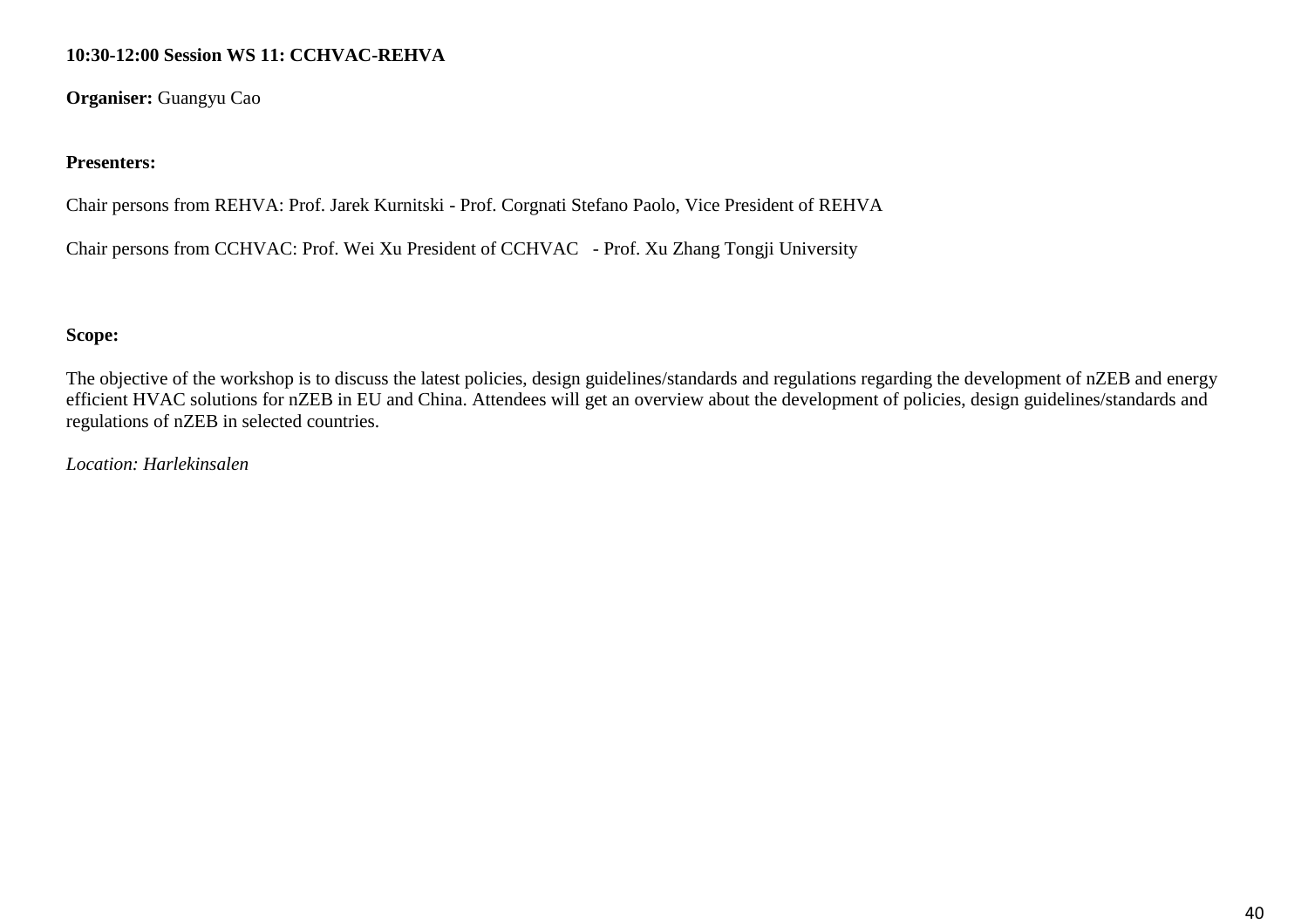**10:30-12:00 Session WS 11: CCHVAC-REHVA**

**Organiser:** Guangyu Cao

**Presenters:**

Chair persons from REHVA: Prof. Jarek Kurnitski - Prof. Corgnati Stefano Paolo, Vice President of REHVA

Chair persons from CCHVAC: Prof. Wei Xu President of CCHVAC - Prof. Xu Zhang Tongji University

**Scope:**

The objective of the workshop is to discuss the latest policies, design guidelines/standards and regulations regarding the development of nZEB and energy efficient HVAC solutions for nZEB in EU and China. Attendees will get an overview about the development of policies, design guidelines/standards and regulations of nZEB in selected countries.

*Location: Harlekinsalen*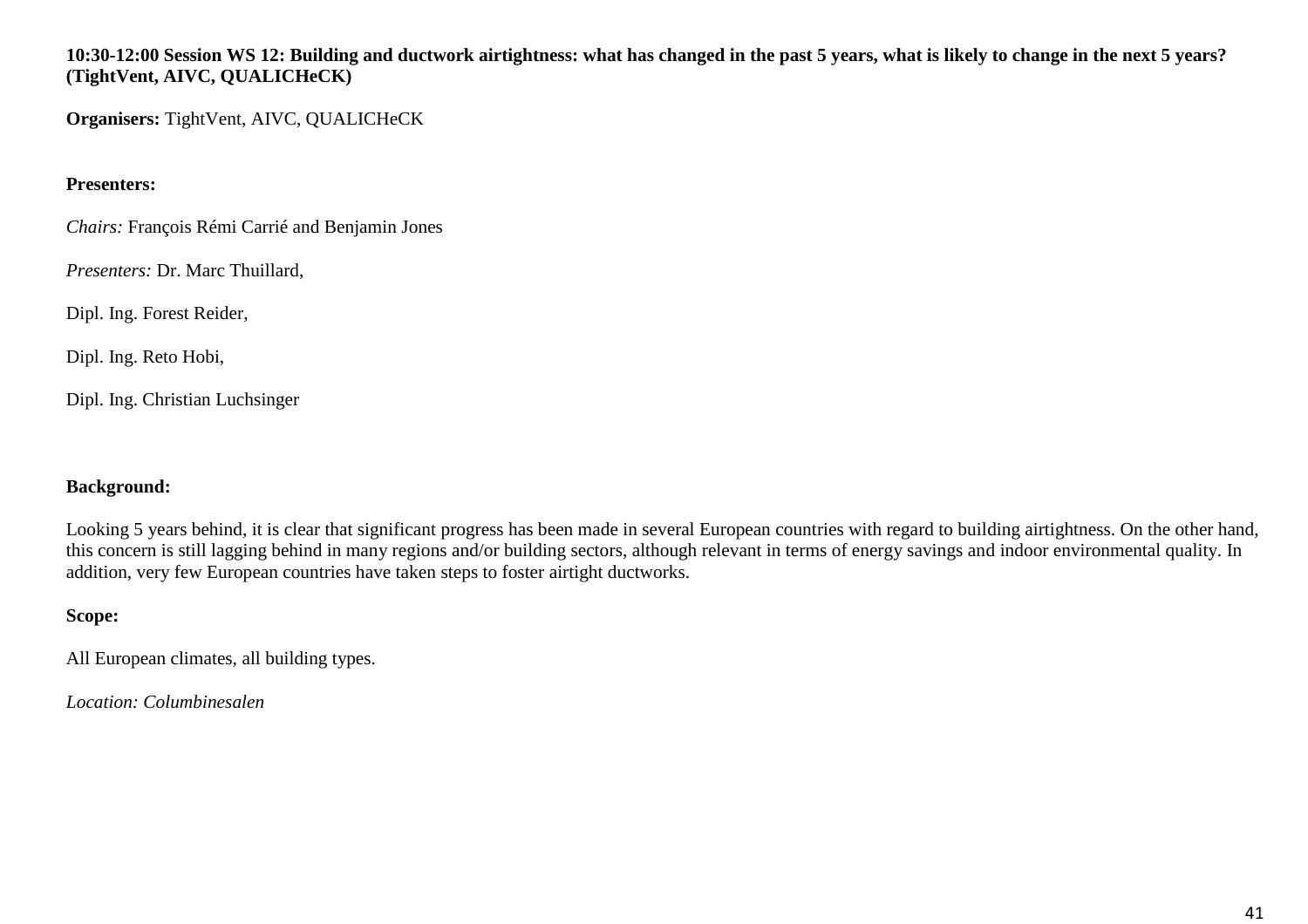**10:30-12:00 Session WS 12: Building and ductwork airtightness: what has changed in the past 5 years, what is likely to change in the next 5 years? (TightVent, AIVC, QUALICHeCK)**

**Organisers:** TightVent, AIVC, QUALICHeCK

**Presenters:**

*Chairs:* François Rémi Carrié and Benjamin Jones

*Presenters:* Dr. Marc Thuillard,

Dipl. Ing. Forest Reider,

Dipl. Ing. Reto Hobi,

Dipl. Ing. Christian Luchsinger

**Background:**

Looking 5 years behind, it is clear that significant progress has been made in several European countries with regard to building airtightness. On the other hand, this concern is still lagging behind in many regions and/or building sectors, although relevant in terms of energy savings and indoor environmental quality. In addition, very few European countries have taken steps to foster airtight ductworks.

**Scope:**

All European climates, all building types.

*Location: Columbinesalen*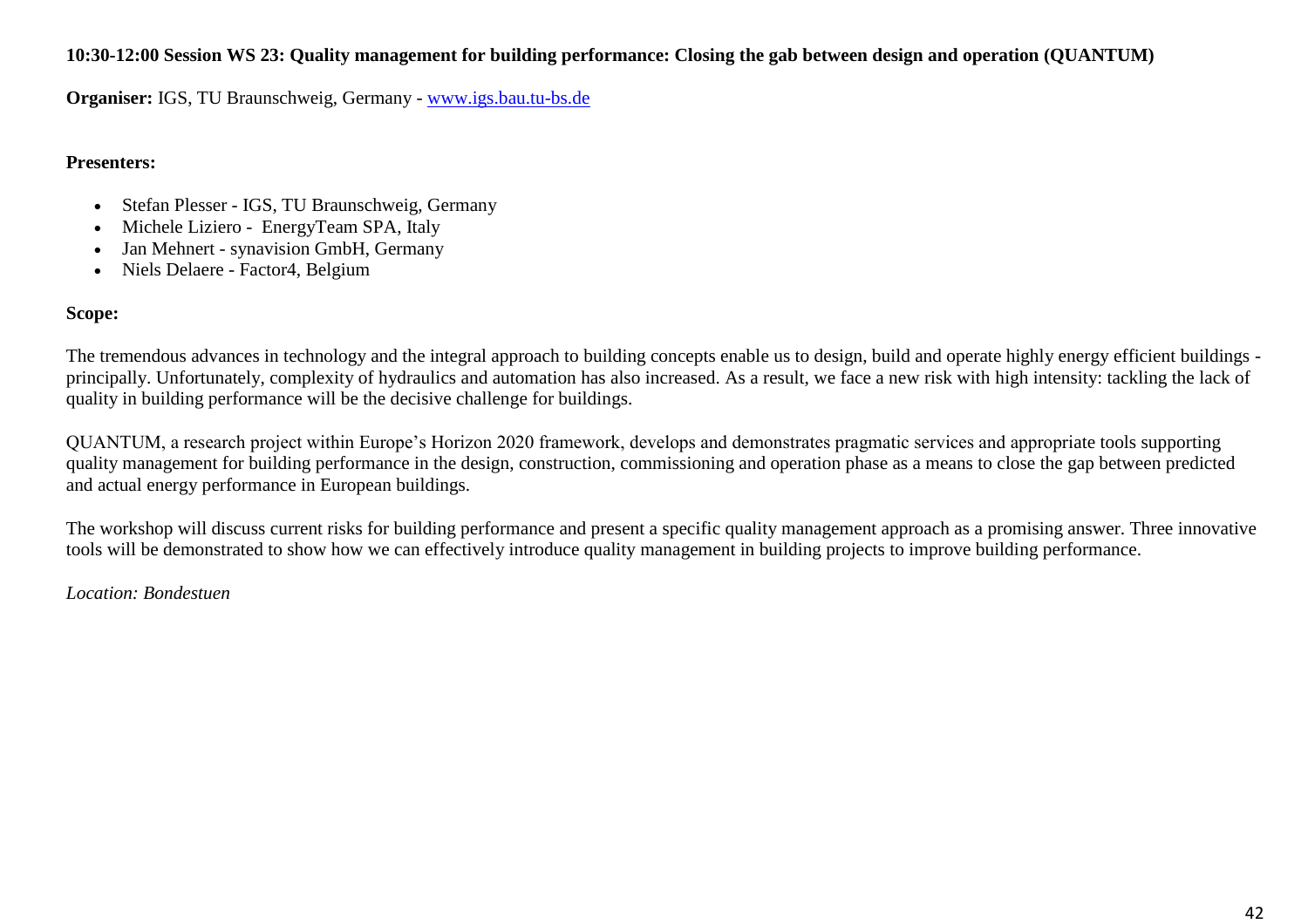**10:30-12:00 Session WS 23: Quality management for building performance: Closing the gab between design and operation (QUANTUM)**

**Organiser:** IGS, TU Braunschweig, Germany - www.igs.bau.tu-bs.de

**Presenters:**

- Stefan Plesser - IGS, TU Braunschweig, Germany
- Michele Liziero - EnergyTeam SPA, Italy
- Jan Mehnert - synavision GmbH, Germany
- Niels Delaere - Factor4, Belgium

**Scope:**

The tremendous advances in technology and the integral approach to building concepts enable us to design, build and operate highly energy efficient buildings - principally. Unfortunately, complexity of hydraulics and automation has also increased. As a result, we face a new risk with high intensity: tackling the lack of quality in building performance will be the decisive challenge for buildings.

QUANTUM, a research project within Europe's Horizon 2020 framework, develops and demonstrates pragmatic services and appropriate tools supporting quality management for building performance in the design, construction, commissioning and operation phase as a means to close the gap between predicted and actual energy performance in European buildings.

The workshop will discuss current risks for building performance and present a specific quality management approach as a promising answer. Three innovative tools will be demonstrated to show how we can effectively introduce quality management in building projects to improve building performance.

*Location: Bondestuen*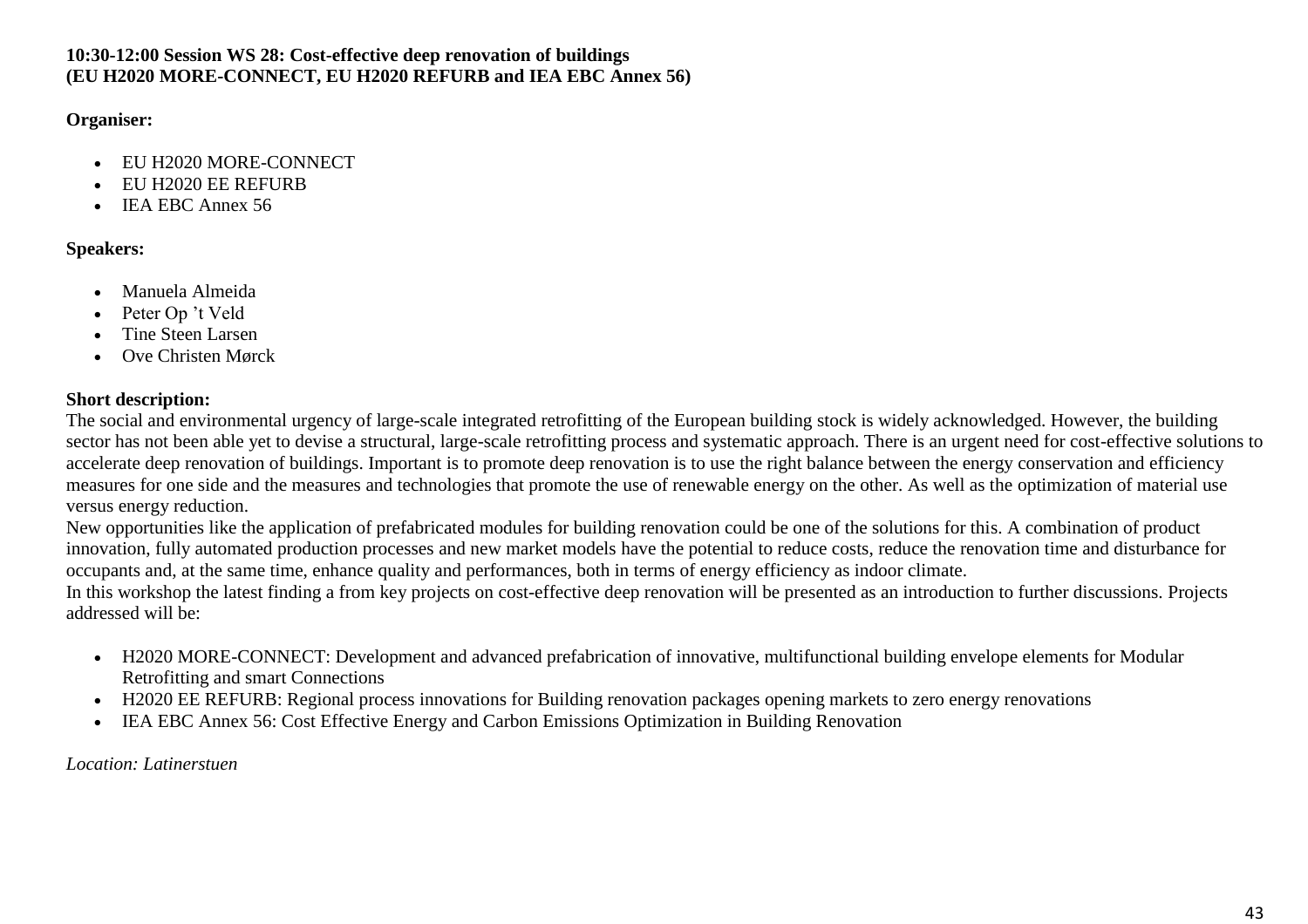**10:30-12:00 Session WS 28: Cost-effective deep renovation of buildings**
**(EU H2020 MORE-CONNECT, EU H2020 REFURB and IEA EBC Annex 56)**

**Organiser:**

- EU H2020 MORE-CONNECT
- EU H2020 EE REFURB
- IEA EBC Annex 56

**Speakers:**

- Manuela Almeida
- Peter Op 't Veld
- Tine Steen Larsen
- Ove Christen Mørck

**Short description:**
The social and environmental urgency of large-scale integrated retrofitting of the European building stock is widely acknowledged. However, the building sector has not been able yet to devise a structural, large-scale retrofitting process and systematic approach. There is an urgent need for cost-effective solutions to accelerate deep renovation of buildings. Important is to promote deep renovation is to use the right balance between the energy conservation and efficiency measures for one side and the measures and technologies that promote the use of renewable energy on the other. As well as the optimization of material use versus energy reduction.
New opportunities like the application of prefabricated modules for building renovation could be one of the solutions for this. A combination of product innovation, fully automated production processes and new market models have the potential to reduce costs, reduce the renovation time and disturbance for occupants and, at the same time, enhance quality and performances, both in terms of energy efficiency as indoor climate.
In this workshop the latest finding a from key projects on cost-effective deep renovation will be presented as an introduction to further discussions. Projects addressed will be:

- H2020 MORE-CONNECT: Development and advanced prefabrication of innovative, multifunctional building envelope elements for Modular Retrofitting and smart Connections
- H2020 EE REFURB: Regional process innovations for Building renovation packages opening markets to zero energy renovations
- IEA EBC Annex 56: Cost Effective Energy and Carbon Emissions Optimization in Building Renovation

*Location: Latinerstuen*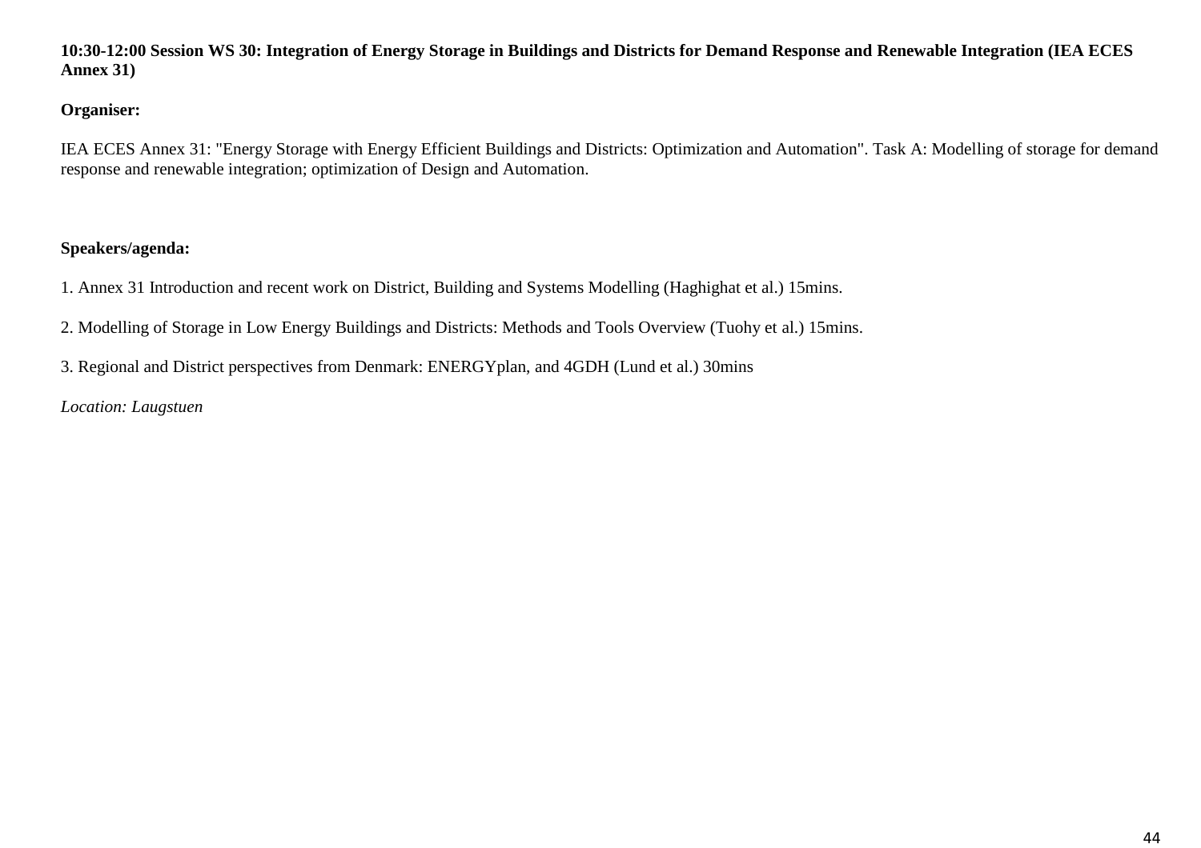**10:30-12:00 Session WS 30: Integration of Energy Storage in Buildings and Districts for Demand Response and Renewable Integration (IEA ECES Annex 31)**

**Organiser:**

IEA ECES Annex 31: "Energy Storage with Energy Efficient Buildings and Districts: Optimization and Automation". Task A: Modelling of storage for demand response and renewable integration; optimization of Design and Automation.

**Speakers/agenda:**

1. Annex 31 Introduction and recent work on District, Building and Systems Modelling (Haghighat et al.) 15mins.

2. Modelling of Storage in Low Energy Buildings and Districts: Methods and Tools Overview (Tuohy et al.) 15mins.

3. Regional and District perspectives from Denmark: ENERGYplan, and 4GDH (Lund et al.) 30mins

*Location: Laugstuen*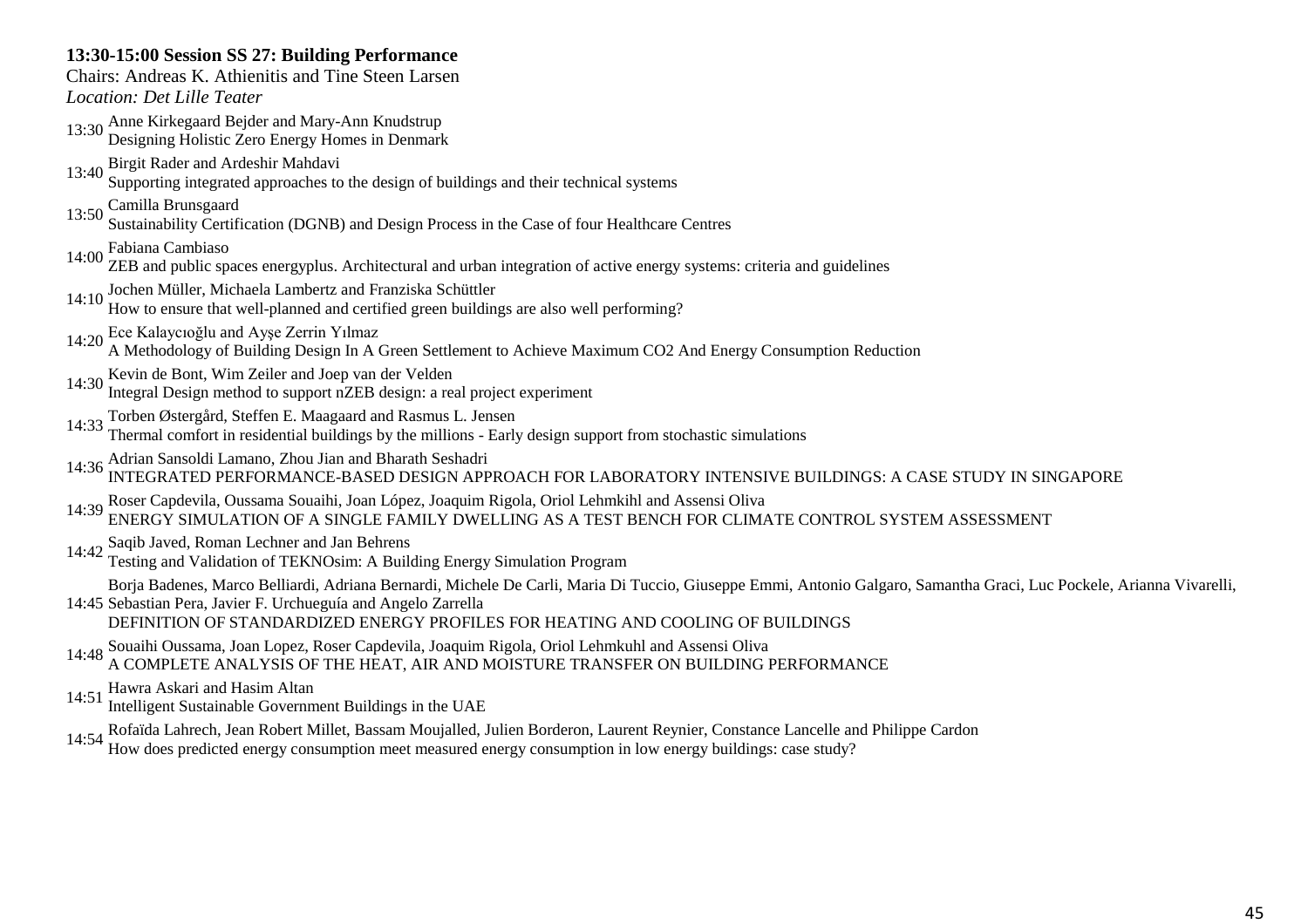**13:30-15:00 Session SS 27: Building Performance**

Chairs: Andreas K. Athienitis and Tine Steen Larsen

*Location: Det Lille Teater*

13:30 Anne Kirkegaard Bejder and Mary-Ann Knudstrup
Designing Holistic Zero Energy Homes in Denmark

13:40 Birgit Rader and Ardeshir Mahdavi
Supporting integrated approaches to the design of buildings and their technical systems

13:50 Camilla Brunsgaard
Sustainability Certification (DGNB) and Design Process in the Case of four Healthcare Centres

14:00 Fabiana Cambiaso
ZEB and public spaces energyplus. Architectural and urban integration of active energy systems: criteria and guidelines

14:10 Jochen Müller, Michaela Lambertz and Franziska Schüttler
How to ensure that well-planned and certified green buildings are also well performing?

14:20 Ece Kalaycıoğlu and Ayşe Zerrin Yılmaz
A Methodology of Building Design In A Green Settlement to Achieve Maximum CO2 And Energy Consumption Reduction

14:30 Kevin de Bont, Wim Zeiler and Joep van der Velden
Integral Design method to support nZEB design: a real project experiment

14:33 Torben Østergård, Steffen E. Maagaard and Rasmus L. Jensen
Thermal comfort in residential buildings by the millions - Early design support from stochastic simulations

14:36 Adrian Sansoldi Lamano, Zhou Jian and Bharath Seshadri
INTEGRATED PERFORMANCE-BASED DESIGN APPROACH FOR LABORATORY INTENSIVE BUILDINGS: A CASE STUDY IN SINGAPORE

14:39 Roser Capdevila, Oussama Souaihi, Joan López, Joaquim Rigola, Oriol Lehmkihl and Assensi Oliva
ENERGY SIMULATION OF A SINGLE FAMILY DWELLING AS A TEST BENCH FOR CLIMATE CONTROL SYSTEM ASSESSMENT

14:42 Saqib Javed, Roman Lechner and Jan Behrens
Testing and Validation of TEKNOsim: A Building Energy Simulation Program

14:45 Borja Badenes, Marco Belliardi, Adriana Bernardi, Michele De Carli, Maria Di Tuccio, Giuseppe Emmi, Antonio Galgaro, Samantha Graci, Luc Pockele, Arianna Vivarelli, Sebastian Pera, Javier F. Urchueguía and Angelo Zarrella
DEFINITION OF STANDARDIZED ENERGY PROFILES FOR HEATING AND COOLING OF BUILDINGS

14:48 Souaihi Oussama, Joan Lopez, Roser Capdevila, Joaquim Rigola, Oriol Lehmkuhl and Assensi Oliva
A COMPLETE ANALYSIS OF THE HEAT, AIR AND MOISTURE TRANSFER ON BUILDING PERFORMANCE

14:51 Hawra Askari and Hasim Altan
Intelligent Sustainable Government Buildings in the UAE

14:54 Rofaïda Lahrech, Jean Robert Millet, Bassam Moujalled, Julien Borderon, Laurent Reynier, Constance Lancelle and Philippe Cardon
How does predicted energy consumption meet measured energy consumption in low energy buildings: case study?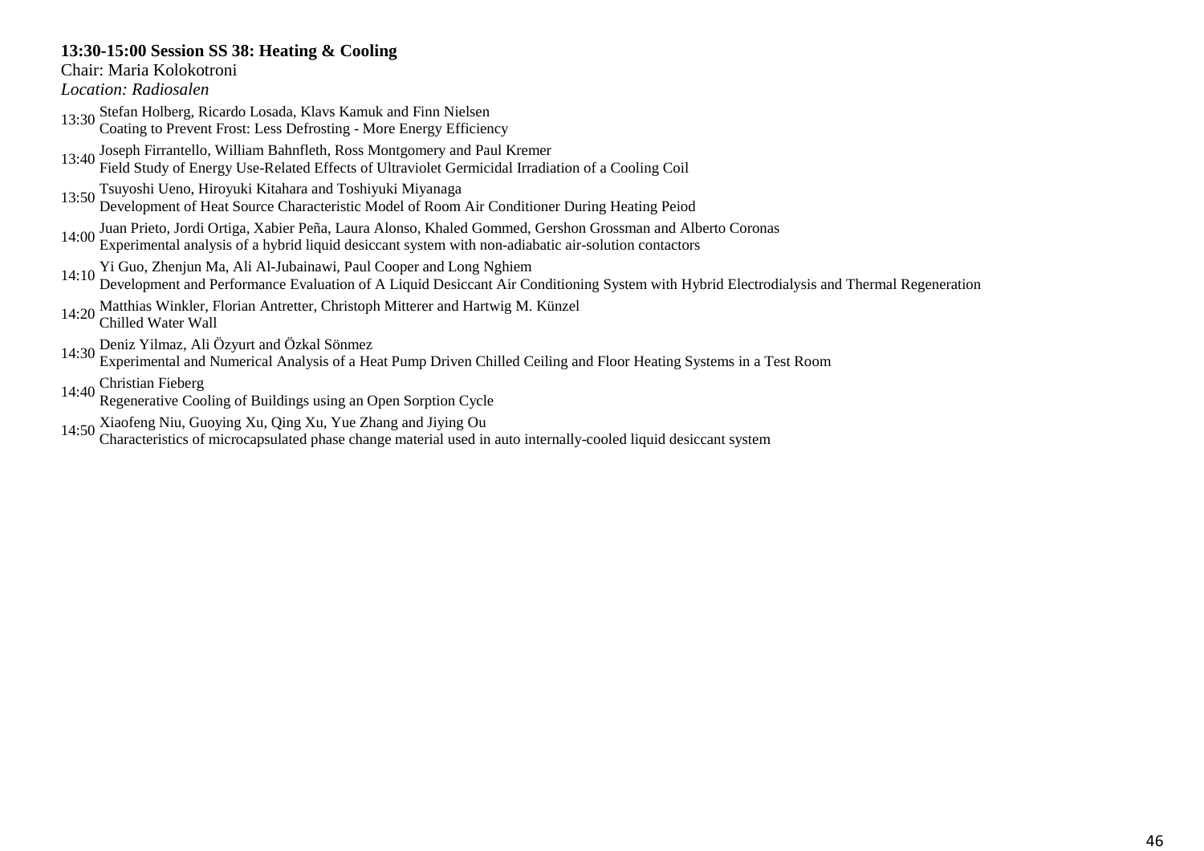**13:30-15:00 Session SS 38: Heating & Cooling**

Chair: Maria Kolokotroni

*Location: Radiosalen*

13:30 Stefan Holberg, Ricardo Losada, Klavs Kamuk and Finn Nielsen
Coating to Prevent Frost: Less Defrosting - More Energy Efficiency

13:40 Joseph Firrantello, William Bahnfleth, Ross Montgomery and Paul Kremer
Field Study of Energy Use-Related Effects of Ultraviolet Germicidal Irradiation of a Cooling Coil

13:50 Tsuyoshi Ueno, Hiroyuki Kitahara and Toshiyuki Miyanaga
Development of Heat Source Characteristic Model of Room Air Conditioner During Heating Peiod

14:00 Juan Prieto, Jordi Ortiga, Xabier Peña, Laura Alonso, Khaled Gommed, Gershon Grossman and Alberto Coronas
Experimental analysis of a hybrid liquid desiccant system with non-adiabatic air-solution contactors

14:10 Yi Guo, Zhenjun Ma, Ali Al-Jubainawi, Paul Cooper and Long Nghiem
Development and Performance Evaluation of A Liquid Desiccant Air Conditioning System with Hybrid Electrodialysis and Thermal Regeneration

14:20 Matthias Winkler, Florian Antretter, Christoph Mitterer and Hartwig M. Künzel
Chilled Water Wall

14:30 Deniz Yilmaz, Ali Özyurt and Özkal Sönmez
Experimental and Numerical Analysis of a Heat Pump Driven Chilled Ceiling and Floor Heating Systems in a Test Room

14:40 Christian Fieberg
Regenerative Cooling of Buildings using an Open Sorption Cycle

14:50 Xiaofeng Niu, Guoying Xu, Qing Xu, Yue Zhang and Jiying Ou
Characteristics of microcapsulated phase change material used in auto internally-cooled liquid desiccant system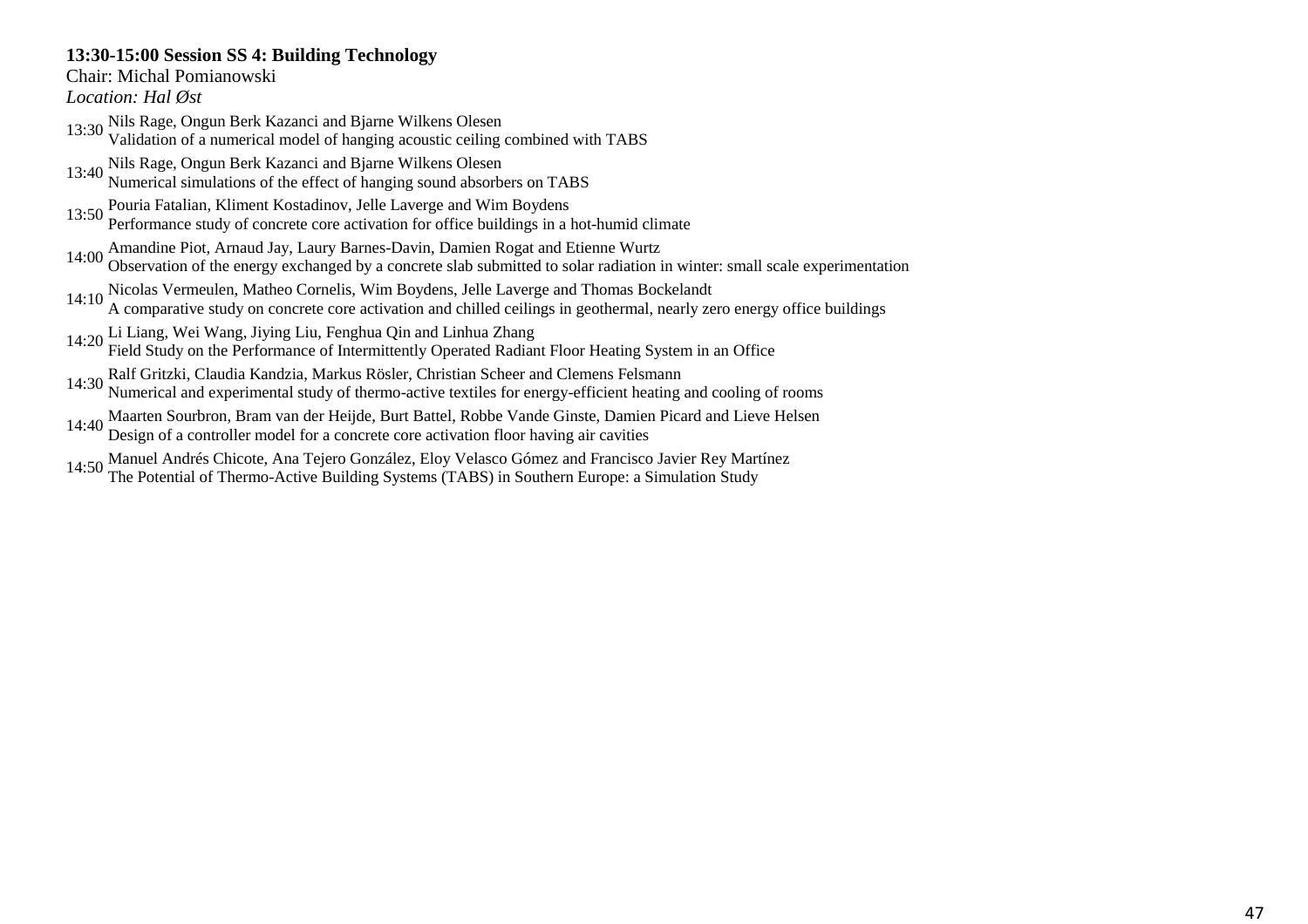**13:30-15:00 Session SS 4: Building Technology**

Chair: Michal Pomianowski

*Location: Hal Øst*

13:30 Nils Rage, Ongun Berk Kazanci and Bjarne Wilkens Olesen
Validation of a numerical model of hanging acoustic ceiling combined with TABS

13:40 Nils Rage, Ongun Berk Kazanci and Bjarne Wilkens Olesen
Numerical simulations of the effect of hanging sound absorbers on TABS

13:50 Pouria Fatalian, Kliment Kostadinov, Jelle Laverge and Wim Boydens
Performance study of concrete core activation for office buildings in a hot-humid climate

14:00 Amandine Piot, Arnaud Jay, Laury Barnes-Davin, Damien Rogat and Etienne Wurtz
Observation of the energy exchanged by a concrete slab submitted to solar radiation in winter: small scale experimentation

14:10 Nicolas Vermeulen, Matheo Cornelis, Wim Boydens, Jelle Laverge and Thomas Bockelandt
A comparative study on concrete core activation and chilled ceilings in geothermal, nearly zero energy office buildings

14:20 Li Liang, Wei Wang, Jiying Liu, Fenghua Qin and Linhua Zhang
Field Study on the Performance of Intermittently Operated Radiant Floor Heating System in an Office

14:30 Ralf Gritzki, Claudia Kandzia, Markus Rösler, Christian Scheer and Clemens Felsmann
Numerical and experimental study of thermo-active textiles for energy-efficient heating and cooling of rooms

14:40 Maarten Sourbron, Bram van der Heijde, Burt Battel, Robbe Vande Ginste, Damien Picard and Lieve Helsen
Design of a controller model for a concrete core activation floor having air cavities

14:50 Manuel Andrés Chicote, Ana Tejero González, Eloy Velasco Gómez and Francisco Javier Rey Martínez
The Potential of Thermo-Active Building Systems (TABS) in Southern Europe: a Simulation Study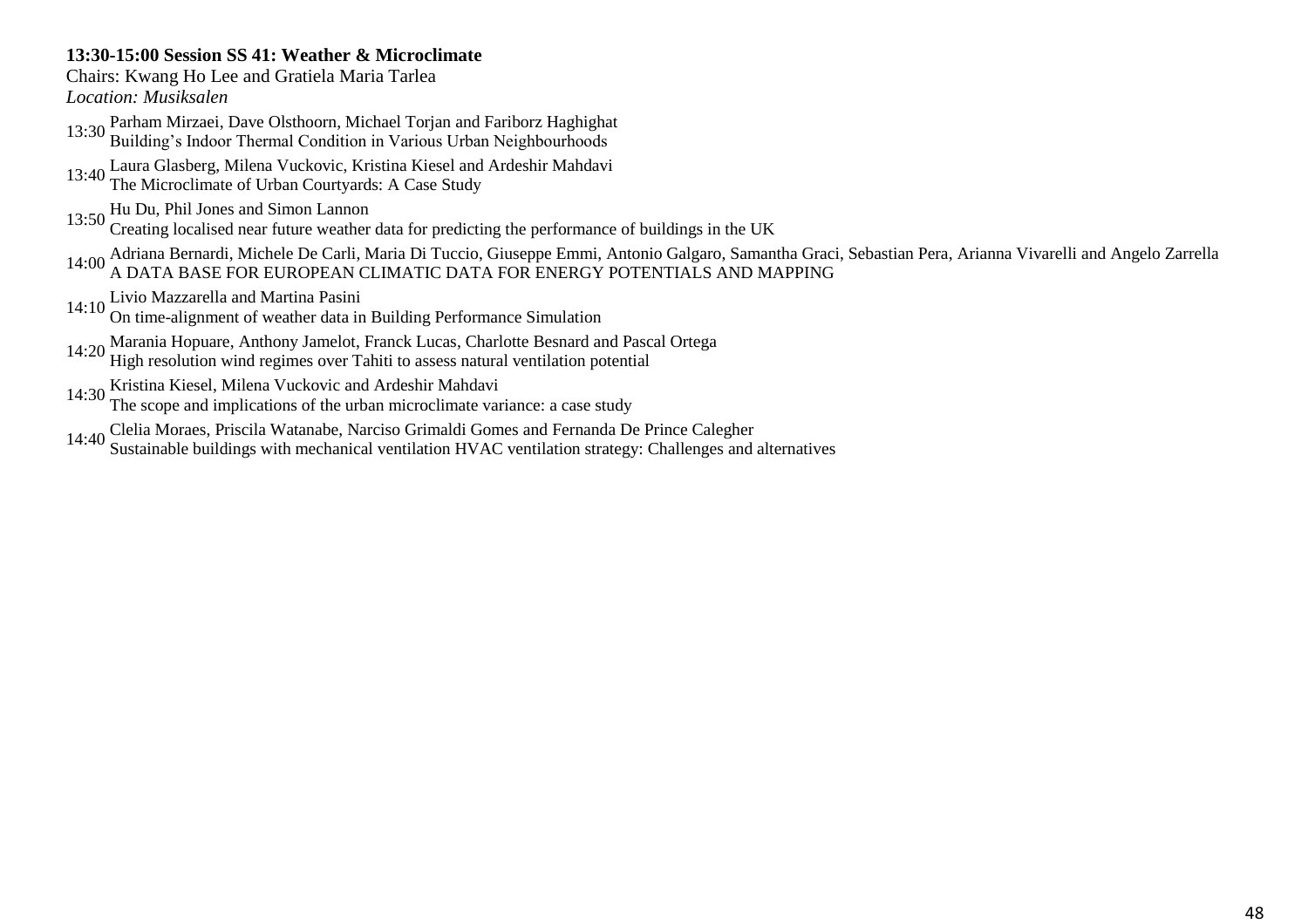**13:30-15:00 Session SS 41: Weather & Microclimate**

Chairs: Kwang Ho Lee and Gratiela Maria Tarlea

*Location: Musiksalen*

13:30 Parham Mirzaei, Dave Olsthoorn, Michael Torjan and Fariborz Haghighat
Building's Indoor Thermal Condition in Various Urban Neighbourhoods

13:40 Laura Glasberg, Milena Vuckovic, Kristina Kiesel and Ardeshir Mahdavi
The Microclimate of Urban Courtyards: A Case Study

13:50 Hu Du, Phil Jones and Simon Lannon
Creating localised near future weather data for predicting the performance of buildings in the UK

14:00 Adriana Bernardi, Michele De Carli, Maria Di Tuccio, Giuseppe Emmi, Antonio Galgaro, Samantha Graci, Sebastian Pera, Arianna Vivarelli and Angelo Zarrella
A DATA BASE FOR EUROPEAN CLIMATIC DATA FOR ENERGY POTENTIALS AND MAPPING

14:10 Livio Mazzarella and Martina Pasini
On time-alignment of weather data in Building Performance Simulation

14:20 Marania Hopuare, Anthony Jamelot, Franck Lucas, Charlotte Besnard and Pascal Ortega
High resolution wind regimes over Tahiti to assess natural ventilation potential

14:30 Kristina Kiesel, Milena Vuckovic and Ardeshir Mahdavi
The scope and implications of the urban microclimate variance: a case study

14:40 Clelia Moraes, Priscila Watanabe, Narciso Grimaldi Gomes and Fernanda De Prince Calegher
Sustainable buildings with mechanical ventilation HVAC ventilation strategy: Challenges and alternatives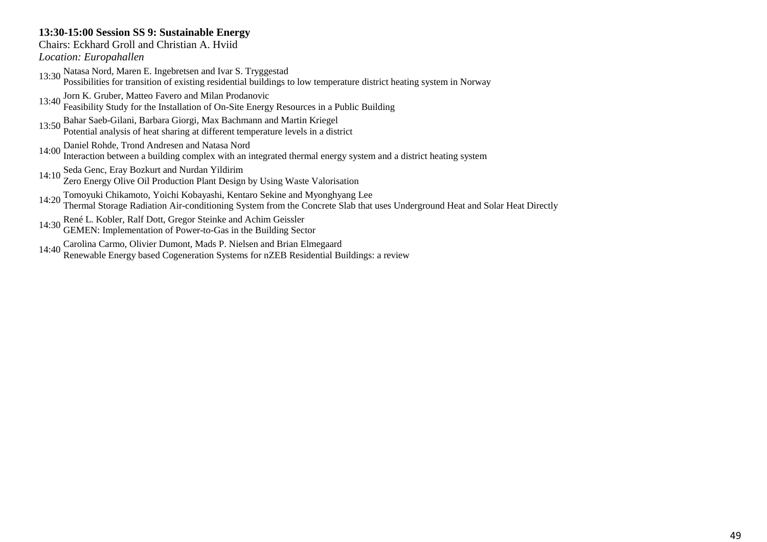**13:30-15:00 Session SS 9: Sustainable Energy**

Chairs: Eckhard Groll and Christian A. Hviid

*Location: Europahallen*

13:30 Natasa Nord, Maren E. Ingebretsen and Ivar S. Tryggestad
Possibilities for transition of existing residential buildings to low temperature district heating system in Norway

13:40 Jorn K. Gruber, Matteo Favero and Milan Prodanovic
Feasibility Study for the Installation of On-Site Energy Resources in a Public Building

13:50 Bahar Saeb-Gilani, Barbara Giorgi, Max Bachmann and Martin Kriegel
Potential analysis of heat sharing at different temperature levels in a district

14:00 Daniel Rohde, Trond Andresen and Natasa Nord
Interaction between a building complex with an integrated thermal energy system and a district heating system

14:10 Seda Genc, Eray Bozkurt and Nurdan Yildirim
Zero Energy Olive Oil Production Plant Design by Using Waste Valorisation

14:20 Tomoyuki Chikamoto, Yoichi Kobayashi, Kentaro Sekine and Myonghyang Lee
Thermal Storage Radiation Air-conditioning System from the Concrete Slab that uses Underground Heat and Solar Heat Directly

14:30 René L. Kobler, Ralf Dott, Gregor Steinke and Achim Geissler
GEMEN: Implementation of Power-to-Gas in the Building Sector

14:40 Carolina Carmo, Olivier Dumont, Mads P. Nielsen and Brian Elmegaard
Renewable Energy based Cogeneration Systems for nZEB Residential Buildings: a review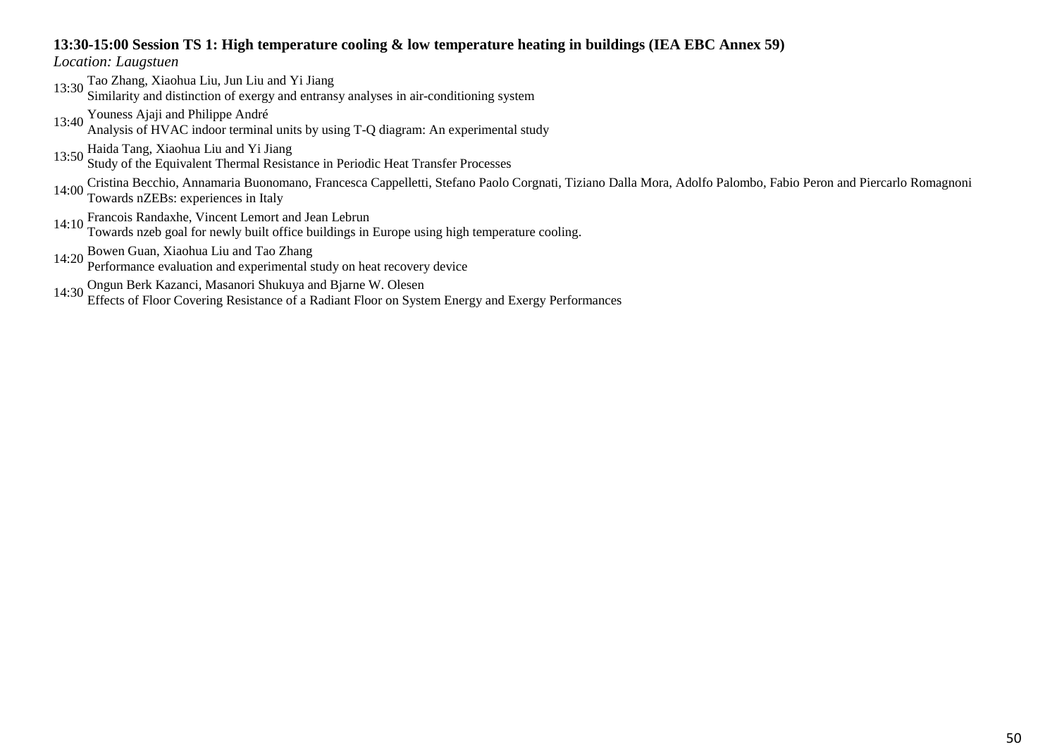**13:30-15:00 Session TS 1: High temperature cooling & low temperature heating in buildings (IEA EBC Annex 59)**

*Location: Laugstuen*

13:30 Tao Zhang, Xiaohua Liu, Jun Liu and Yi Jiang
Similarity and distinction of exergy and entransy analyses in air-conditioning system

13:40 Youness Ajaji and Philippe André
Analysis of HVAC indoor terminal units by using T-Q diagram: An experimental study

13:50 Haida Tang, Xiaohua Liu and Yi Jiang
Study of the Equivalent Thermal Resistance in Periodic Heat Transfer Processes

14:00 Cristina Becchio, Annamaria Buonomano, Francesca Cappelletti, Stefano Paolo Corgnati, Tiziano Dalla Mora, Adolfo Palombo, Fabio Peron and Piercarlo Romagnoni
Towards nZEBs: experiences in Italy

14:10 Francois Randaxhe, Vincent Lemort and Jean Lebrun
Towards nzeb goal for newly built office buildings in Europe using high temperature cooling.

14:20 Bowen Guan, Xiaohua Liu and Tao Zhang
Performance evaluation and experimental study on heat recovery device

14:30 Ongun Berk Kazanci, Masanori Shukuya and Bjarne W. Olesen
Effects of Floor Covering Resistance of a Radiant Floor on System Energy and Exergy Performances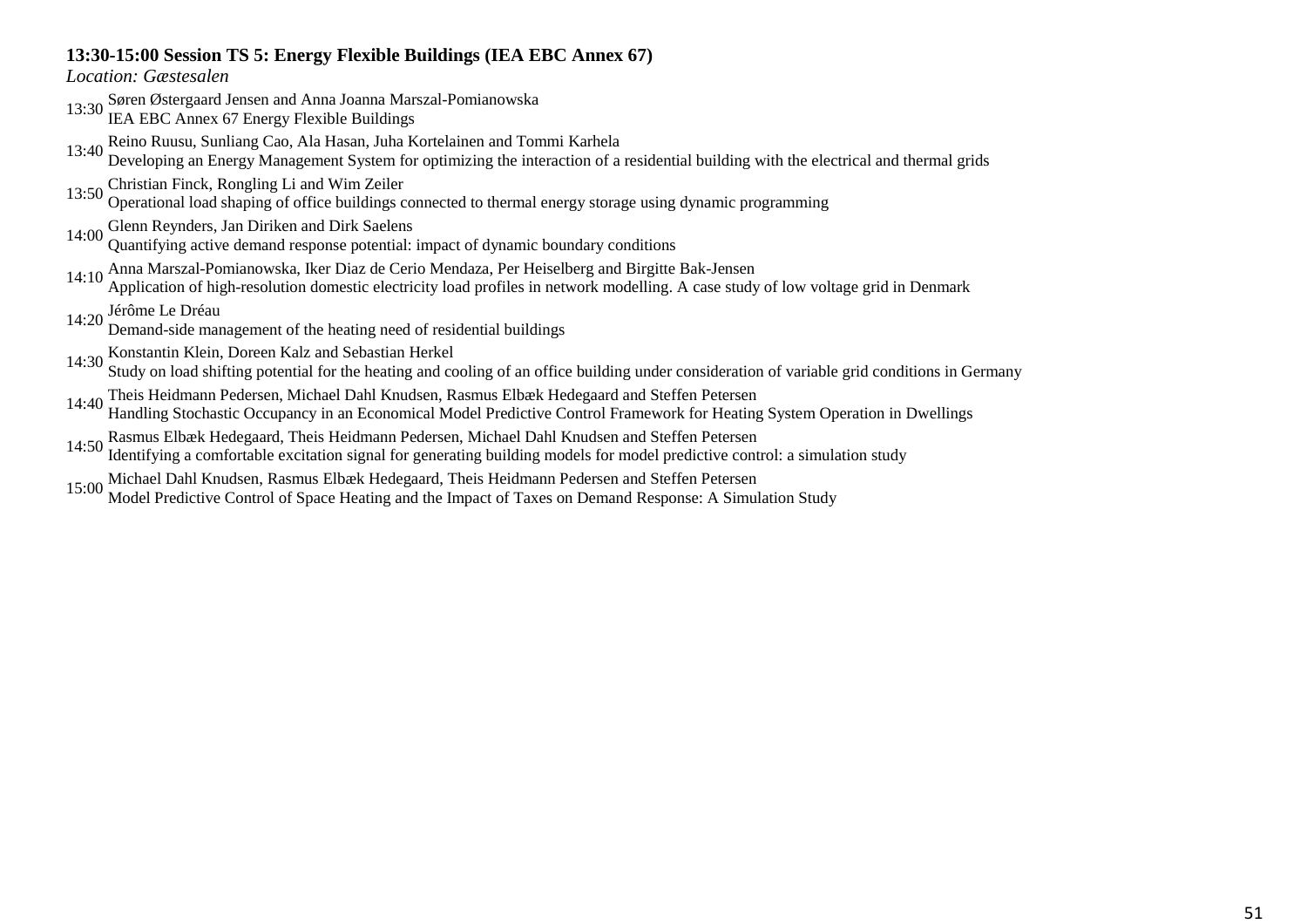**13:30-15:00 Session TS 5: Energy Flexible Buildings (IEA EBC Annex 67)**

*Location: Gæstesalen*

13:30 Søren Østergaard Jensen and Anna Joanna Marszal-Pomianowska
IEA EBC Annex 67 Energy Flexible Buildings

13:40 Reino Ruusu, Sunliang Cao, Ala Hasan, Juha Kortelainen and Tommi Karhela
Developing an Energy Management System for optimizing the interaction of a residential building with the electrical and thermal grids

13:50 Christian Finck, Rongling Li and Wim Zeiler
Operational load shaping of office buildings connected to thermal energy storage using dynamic programming

14:00 Glenn Reynders, Jan Diriken and Dirk Saelens
Quantifying active demand response potential: impact of dynamic boundary conditions

14:10 Anna Marszal-Pomianowska, Iker Diaz de Cerio Mendaza, Per Heiselberg and Birgitte Bak-Jensen
Application of high-resolution domestic electricity load profiles in network modelling. A case study of low voltage grid in Denmark

14:20 Jérôme Le Dréau
Demand-side management of the heating need of residential buildings

14:30 Konstantin Klein, Doreen Kalz and Sebastian Herkel
Study on load shifting potential for the heating and cooling of an office building under consideration of variable grid conditions in Germany

14:40 Theis Heidmann Pedersen, Michael Dahl Knudsen, Rasmus Elbæk Hedegaard and Steffen Petersen
Handling Stochastic Occupancy in an Economical Model Predictive Control Framework for Heating System Operation in Dwellings

14:50 Rasmus Elbæk Hedegaard, Theis Heidmann Pedersen, Michael Dahl Knudsen and Steffen Petersen
Identifying a comfortable excitation signal for generating building models for model predictive control: a simulation study

15:00 Michael Dahl Knudsen, Rasmus Elbæk Hedegaard, Theis Heidmann Pedersen and Steffen Petersen
Model Predictive Control of Space Heating and the Impact of Taxes on Demand Response: A Simulation Study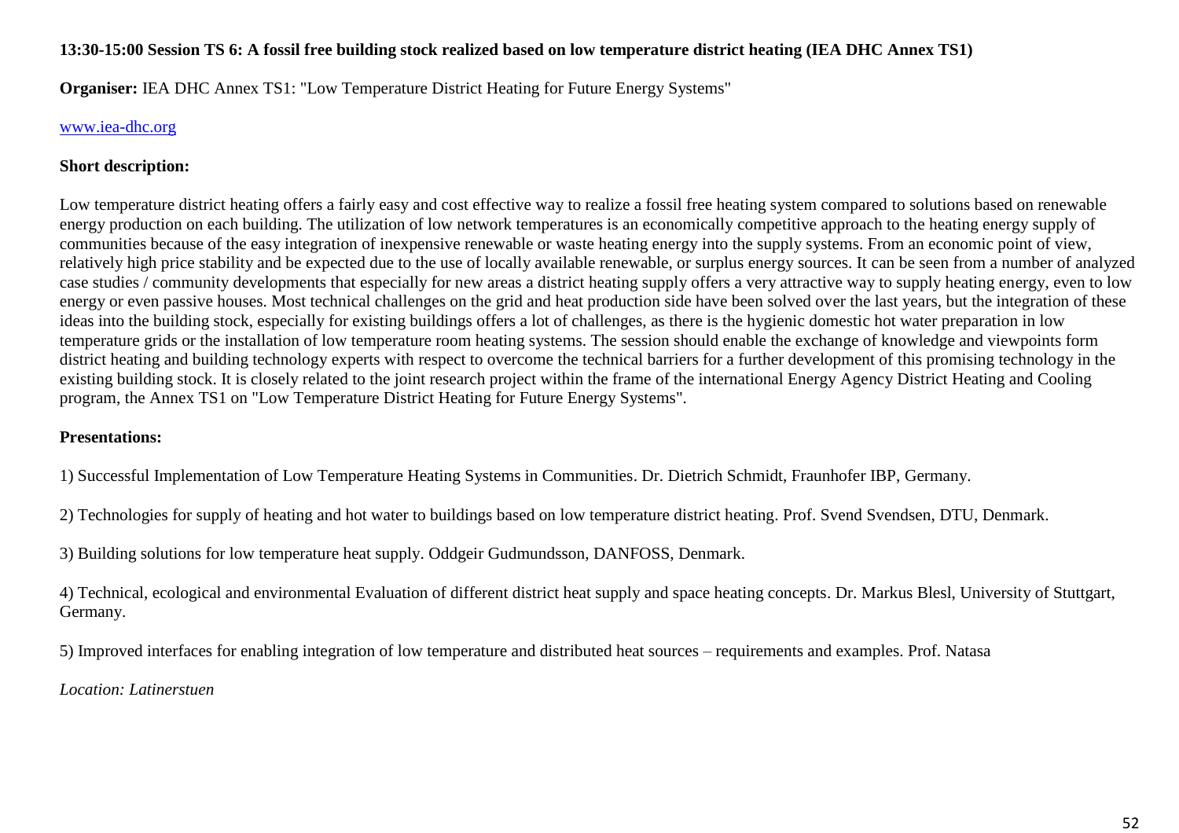**13:30-15:00 Session TS 6: A fossil free building stock realized based on low temperature district heating (IEA DHC Annex TS1)**

**Organiser:** IEA DHC Annex TS1: "Low Temperature District Heating for Future Energy Systems"

www.iea-dhc.org

**Short description:**

Low temperature district heating offers a fairly easy and cost effective way to realize a fossil free heating system compared to solutions based on renewable energy production on each building. The utilization of low network temperatures is an economically competitive approach to the heating energy supply of communities because of the easy integration of inexpensive renewable or waste heating energy into the supply systems. From an economic point of view, relatively high price stability and be expected due to the use of locally available renewable, or surplus energy sources. It can be seen from a number of analyzed case studies / community developments that especially for new areas a district heating supply offers a very attractive way to supply heating energy, even to low energy or even passive houses. Most technical challenges on the grid and heat production side have been solved over the last years, but the integration of these ideas into the building stock, especially for existing buildings offers a lot of challenges, as there is the hygienic domestic hot water preparation in low temperature grids or the installation of low temperature room heating systems. The session should enable the exchange of knowledge and viewpoints form district heating and building technology experts with respect to overcome the technical barriers for a further development of this promising technology in the existing building stock. It is closely related to the joint research project within the frame of the international Energy Agency District Heating and Cooling program, the Annex TS1 on "Low Temperature District Heating for Future Energy Systems".

**Presentations:**

1) Successful Implementation of Low Temperature Heating Systems in Communities. Dr. Dietrich Schmidt, Fraunhofer IBP, Germany.

2) Technologies for supply of heating and hot water to buildings based on low temperature district heating. Prof. Svend Svendsen, DTU, Denmark.

3) Building solutions for low temperature heat supply. Oddgeir Gudmundsson, DANFOSS, Denmark.

4) Technical, ecological and environmental Evaluation of different district heat supply and space heating concepts. Dr. Markus Blesl, University of Stuttgart, Germany.

5) Improved interfaces for enabling integration of low temperature and distributed heat sources – requirements and examples. Prof. Natasa

*Location: Latinerstuen*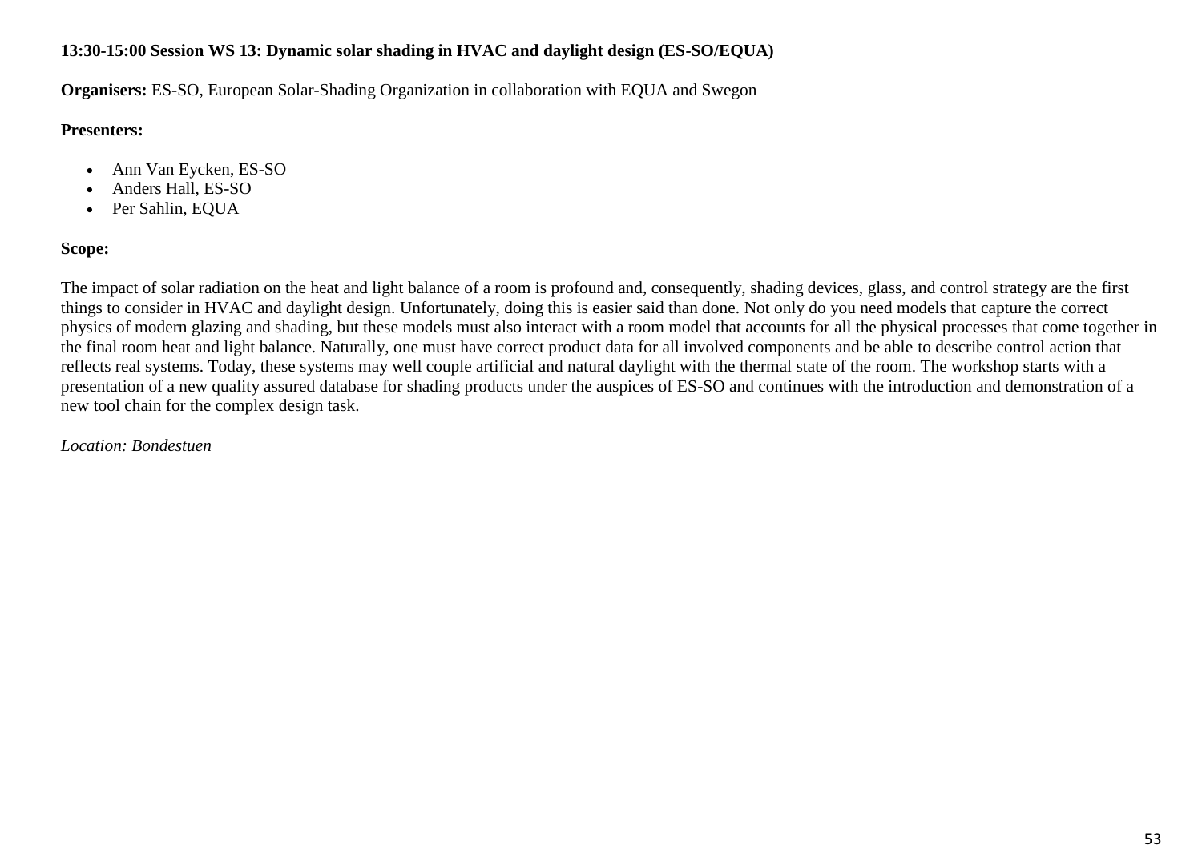**13:30-15:00 Session WS 13: Dynamic solar shading in HVAC and daylight design (ES-SO/EQUA)**

**Organisers:** ES-SO, European Solar-Shading Organization in collaboration with EQUA and Swegon

**Presenters:**

- Ann Van Eycken, ES-SO
- Anders Hall, ES-SO
- Per Sahlin, EQUA

**Scope:**

The impact of solar radiation on the heat and light balance of a room is profound and, consequently, shading devices, glass, and control strategy are the first things to consider in HVAC and daylight design. Unfortunately, doing this is easier said than done. Not only do you need models that capture the correct physics of modern glazing and shading, but these models must also interact with a room model that accounts for all the physical processes that come together in the final room heat and light balance. Naturally, one must have correct product data for all involved components and be able to describe control action that reflects real systems. Today, these systems may well couple artificial and natural daylight with the thermal state of the room. The workshop starts with a presentation of a new quality assured database for shading products under the auspices of ES-SO and continues with the introduction and demonstration of a new tool chain for the complex design task.

*Location: Bondestuen*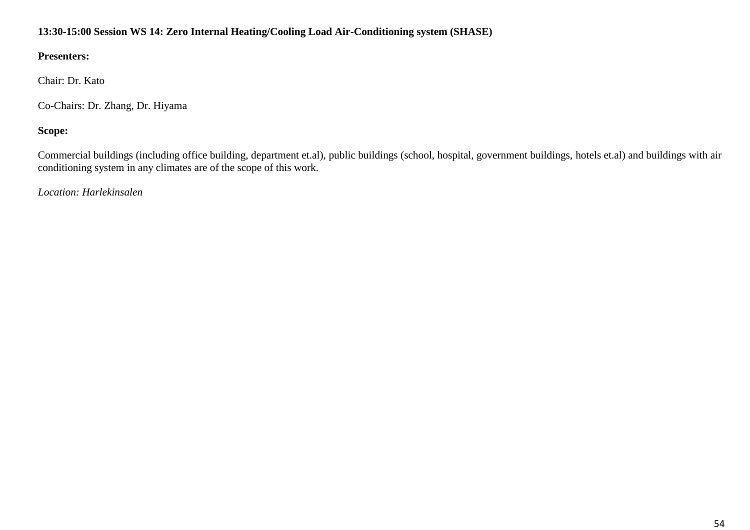**13:30-15:00 Session WS 14: Zero Internal Heating/Cooling Load Air-Conditioning system (SHASE)**

**Presenters:**

Chair: Dr. Kato

Co-Chairs: Dr. Zhang, Dr. Hiyama

**Scope:**

Commercial buildings (including office building, department et.al), public buildings (school, hospital, government buildings, hotels et.al) and buildings with air conditioning system in any climates are of the scope of this work.

*Location: Harlekinsalen*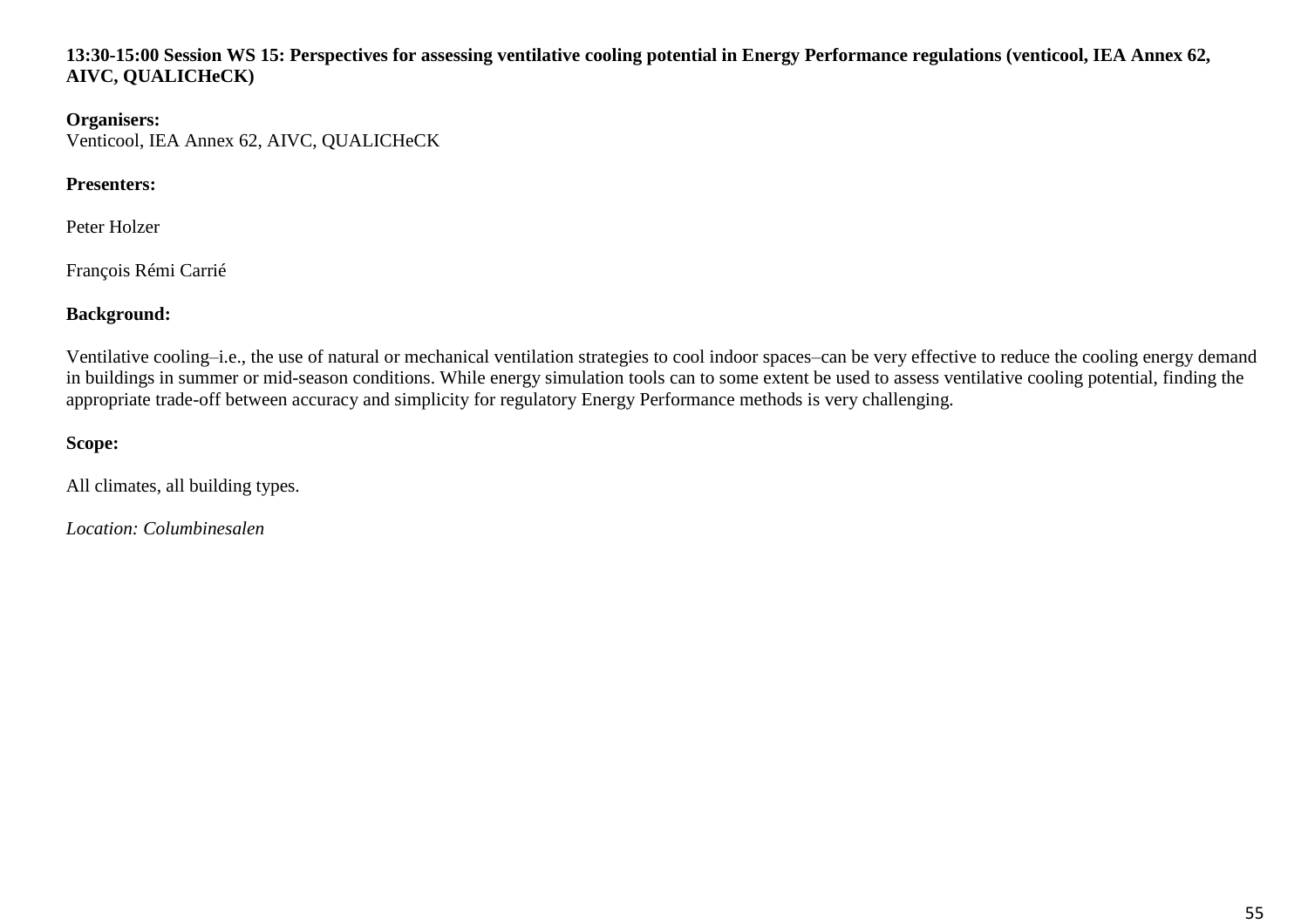**13:30-15:00 Session WS 15: Perspectives for assessing ventilative cooling potential in Energy Performance regulations (venticool, IEA Annex 62, AIVC, QUALICHeCK)**

**Organisers:**
Venticool, IEA Annex 62, AIVC, QUALICHeCK

**Presenters:**

Peter Holzer

François Rémi Carrié

**Background:**

Ventilative cooling–i.e., the use of natural or mechanical ventilation strategies to cool indoor spaces–can be very effective to reduce the cooling energy demand in buildings in summer or mid-season conditions. While energy simulation tools can to some extent be used to assess ventilative cooling potential, finding the appropriate trade-off between accuracy and simplicity for regulatory Energy Performance methods is very challenging.

**Scope:**

All climates, all building types.

*Location: Columbinesalen*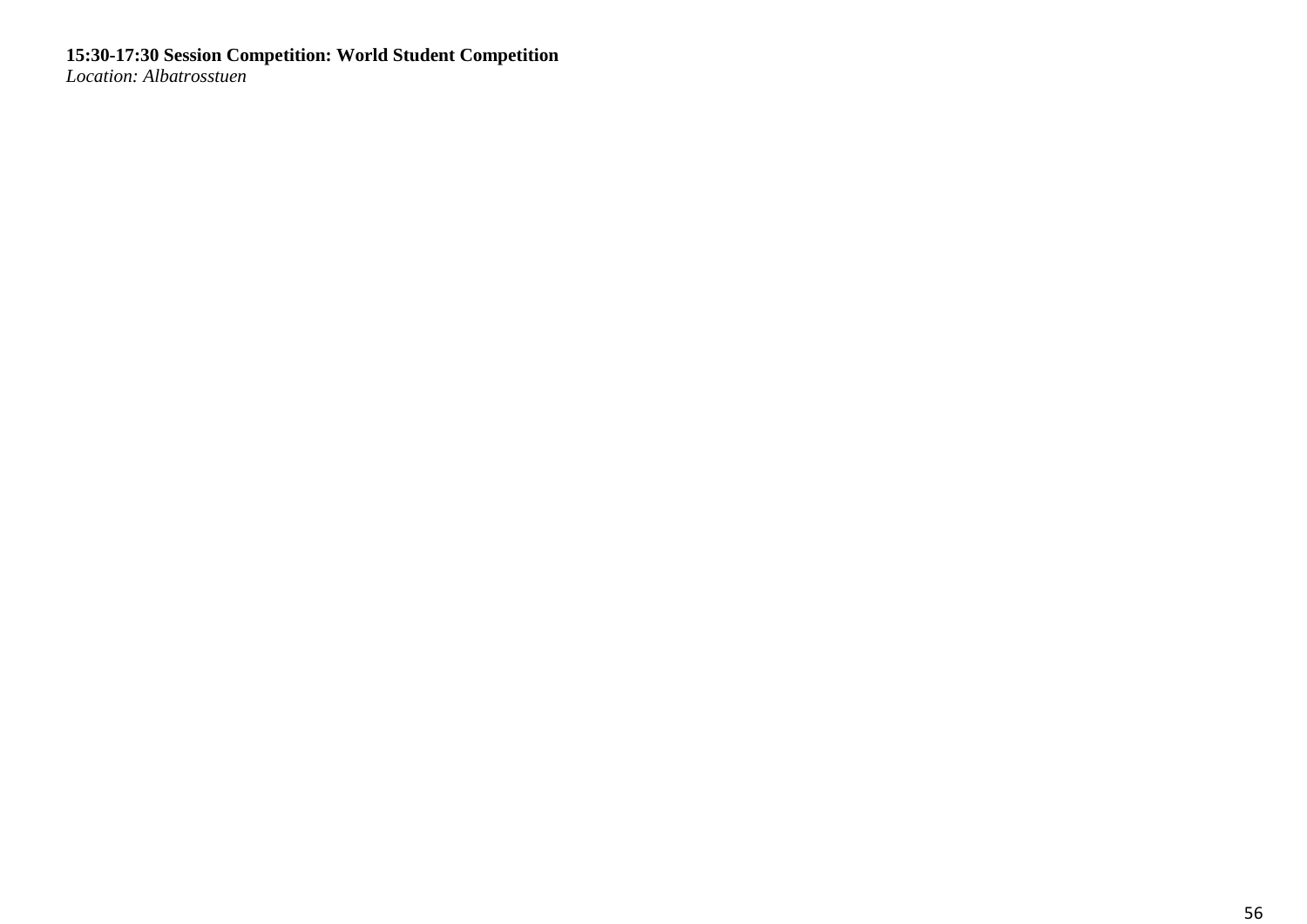**15:30-17:30 Session Competition: World Student Competition**
*Location: Albatrosstuen*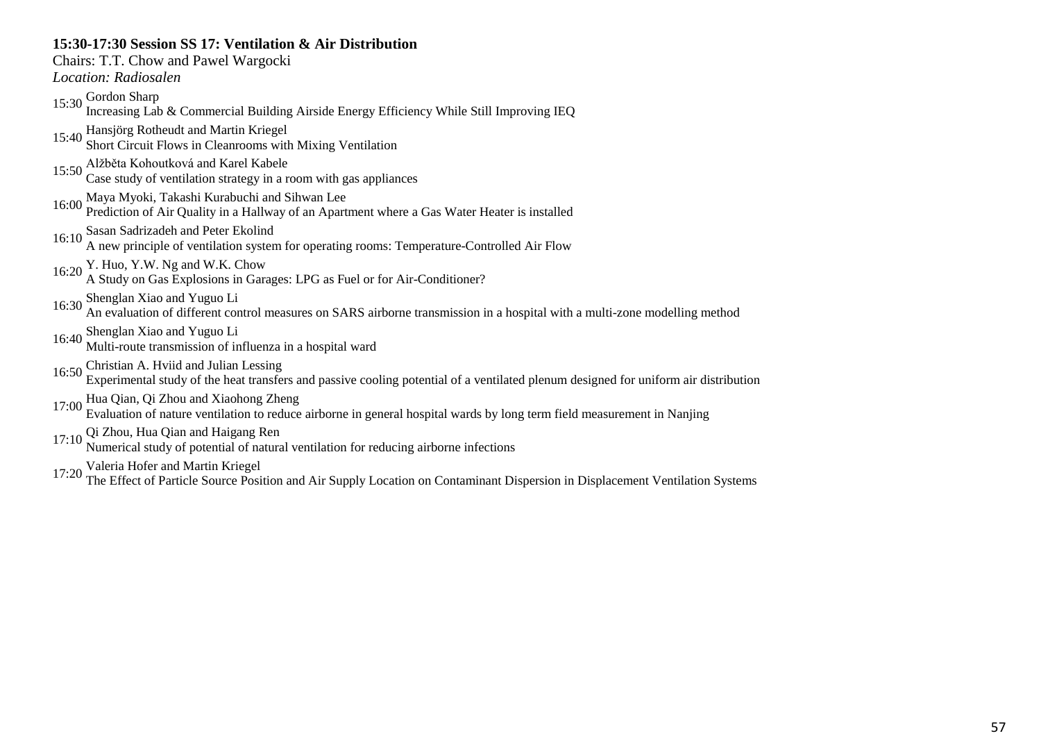**15:30-17:30 Session SS 17: Ventilation & Air Distribution**

Chairs: T.T. Chow and Pawel Wargocki

*Location: Radiosalen*

15:30 Gordon Sharp
Increasing Lab & Commercial Building Airside Energy Efficiency While Still Improving IEQ

15:40 Hansjörg Rotheudt and Martin Kriegel
Short Circuit Flows in Cleanrooms with Mixing Ventilation

15:50 Alžběta Kohoutková and Karel Kabele
Case study of ventilation strategy in a room with gas appliances

16:00 Maya Myoki, Takashi Kurabuchi and Sihwan Lee
Prediction of Air Quality in a Hallway of an Apartment where a Gas Water Heater is installed

16:10 Sasan Sadrizadeh and Peter Ekolind
A new principle of ventilation system for operating rooms: Temperature-Controlled Air Flow

16:20 Y. Huo, Y.W. Ng and W.K. Chow
A Study on Gas Explosions in Garages: LPG as Fuel or for Air-Conditioner?

16:30 Shenglan Xiao and Yuguo Li
An evaluation of different control measures on SARS airborne transmission in a hospital with a multi-zone modelling method

16:40 Shenglan Xiao and Yuguo Li
Multi-route transmission of influenza in a hospital ward

16:50 Christian A. Hviid and Julian Lessing
Experimental study of the heat transfers and passive cooling potential of a ventilated plenum designed for uniform air distribution

17:00 Hua Qian, Qi Zhou and Xiaohong Zheng
Evaluation of nature ventilation to reduce airborne in general hospital wards by long term field measurement in Nanjing

17:10 Qi Zhou, Hua Qian and Haigang Ren
Numerical study of potential of natural ventilation for reducing airborne infections

17:20 Valeria Hofer and Martin Kriegel
The Effect of Particle Source Position and Air Supply Location on Contaminant Dispersion in Displacement Ventilation Systems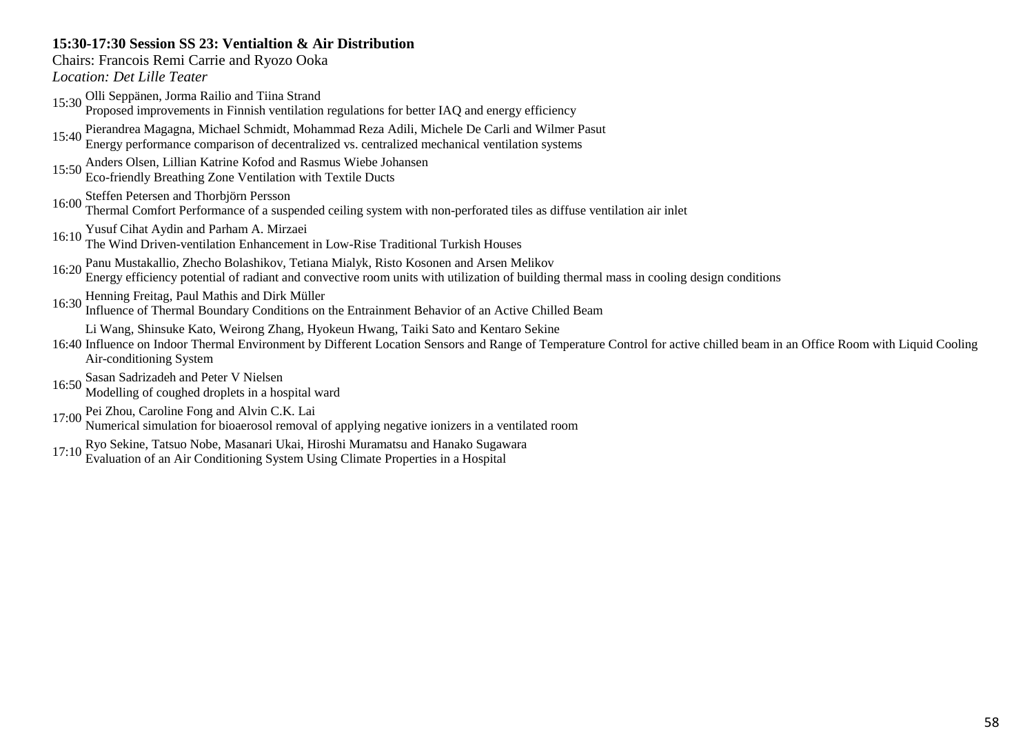**15:30-17:30 Session SS 23: Ventialtion & Air Distribution**

Chairs: Francois Remi Carrie and Ryozo Ooka

*Location: Det Lille Teater*

15:30 Olli Seppänen, Jorma Railio and Tiina Strand
Proposed improvements in Finnish ventilation regulations for better IAQ and energy efficiency

15:40 Pierandrea Magagna, Michael Schmidt, Mohammad Reza Adili, Michele De Carli and Wilmer Pasut
Energy performance comparison of decentralized vs. centralized mechanical ventilation systems

15:50 Anders Olsen, Lillian Katrine Kofod and Rasmus Wiebe Johansen
Eco-friendly Breathing Zone Ventilation with Textile Ducts

16:00 Steffen Petersen and Thorbjörn Persson
Thermal Comfort Performance of a suspended ceiling system with non-perforated tiles as diffuse ventilation air inlet

16:10 Yusuf Cihat Aydin and Parham A. Mirzaei
The Wind Driven-ventilation Enhancement in Low-Rise Traditional Turkish Houses

16:20 Panu Mustakallio, Zhecho Bolashikov, Tetiana Mialyk, Risto Kosonen and Arsen Melikov
Energy efficiency potential of radiant and convective room units with utilization of building thermal mass in cooling design conditions

16:30 Henning Freitag, Paul Mathis and Dirk Müller
Influence of Thermal Boundary Conditions on the Entrainment Behavior of an Active Chilled Beam

16:40 Li Wang, Shinsuke Kato, Weirong Zhang, Hyokeun Hwang, Taiki Sato and Kentaro Sekine
Influence on Indoor Thermal Environment by Different Location Sensors and Range of Temperature Control for active chilled beam in an Office Room with Liquid Cooling Air-conditioning System

16:50 Sasan Sadrizadeh and Peter V Nielsen
Modelling of coughed droplets in a hospital ward

17:00 Pei Zhou, Caroline Fong and Alvin C.K. Lai
Numerical simulation for bioaerosol removal of applying negative ionizers in a ventilated room

17:10 Ryo Sekine, Tatsuo Nobe, Masanari Ukai, Hiroshi Muramatsu and Hanako Sugawara
Evaluation of an Air Conditioning System Using Climate Properties in a Hospital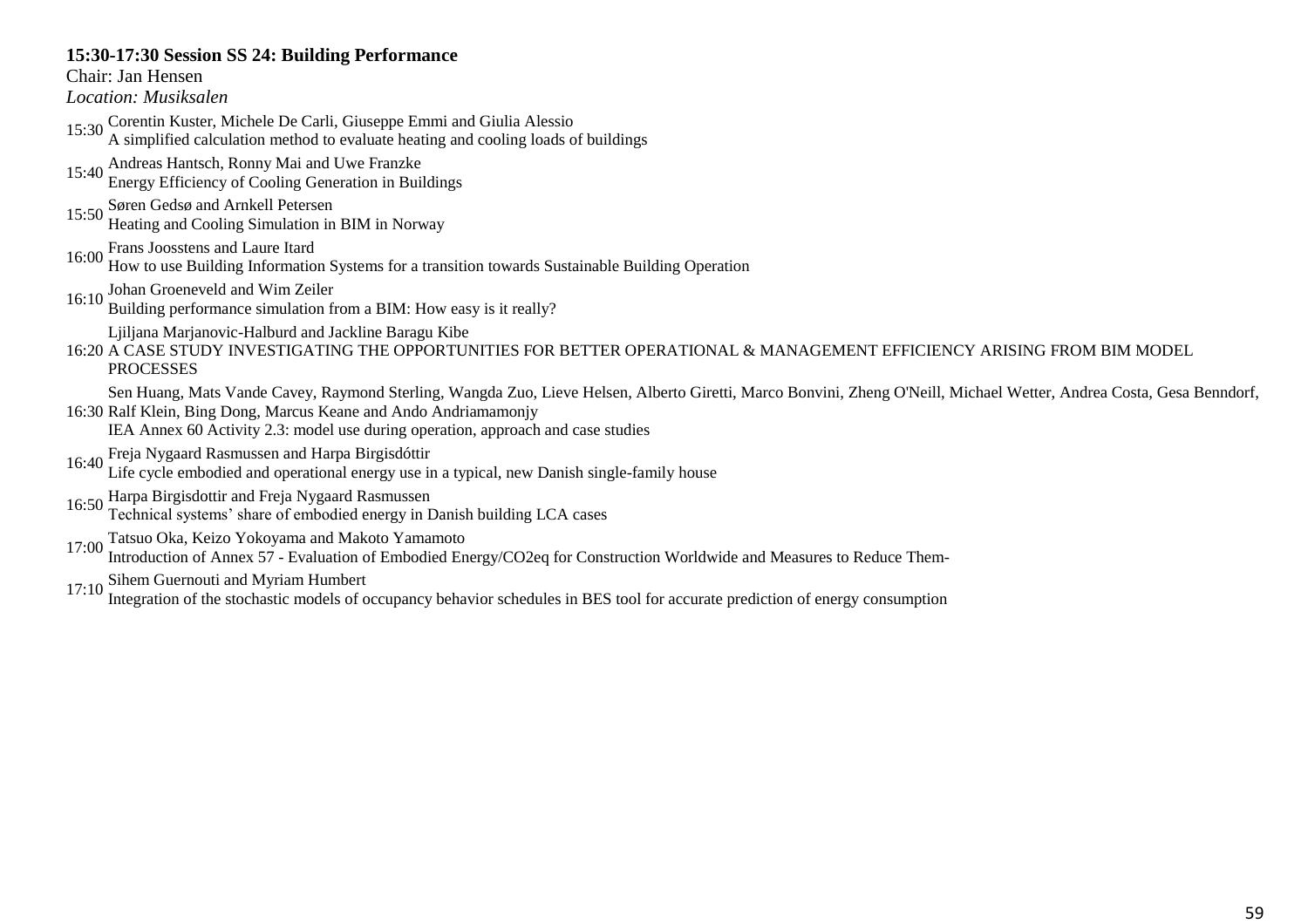**15:30-17:30 Session SS 24: Building Performance**

Chair: Jan Hensen

*Location: Musiksalen*

15:30 Corentin Kuster, Michele De Carli, Giuseppe Emmi and Giulia Alessio
A simplified calculation method to evaluate heating and cooling loads of buildings

15:40 Andreas Hantsch, Ronny Mai and Uwe Franzke
Energy Efficiency of Cooling Generation in Buildings

15:50 Søren Gedsø and Arnkell Petersen
Heating and Cooling Simulation in BIM in Norway

16:00 Frans Joosstens and Laure Itard
How to use Building Information Systems for a transition towards Sustainable Building Operation

16:10 Johan Groeneveld and Wim Zeiler
Building performance simulation from a BIM: How easy is it really?

16:20 Ljiljana Marjanovic-Halburd and Jackline Baragu Kibe
A CASE STUDY INVESTIGATING THE OPPORTUNITIES FOR BETTER OPERATIONAL & MANAGEMENT EFFICIENCY ARISING FROM BIM MODEL PROCESSES

16:30 Sen Huang, Mats Vande Cavey, Raymond Sterling, Wangda Zuo, Lieve Helsen, Alberto Giretti, Marco Bonvini, Zheng O'Neill, Michael Wetter, Andrea Costa, Gesa Benndorf, Ralf Klein, Bing Dong, Marcus Keane and Ando Andriamamonjy
IEA Annex 60 Activity 2.3: model use during operation, approach and case studies

16:40 Freja Nygaard Rasmussen and Harpa Birgisdóttir
Life cycle embodied and operational energy use in a typical, new Danish single-family house

16:50 Harpa Birgisdottir and Freja Nygaard Rasmussen
Technical systems' share of embodied energy in Danish building LCA cases

17:00 Tatsuo Oka, Keizo Yokoyama and Makoto Yamamoto
Introduction of Annex 57 - Evaluation of Embodied Energy/CO2eq for Construction Worldwide and Measures to Reduce Them-

17:10 Sihem Guernouti and Myriam Humbert
Integration of the stochastic models of occupancy behavior schedules in BES tool for accurate prediction of energy consumption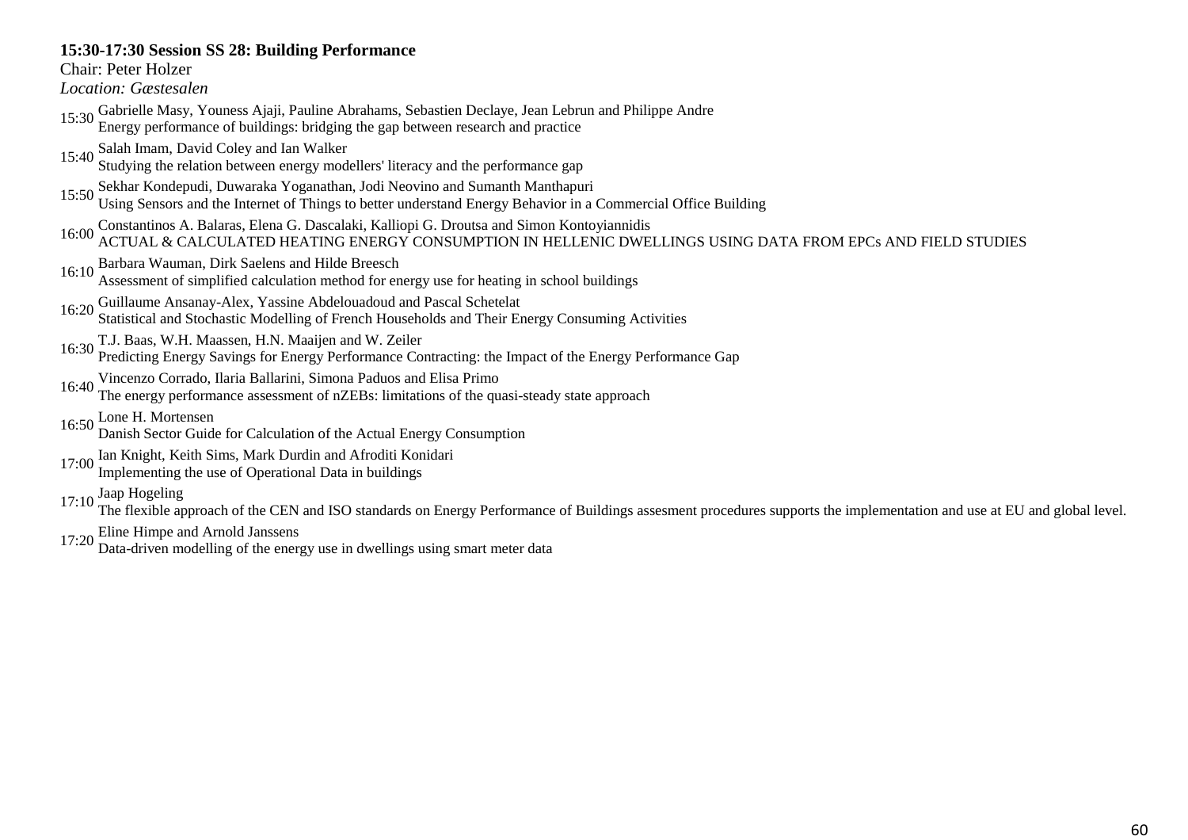**15:30-17:30 Session SS 28: Building Performance**

Chair: Peter Holzer

*Location: Gæstesalen*

15:30 Gabrielle Masy, Youness Ajaji, Pauline Abrahams, Sebastien Declaye, Jean Lebrun and Philippe Andre
Energy performance of buildings: bridging the gap between research and practice

15:40 Salah Imam, David Coley and Ian Walker
Studying the relation between energy modellers' literacy and the performance gap

15:50 Sekhar Kondepudi, Duwaraka Yoganathan, Jodi Neovino and Sumanth Manthapuri
Using Sensors and the Internet of Things to better understand Energy Behavior in a Commercial Office Building

16:00 Constantinos A. Balaras, Elena G. Dascalaki, Kalliopi G. Droutsa and Simon Kontoyiannidis
ACTUAL & CALCULATED HEATING ENERGY CONSUMPTION IN HELLENIC DWELLINGS USING DATA FROM EPCs AND FIELD STUDIES

16:10 Barbara Wauman, Dirk Saelens and Hilde Breesch
Assessment of simplified calculation method for energy use for heating in school buildings

16:20 Guillaume Ansanay-Alex, Yassine Abdelouadoud and Pascal Schetelat
Statistical and Stochastic Modelling of French Households and Their Energy Consuming Activities

16:30 T.J. Baas, W.H. Maassen, H.N. Maaijen and W. Zeiler
Predicting Energy Savings for Energy Performance Contracting: the Impact of the Energy Performance Gap

16:40 Vincenzo Corrado, Ilaria Ballarini, Simona Paduos and Elisa Primo
The energy performance assessment of nZEBs: limitations of the quasi-steady state approach

16:50 Lone H. Mortensen
Danish Sector Guide for Calculation of the Actual Energy Consumption

17:00 Ian Knight, Keith Sims, Mark Durdin and Afroditi Konidari
Implementing the use of Operational Data in buildings

17:10 Jaap Hogeling
The flexible approach of the CEN and ISO standards on Energy Performance of Buildings assesment procedures supports the implementation and use at EU and global level.

17:20 Eline Himpe and Arnold Janssens
Data-driven modelling of the energy use in dwellings using smart meter data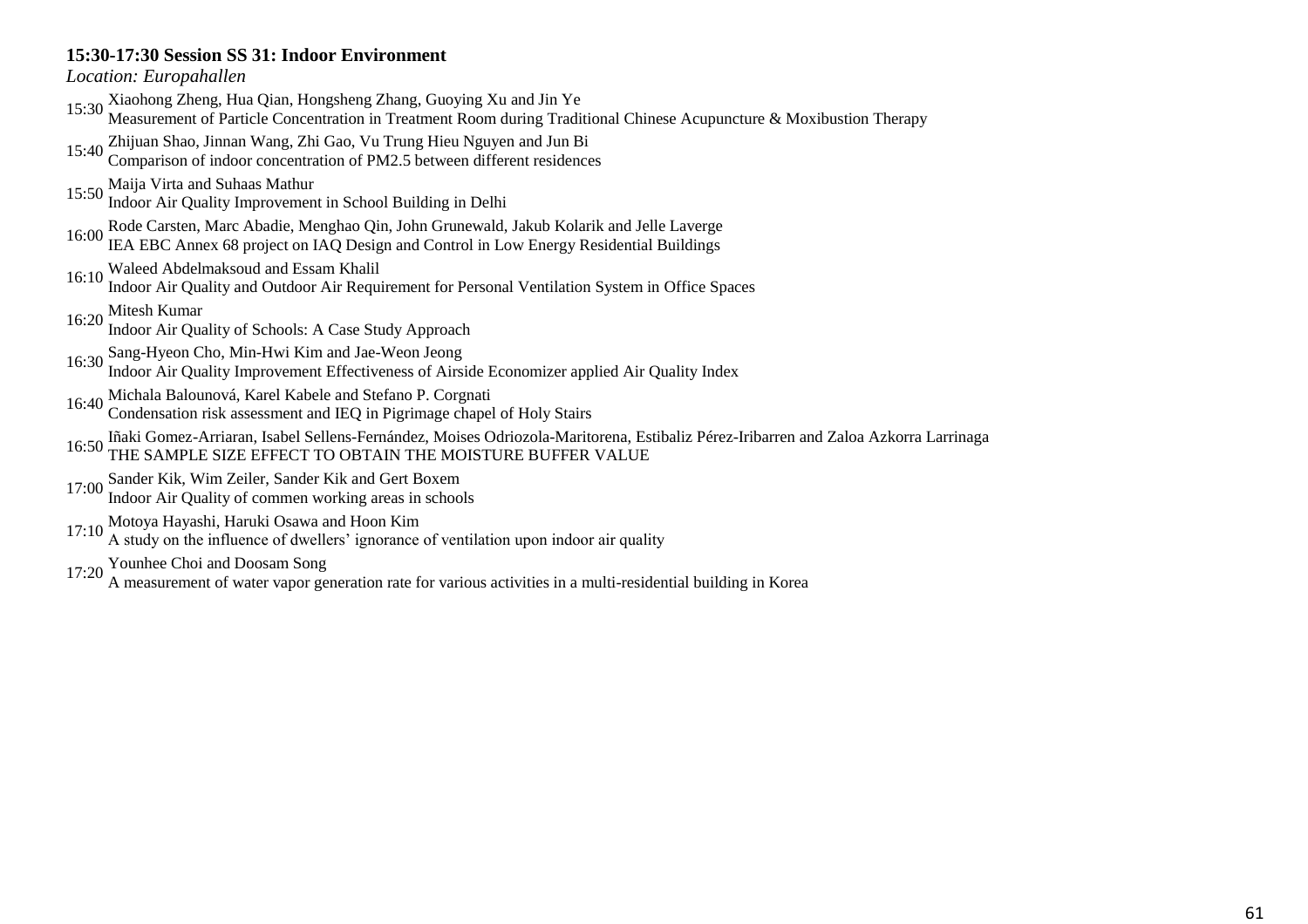**15:30-17:30 Session SS 31: Indoor Environment**

*Location: Europahallen*

15:30 Xiaohong Zheng, Hua Qian, Hongsheng Zhang, Guoying Xu and Jin Ye
Measurement of Particle Concentration in Treatment Room during Traditional Chinese Acupuncture & Moxibustion Therapy

15:40 Zhijuan Shao, Jinnan Wang, Zhi Gao, Vu Trung Hieu Nguyen and Jun Bi
Comparison of indoor concentration of PM2.5 between different residences

15:50 Maija Virta and Suhaas Mathur
Indoor Air Quality Improvement in School Building in Delhi

16:00 Rode Carsten, Marc Abadie, Menghao Qin, John Grunewald, Jakub Kolarik and Jelle Laverge
IEA EBC Annex 68 project on IAQ Design and Control in Low Energy Residential Buildings

16:10 Waleed Abdelmaksoud and Essam Khalil
Indoor Air Quality and Outdoor Air Requirement for Personal Ventilation System in Office Spaces

16:20 Mitesh Kumar
Indoor Air Quality of Schools: A Case Study Approach

16:30 Sang-Hyeon Cho, Min-Hwi Kim and Jae-Weon Jeong
Indoor Air Quality Improvement Effectiveness of Airside Economizer applied Air Quality Index

16:40 Michala Balounová, Karel Kabele and Stefano P. Corgnati
Condensation risk assessment and IEQ in Pigrimage chapel of Holy Stairs

16:50 Iñaki Gomez-Arriaran, Isabel Sellens-Fernández, Moises Odriozola-Maritorena, Estibaliz Pérez-Iribarren and Zaloa Azkorra Larrinaga
THE SAMPLE SIZE EFFECT TO OBTAIN THE MOISTURE BUFFER VALUE

17:00 Sander Kik, Wim Zeiler, Sander Kik and Gert Boxem
Indoor Air Quality of commen working areas in schools

17:10 Motoya Hayashi, Haruki Osawa and Hoon Kim
A study on the influence of dwellers' ignorance of ventilation upon indoor air quality

17:20 Younhee Choi and Doosam Song
A measurement of water vapor generation rate for various activities in a multi-residential building in Korea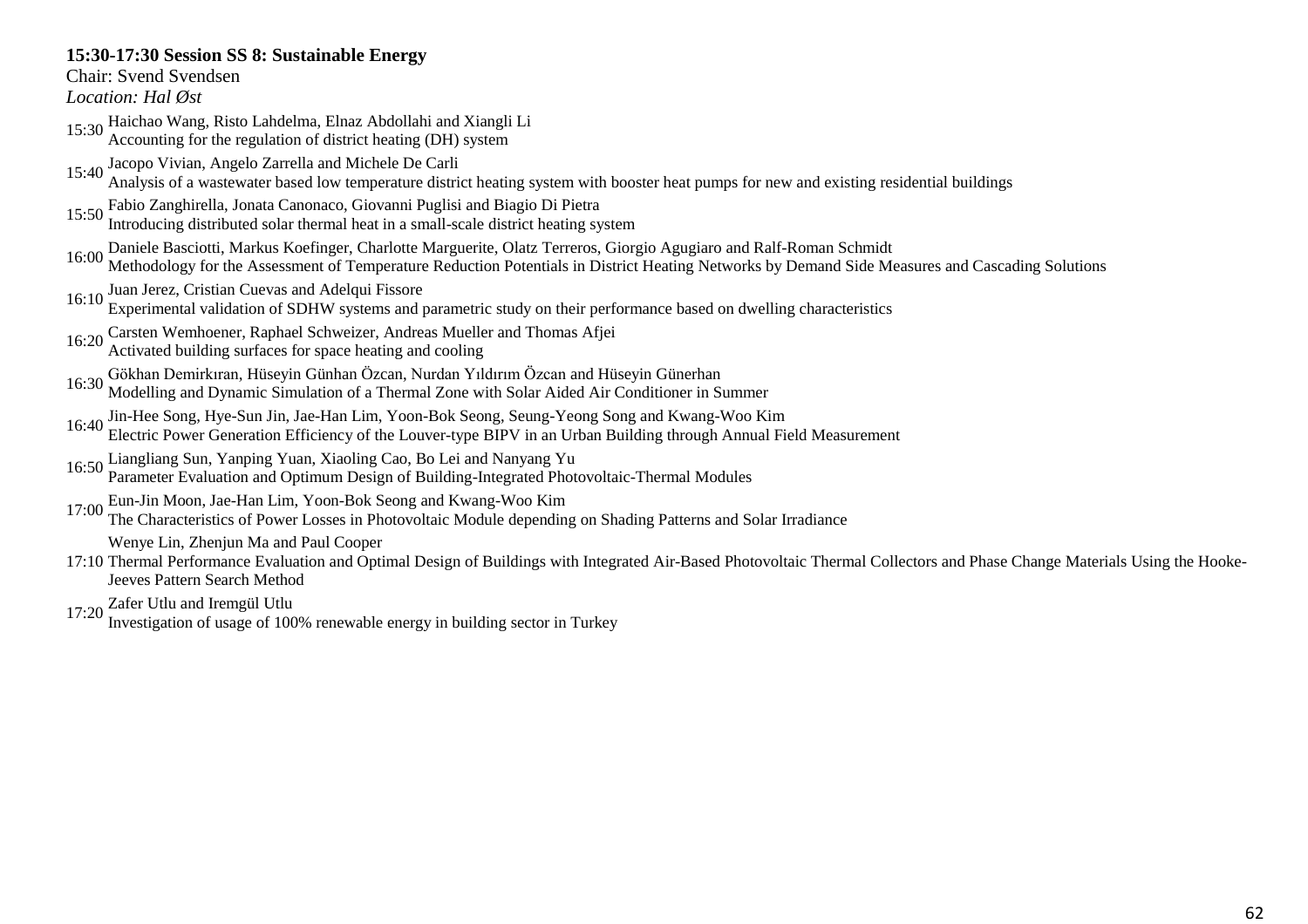**15:30-17:30 Session SS 8: Sustainable Energy**
Chair: Svend Svendsen
*Location: Hal Øst*

15:30 Haichao Wang, Risto Lahdelma, Elnaz Abdollahi and Xiangli Li
Accounting for the regulation of district heating (DH) system

15:40 Jacopo Vivian, Angelo Zarrella and Michele De Carli
Analysis of a wastewater based low temperature district heating system with booster heat pumps for new and existing residential buildings

15:50 Fabio Zanghirella, Jonata Canonaco, Giovanni Puglisi and Biagio Di Pietra
Introducing distributed solar thermal heat in a small-scale district heating system

16:00 Daniele Basciotti, Markus Koefinger, Charlotte Marguerite, Olatz Terreros, Giorgio Agugiaro and Ralf-Roman Schmidt
Methodology for the Assessment of Temperature Reduction Potentials in District Heating Networks by Demand Side Measures and Cascading Solutions

16:10 Juan Jerez, Cristian Cuevas and Adelqui Fissore
Experimental validation of SDHW systems and parametric study on their performance based on dwelling characteristics

16:20 Carsten Wemhoener, Raphael Schweizer, Andreas Mueller and Thomas Afjei
Activated building surfaces for space heating and cooling

16:30 Gökhan Demirkıran, Hüseyin Günhan Özcan, Nurdan Yıldırım Özcan and Hüseyin Günerhan
Modelling and Dynamic Simulation of a Thermal Zone with Solar Aided Air Conditioner in Summer

16:40 Jin-Hee Song, Hye-Sun Jin, Jae-Han Lim, Yoon-Bok Seong, Seung-Yeong Song and Kwang-Woo Kim
Electric Power Generation Efficiency of the Louver-type BIPV in an Urban Building through Annual Field Measurement

16:50 Liangliang Sun, Yanping Yuan, Xiaoling Cao, Bo Lei and Nanyang Yu
Parameter Evaluation and Optimum Design of Building-Integrated Photovoltaic-Thermal Modules

17:00 Eun-Jin Moon, Jae-Han Lim, Yoon-Bok Seong and Kwang-Woo Kim
The Characteristics of Power Losses in Photovoltaic Module depending on Shading Patterns and Solar Irradiance

17:10 Wenye Lin, Zhenjun Ma and Paul Cooper
Thermal Performance Evaluation and Optimal Design of Buildings with Integrated Air-Based Photovoltaic Thermal Collectors and Phase Change Materials Using the Hooke-Jeeves Pattern Search Method

17:20 Zafer Utlu and Iremgül Utlu
Investigation of usage of 100% renewable energy in building sector in Turkey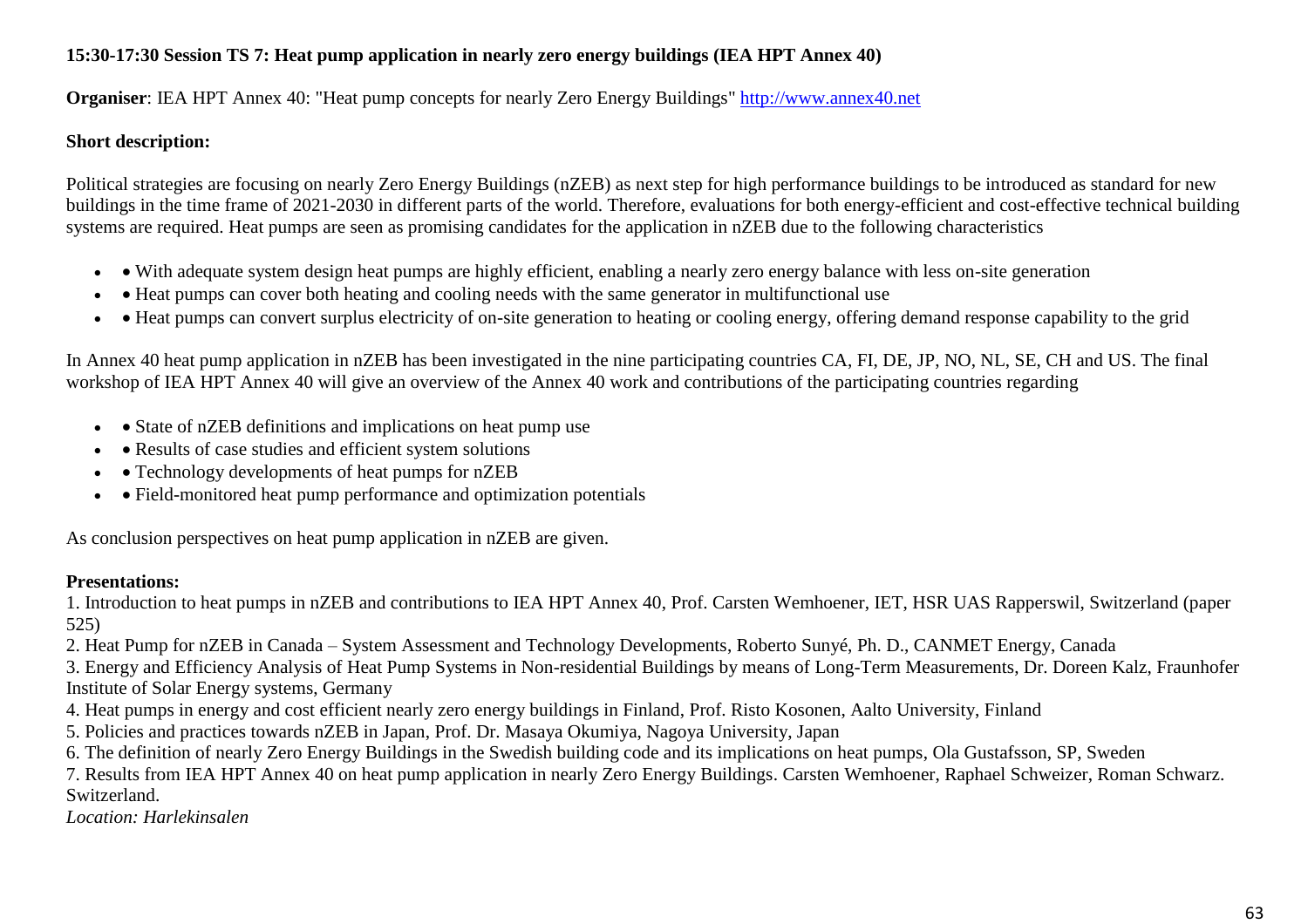**15:30-17:30 Session TS 7: Heat pump application in nearly zero energy buildings (IEA HPT Annex 40)**

**Organiser**: IEA HPT Annex 40: "Heat pump concepts for nearly Zero Energy Buildings" http://www.annex40.net

**Short description:**

Political strategies are focusing on nearly Zero Energy Buildings (nZEB) as next step for high performance buildings to be introduced as standard for new buildings in the time frame of 2021-2030 in different parts of the world. Therefore, evaluations for both energy-efficient and cost-effective technical building systems are required. Heat pumps are seen as promising candidates for the application in nZEB due to the following characteristics

- • With adequate system design heat pumps are highly efficient, enabling a nearly zero energy balance with less on-site generation
- • Heat pumps can cover both heating and cooling needs with the same generator in multifunctional use
- • Heat pumps can convert surplus electricity of on-site generation to heating or cooling energy, offering demand response capability to the grid

In Annex 40 heat pump application in nZEB has been investigated in the nine participating countries CA, FI, DE, JP, NO, NL, SE, CH and US. The final workshop of IEA HPT Annex 40 will give an overview of the Annex 40 work and contributions of the participating countries regarding

- • State of nZEB definitions and implications on heat pump use
- • Results of case studies and efficient system solutions
- • Technology developments of heat pumps for nZEB
- • Field-monitored heat pump performance and optimization potentials

As conclusion perspectives on heat pump application in nZEB are given.

**Presentations:**

1. Introduction to heat pumps in nZEB and contributions to IEA HPT Annex 40, Prof. Carsten Wemhoener, IET, HSR UAS Rapperswil, Switzerland (paper 525)
2. Heat Pump for nZEB in Canada – System Assessment and Technology Developments, Roberto Sunyé, Ph. D., CANMET Energy, Canada
3. Energy and Efficiency Analysis of Heat Pump Systems in Non-residential Buildings by means of Long-Term Measurements, Dr. Doreen Kalz, Fraunhofer Institute of Solar Energy systems, Germany
4. Heat pumps in energy and cost efficient nearly zero energy buildings in Finland, Prof. Risto Kosonen, Aalto University, Finland
5. Policies and practices towards nZEB in Japan, Prof. Dr. Masaya Okumiya, Nagoya University, Japan
6. The definition of nearly Zero Energy Buildings in the Swedish building code and its implications on heat pumps, Ola Gustafsson, SP, Sweden
7. Results from IEA HPT Annex 40 on heat pump application in nearly Zero Energy Buildings. Carsten Wemhoener, Raphael Schweizer, Roman Schwarz. Switzerland.

*Location: Harlekinsalen*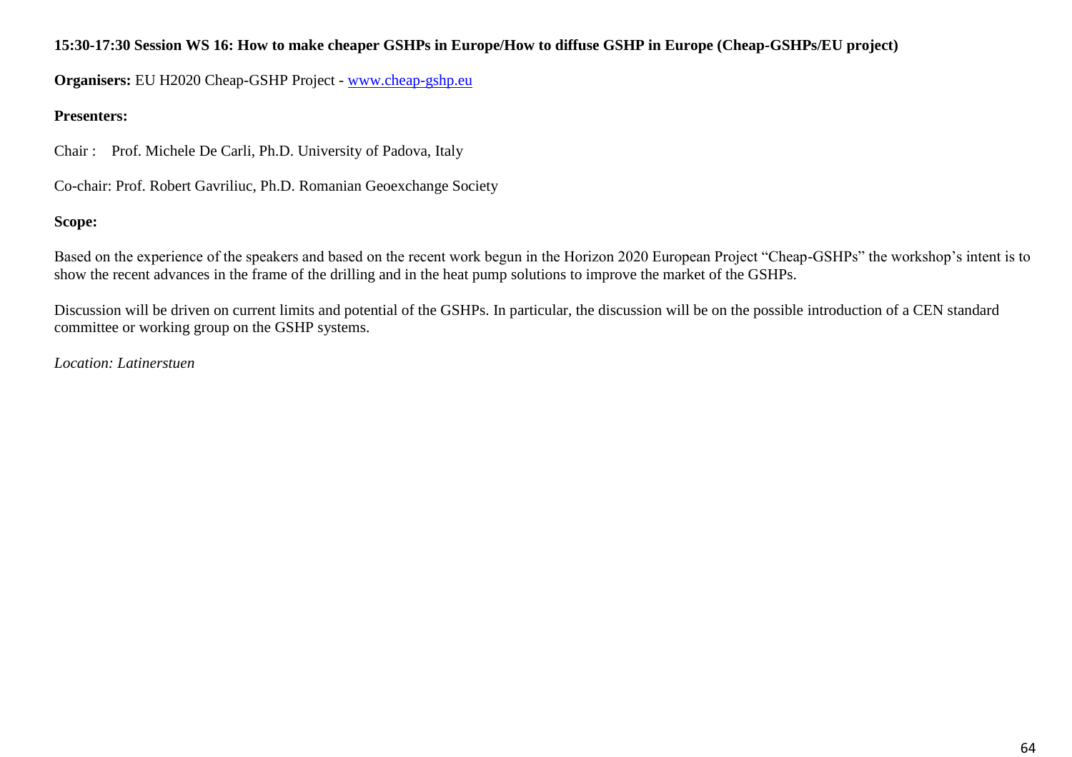**15:30-17:30 Session WS 16: How to make cheaper GSHPs in Europe/How to diffuse GSHP in Europe (Cheap-GSHPs/EU project)**

**Organisers:** EU H2020 Cheap-GSHP Project - [www.cheap-gshp.eu](www.cheap-gshp.eu)

**Presenters:**

Chair : Prof. Michele De Carli, Ph.D. University of Padova, Italy

Co-chair: Prof. Robert Gavriliuc, Ph.D. Romanian Geoexchange Society

**Scope:**

Based on the experience of the speakers and based on the recent work begun in the Horizon 2020 European Project “Cheap-GSHPs” the workshop’s intent is to show the recent advances in the frame of the drilling and in the heat pump solutions to improve the market of the GSHPs.

Discussion will be driven on current limits and potential of the GSHPs. In particular, the discussion will be on the possible introduction of a CEN standard committee or working group on the GSHP systems.

*Location: Latinerstuen*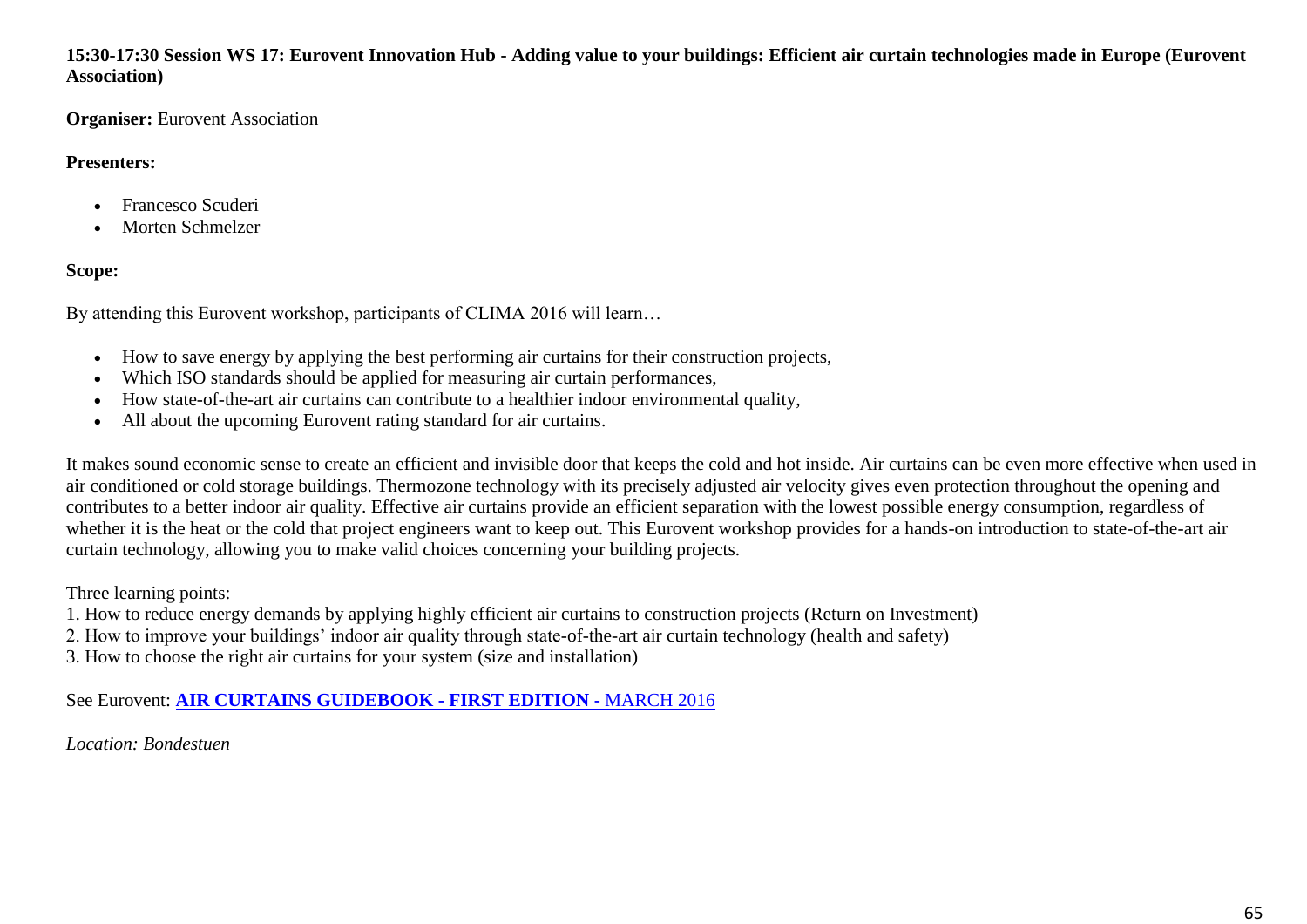**15:30-17:30 Session WS 17: Eurovent Innovation Hub - Adding value to your buildings: Efficient air curtain technologies made in Europe (Eurovent Association)**

**Organiser:** Eurovent Association

**Presenters:**

- Francesco Scuderi
- Morten Schmelzer

**Scope:**

By attending this Eurovent workshop, participants of CLIMA 2016 will learn…

- How to save energy by applying the best performing air curtains for their construction projects,
- Which ISO standards should be applied for measuring air curtain performances,
- How state-of-the-art air curtains can contribute to a healthier indoor environmental quality,
- All about the upcoming Eurovent rating standard for air curtains.

It makes sound economic sense to create an efficient and invisible door that keeps the cold and hot inside. Air curtains can be even more effective when used in air conditioned or cold storage buildings. Thermozone technology with its precisely adjusted air velocity gives even protection throughout the opening and contributes to a better indoor air quality. Effective air curtains provide an efficient separation with the lowest possible energy consumption, regardless of whether it is the heat or the cold that project engineers want to keep out. This Eurovent workshop provides for a hands-on introduction to state-of-the-art air curtain technology, allowing you to make valid choices concerning your building projects.

Three learning points:
1. How to reduce energy demands by applying highly efficient air curtains to construction projects (Return on Investment)
2. How to improve your buildings' indoor air quality through state-of-the-art air curtain technology (health and safety)
3. How to choose the right air curtains for your system (size and installation)

See Eurovent: **AIR CURTAINS GUIDEBOOK - FIRST EDITION -** MARCH 2016

*Location: Bondestuen*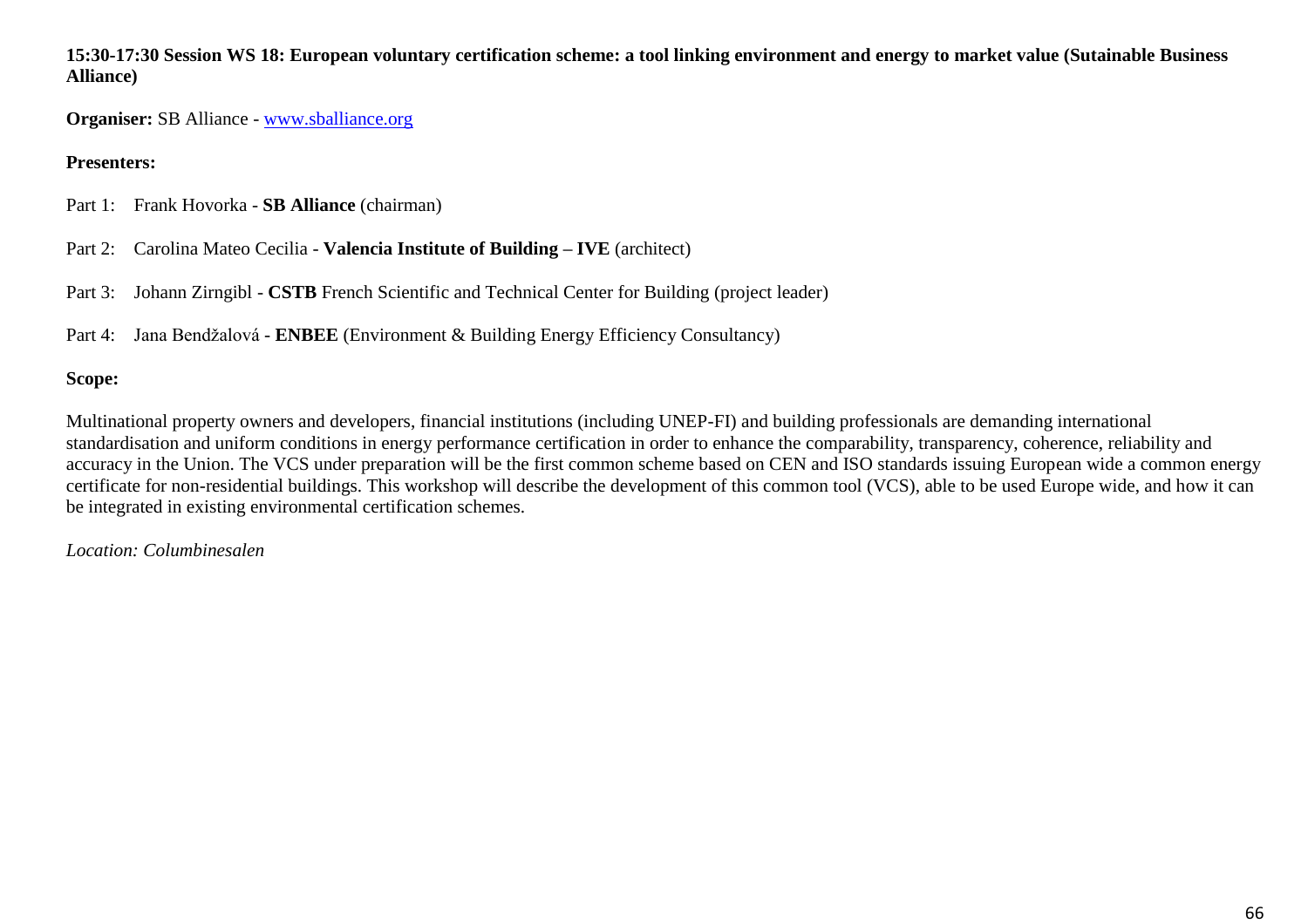**15:30-17:30 Session WS 18: European voluntary certification scheme: a tool linking environment and energy to market value (Sutainable Business Alliance)**

**Organiser:** SB Alliance - www.sballiance.org

**Presenters:**

Part 1: Frank Hovorka - **SB Alliance** (chairman)

Part 2: Carolina Mateo Cecilia - **Valencia Institute of Building – IVE** (architect)

Part 3: Johann Zirngibl - **CSTB** French Scientific and Technical Center for Building (project leader)

Part 4: Jana Bendžalová - **ENBEE** (Environment & Building Energy Efficiency Consultancy)

**Scope:**

Multinational property owners and developers, financial institutions (including UNEP-FI) and building professionals are demanding international standardisation and uniform conditions in energy performance certification in order to enhance the comparability, transparency, coherence, reliability and accuracy in the Union. The VCS under preparation will be the first common scheme based on CEN and ISO standards issuing European wide a common energy certificate for non-residential buildings. This workshop will describe the development of this common tool (VCS), able to be used Europe wide, and how it can be integrated in existing environmental certification schemes.

*Location: Columbinesalen*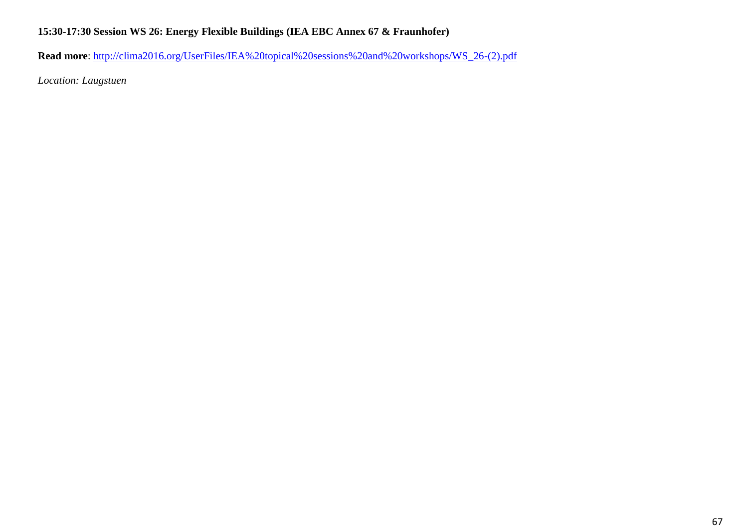**15:30-17:30 Session WS 26: Energy Flexible Buildings (IEA EBC Annex 67 & Fraunhofer)**

**Read more**: http://clima2016.org/UserFiles/IEA%20topical%20sessions%20and%20workshops/WS_26-(2).pdf

*Location: Laugstuen*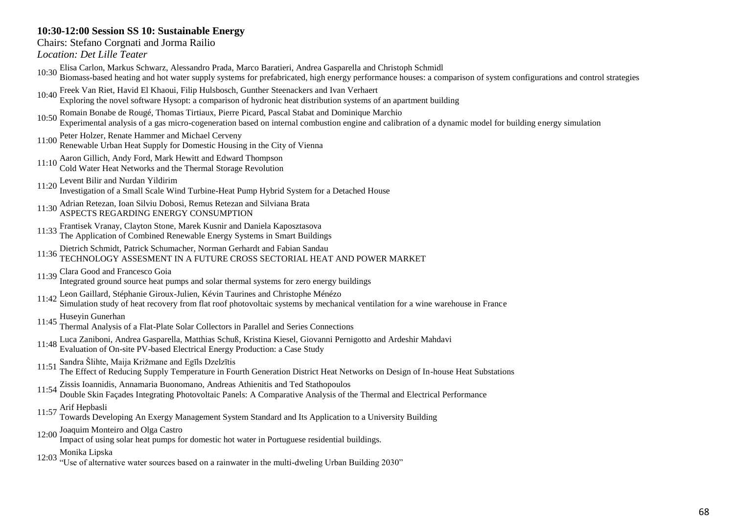**10:30-12:00 Session SS 10: Sustainable Energy**

Chairs: Stefano Corgnati and Jorma Railio

*Location: Det Lille Teater*

10:30 Elisa Carlon, Markus Schwarz, Alessandro Prada, Marco Baratieri, Andrea Gasparella and Christoph Schmidl
Biomass-based heating and hot water supply systems for prefabricated, high energy performance houses: a comparison of system configurations and control strategies

10:40 Freek Van Riet, Havid El Khaoui, Filip Hulsbosch, Gunther Steenackers and Ivan Verhaert
Exploring the novel software Hysopt: a comparison of hydronic heat distribution systems of an apartment building

10:50 Romain Bonabe de Rougé, Thomas Tirtiaux, Pierre Picard, Pascal Stabat and Dominique Marchio
Experimental analysis of a gas micro-cogeneration based on internal combustion engine and calibration of a dynamic model for building energy simulation

11:00 Peter Holzer, Renate Hammer and Michael Cerveny
Renewable Urban Heat Supply for Domestic Housing in the City of Vienna

11:10 Aaron Gillich, Andy Ford, Mark Hewitt and Edward Thompson
Cold Water Heat Networks and the Thermal Storage Revolution

11:20 Levent Bilir and Nurdan Yildirim
Investigation of a Small Scale Wind Turbine-Heat Pump Hybrid System for a Detached House

11:30 Adrian Retezan, Ioan Silviu Dobosi, Remus Retezan and Silviana Brata
ASPECTS REGARDING ENERGY CONSUMPTION

11:33 Frantisek Vranay, Clayton Stone, Marek Kusnir and Daniela Kaposztasova
The Application of Combined Renewable Energy Systems in Smart Buildings

11:36 Dietrich Schmidt, Patrick Schumacher, Norman Gerhardt and Fabian Sandau
TECHNOLOGY ASSESMENT IN A FUTURE CROSS SECTORIAL HEAT AND POWER MARKET

11:39 Clara Good and Francesco Goia
Integrated ground source heat pumps and solar thermal systems for zero energy buildings

11:42 Leon Gaillard, Stéphanie Giroux-Julien, Kévin Taurines and Christophe Ménézo
Simulation study of heat recovery from flat roof photovoltaic systems by mechanical ventilation for a wine warehouse in France

11:45 Huseyin Gunerhan
Thermal Analysis of a Flat-Plate Solar Collectors in Parallel and Series Connections

11:48 Luca Zaniboni, Andrea Gasparella, Matthias Schuß, Kristina Kiesel, Giovanni Pernigotto and Ardeshir Mahdavi
Evaluation of On-site PV-based Electrical Energy Production: a Case Study

11:51 Sandra Šlihte, Maija Križmane and Egīls Dzelzītis
The Effect of Reducing Supply Temperature in Fourth Generation District Heat Networks on Design of In-house Heat Substations

11:54 Zissis Ioannidis, Annamaria Buonomano, Andreas Athienitis and Ted Stathopoulos
Double Skin Façades Integrating Photovoltaic Panels: A Comparative Analysis of the Thermal and Electrical Performance

11:57 Arif Hepbasli
Towards Developing An Exergy Management System Standard and Its Application to a University Building

12:00 Joaquim Monteiro and Olga Castro
Impact of using solar heat pumps for domestic hot water in Portuguese residential buildings.

12:03 Monika Lipska
"Use of alternative water sources based on a rainwater in the multi-dweling Urban Building 2030"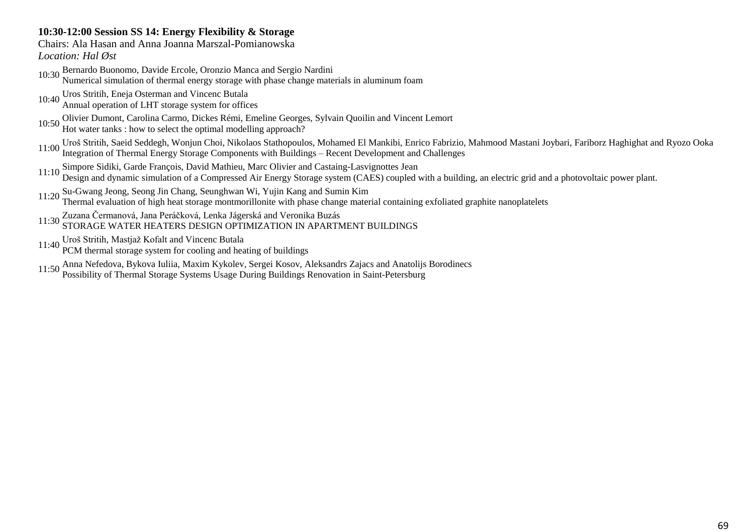**10:30-12:00 Session SS 14: Energy Flexibility & Storage**
Chairs: Ala Hasan and Anna Joanna Marszal-Pomianowska
*Location: Hal Øst*

10:30 Bernardo Buonomo, Davide Ercole, Oronzio Manca and Sergio Nardini
Numerical simulation of thermal energy storage with phase change materials in aluminum foam

10:40 Uros Stritih, Eneja Osterman and Vincenc Butala
Annual operation of LHT storage system for offices

10:50 Olivier Dumont, Carolina Carmo, Dickes Rémi, Emeline Georges, Sylvain Quoilin and Vincent Lemort
Hot water tanks : how to select the optimal modelling approach?

11:00 Uroš Stritih, Saeid Seddegh, Wonjun Choi, Nikolaos Stathopoulos, Mohamed El Mankibi, Enrico Fabrizio, Mahmood Mastani Joybari, Fariborz Haghighat and Ryozo Ooka
Integration of Thermal Energy Storage Components with Buildings – Recent Development and Challenges

11:10 Simpore Sidiki, Garde François, David Mathieu, Marc Olivier and Castaing-Lasvignottes Jean
Design and dynamic simulation of a Compressed Air Energy Storage system (CAES) coupled with a building, an electric grid and a photovoltaic power plant.

11:20 Su-Gwang Jeong, Seong Jin Chang, Seunghwan Wi, Yujin Kang and Sumin Kim
Thermal evaluation of high heat storage montmorillonite with phase change material containing exfoliated graphite nanoplatelets

11:30 Zuzana Čermanová, Jana Peráčková, Lenka Jágerská and Veronika Buzás
STORAGE WATER HEATERS DESIGN OPTIMIZATION IN APARTMENT BUILDINGS

11:40 Uroš Stritih, Mastjaž Kofalt and Vincenc Butala
PCM thermal storage system for cooling and heating of buildings

11:50 Anna Nefedova, Bykova Iuliia, Maxim Kykolev, Sergei Kosov, Aleksandrs Zajacs and Anatolijs Borodinecs
Possibility of Thermal Storage Systems Usage During Buildings Renovation in Saint-Petersburg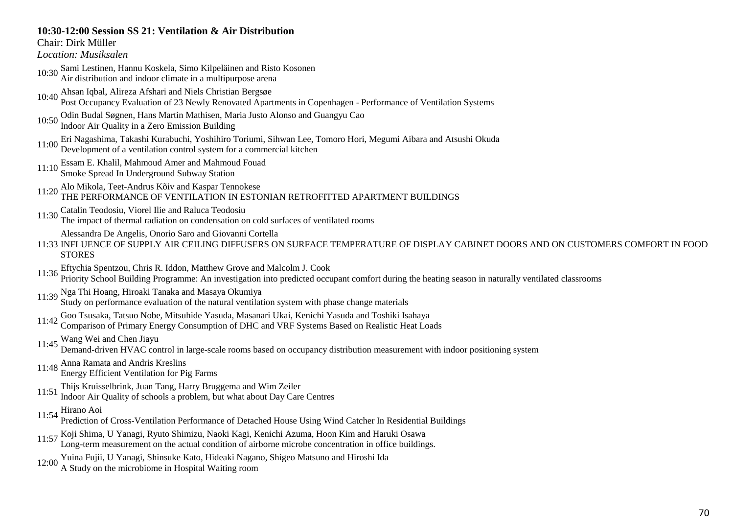**10:30-12:00 Session SS 21: Ventilation & Air Distribution**
Chair: Dirk Müller
*Location: Musiksalen*

10:30 Sami Lestinen, Hannu Koskela, Simo Kilpeläinen and Risto Kosonen
Air distribution and indoor climate in a multipurpose arena

10:40 Ahsan Iqbal, Alireza Afshari and Niels Christian Bergsøe
Post Occupancy Evaluation of 23 Newly Renovated Apartments in Copenhagen - Performance of Ventilation Systems

10:50 Odin Budal Søgnen, Hans Martin Mathisen, Maria Justo Alonso and Guangyu Cao
Indoor Air Quality in a Zero Emission Building

11:00 Eri Nagashima, Takashi Kurabuchi, Yoshihiro Toriumi, Sihwan Lee, Tomoro Hori, Megumi Aibara and Atsushi Okuda
Development of a ventilation control system for a commercial kitchen

11:10 Essam E. Khalil, Mahmoud Amer and Mahmoud Fouad
Smoke Spread In Underground Subway Station

11:20 Alo Mikola, Teet-Andrus Kõiv and Kaspar Tennokese
THE PERFORMANCE OF VENTILATION IN ESTONIAN RETROFITTED APARTMENT BUILDINGS

11:30 Catalin Teodosiu, Viorel Ilie and Raluca Teodosiu
The impact of thermal radiation on condensation on cold surfaces of ventilated rooms

11:33 Alessandra De Angelis, Onorio Saro and Giovanni Cortella
INFLUENCE OF SUPPLY AIR CEILING DIFFUSERS ON SURFACE TEMPERATURE OF DISPLAY CABINET DOORS AND ON CUSTOMERS COMFORT IN FOOD STORES

11:36 Eftychia Spentzou, Chris R. Iddon, Matthew Grove and Malcolm J. Cook
Priority School Building Programme: An investigation into predicted occupant comfort during the heating season in naturally ventilated classrooms

11:39 Nga Thi Hoang, Hiroaki Tanaka and Masaya Okumiya
Study on performance evaluation of the natural ventilation system with phase change materials

11:42 Goo Tsusaka, Tatsuo Nobe, Mitsuhide Yasuda, Masanari Ukai, Kenichi Yasuda and Toshiki Isahaya
Comparison of Primary Energy Consumption of DHC and VRF Systems Based on Realistic Heat Loads

11:45 Wang Wei and Chen Jiayu
Demand-driven HVAC control in large-scale rooms based on occupancy distribution measurement with indoor positioning system

11:48 Anna Ramata and Andris Kreslins
Energy Efficient Ventilation for Pig Farms

11:51 Thijs Kruisselbrink, Juan Tang, Harry Bruggema and Wim Zeiler
Indoor Air Quality of schools a problem, but what about Day Care Centres

11:54 Hirano Aoi
Prediction of Cross-Ventilation Performance of Detached House Using Wind Catcher In Residential Buildings

11:57 Koji Shima, U Yanagi, Ryuto Shimizu, Naoki Kagi, Kenichi Azuma, Hoon Kim and Haruki Osawa
Long-term measurement on the actual condition of airborne microbe concentration in office buildings.

12:00 Yuina Fujii, U Yanagi, Shinsuke Kato, Hideaki Nagano, Shigeo Matsuno and Hiroshi Ida
A Study on the microbiome in Hospital Waiting room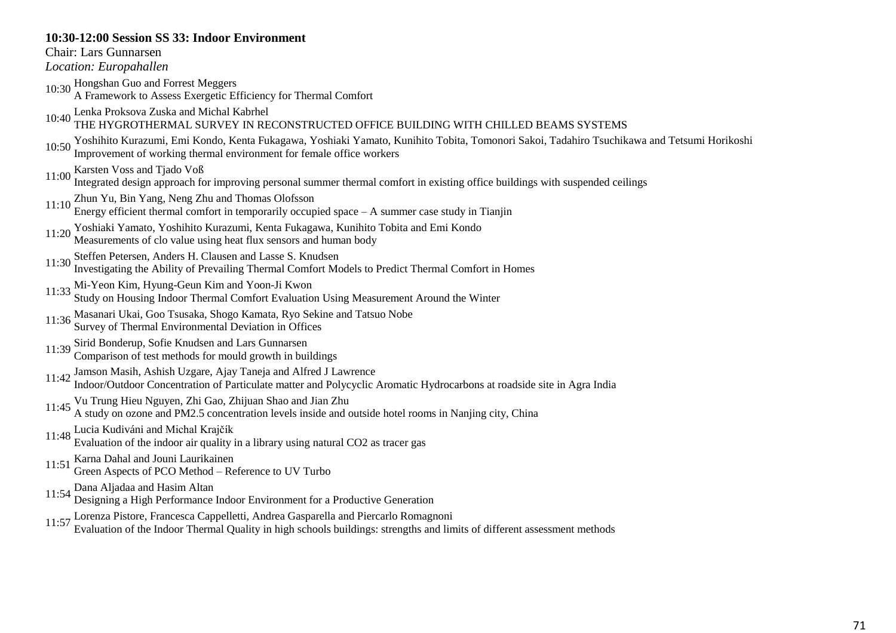**10:30-12:00 Session SS 33: Indoor Environment**

Chair: Lars Gunnarsen

*Location: Europahallen*

10:30 Hongshan Guo and Forrest Meggers
A Framework to Assess Exergetic Efficiency for Thermal Comfort

10:40 Lenka Proksova Zuska and Michal Kabrhel
THE HYGROTHERMAL SURVEY IN RECONSTRUCTED OFFICE BUILDING WITH CHILLED BEAMS SYSTEMS

10:50 Yoshihito Kurazumi, Emi Kondo, Kenta Fukagawa, Yoshiaki Yamato, Kunihito Tobita, Tomonori Sakoi, Tadahiro Tsuchikawa and Tetsumi Horikoshi
Improvement of working thermal environment for female office workers

11:00 Karsten Voss and Tjado Voß
Integrated design approach for improving personal summer thermal comfort in existing office buildings with suspended ceilings

11:10 Zhun Yu, Bin Yang, Neng Zhu and Thomas Olofsson
Energy efficient thermal comfort in temporarily occupied space – A summer case study in Tianjin

11:20 Yoshiaki Yamato, Yoshihito Kurazumi, Kenta Fukagawa, Kunihito Tobita and Emi Kondo
Measurements of clo value using heat flux sensors and human body

11:30 Steffen Petersen, Anders H. Clausen and Lasse S. Knudsen
Investigating the Ability of Prevailing Thermal Comfort Models to Predict Thermal Comfort in Homes

11:33 Mi-Yeon Kim, Hyung-Geun Kim and Yoon-Ji Kwon
Study on Housing Indoor Thermal Comfort Evaluation Using Measurement Around the Winter

11:36 Masanari Ukai, Goo Tsusaka, Shogo Kamata, Ryo Sekine and Tatsuo Nobe
Survey of Thermal Environmental Deviation in Offices

11:39 Sirid Bonderup, Sofie Knudsen and Lars Gunnarsen
Comparison of test methods for mould growth in buildings

11:42 Jamson Masih, Ashish Uzgare, Ajay Taneja and Alfred J Lawrence
Indoor/Outdoor Concentration of Particulate matter and Polycyclic Aromatic Hydrocarbons at roadside site in Agra India

11:45 Vu Trung Hieu Nguyen, Zhi Gao, Zhijuan Shao and Jian Zhu
A study on ozone and PM2.5 concentration levels inside and outside hotel rooms in Nanjing city, China

11:48 Lucia Kudiváni and Michal Krajčík
Evaluation of the indoor air quality in a library using natural $CO_2$ as tracer gas

11:51 Karna Dahal and Jouni Laurikainen
Green Aspects of PCO Method – Reference to UV Turbo

11:54 Dana Aljadaa and Hasim Altan
Designing a High Performance Indoor Environment for a Productive Generation

11:57 Lorenza Pistore, Francesca Cappelletti, Andrea Gasparella and Piercarlo Romagnoni
Evaluation of the Indoor Thermal Quality in high schools buildings: strengths and limits of different assessment methods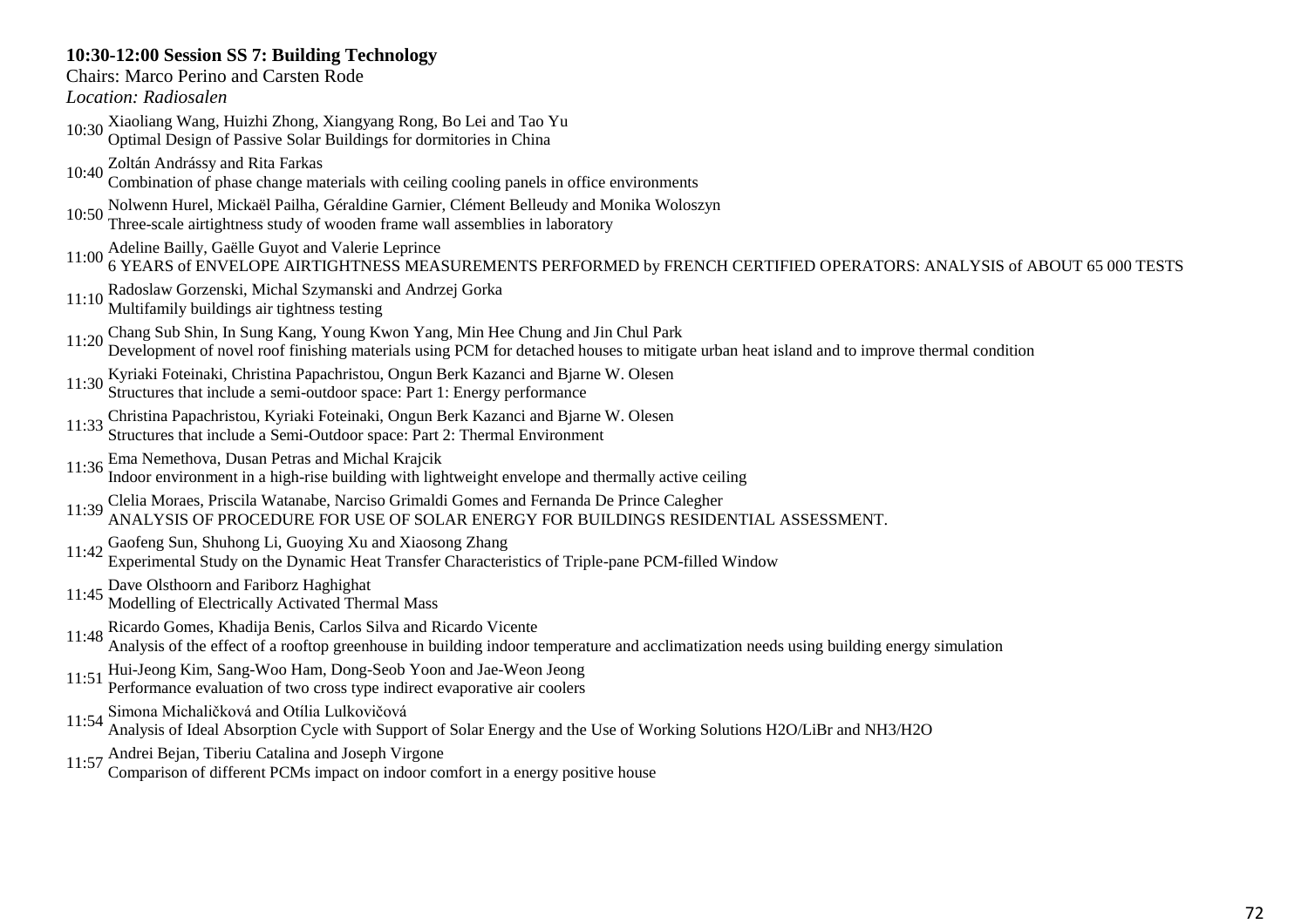**10:30-12:00 Session SS 7: Building Technology**

Chairs: Marco Perino and Carsten Rode

*Location: Radiosalen*

10:30 Xiaoliang Wang, Huizhi Zhong, Xiangyang Rong, Bo Lei and Tao Yu
Optimal Design of Passive Solar Buildings for dormitories in China

10:40 Zoltán Andrássy and Rita Farkas
Combination of phase change materials with ceiling cooling panels in office environments

10:50 Nolwenn Hurel, Mickaël Pailha, Géraldine Garnier, Clément Belleudy and Monika Woloszyn
Three-scale airtightness study of wooden frame wall assemblies in laboratory

11:00 Adeline Bailly, Gaëlle Guyot and Valerie Leprince
6 YEARS of ENVELOPE AIRTIGHTNESS MEASUREMENTS PERFORMED by FRENCH CERTIFIED OPERATORS: ANALYSIS of ABOUT 65 000 TESTS

11:10 Radoslaw Gorzenski, Michal Szymanski and Andrzej Gorka
Multifamily buildings air tightness testing

11:20 Chang Sub Shin, In Sung Kang, Young Kwon Yang, Min Hee Chung and Jin Chul Park
Development of novel roof finishing materials using PCM for detached houses to mitigate urban heat island and to improve thermal condition

11:30 Kyriaki Foteinaki, Christina Papachristou, Ongun Berk Kazanci and Bjarne W. Olesen
Structures that include a semi-outdoor space: Part 1: Energy performance

11:33 Christina Papachristou, Kyriaki Foteinaki, Ongun Berk Kazanci and Bjarne W. Olesen
Structures that include a Semi-Outdoor space: Part 2: Thermal Environment

11:36 Ema Nemethova, Dusan Petras and Michal Krajcik
Indoor environment in a high-rise building with lightweight envelope and thermally active ceiling

11:39 Clelia Moraes, Priscila Watanabe, Narciso Grimaldi Gomes and Fernanda De Prince Calegher
ANALYSIS OF PROCEDURE FOR USE OF SOLAR ENERGY FOR BUILDINGS RESIDENTIAL ASSESSMENT.

11:42 Gaofeng Sun, Shuhong Li, Guoying Xu and Xiaosong Zhang
Experimental Study on the Dynamic Heat Transfer Characteristics of Triple-pane PCM-filled Window

11:45 Dave Olsthoorn and Fariborz Haghighat
Modelling of Electrically Activated Thermal Mass

11:48 Ricardo Gomes, Khadija Benis, Carlos Silva and Ricardo Vicente
Analysis of the effect of a rooftop greenhouse in building indoor temperature and acclimatization needs using building energy simulation

11:51 Hui-Jeong Kim, Sang-Woo Ham, Dong-Seob Yoon and Jae-Weon Jeong
Performance evaluation of two cross type indirect evaporative air coolers

11:54 Simona Michaličková and Otília Lulkovičová
Analysis of Ideal Absorption Cycle with Support of Solar Energy and the Use of Working Solutions $H_2O$/LiBr and $NH_3$/$H_2O$

11:57 Andrei Bejan, Tiberiu Catalina and Joseph Virgone
Comparison of different PCMs impact on indoor comfort in a energy positive house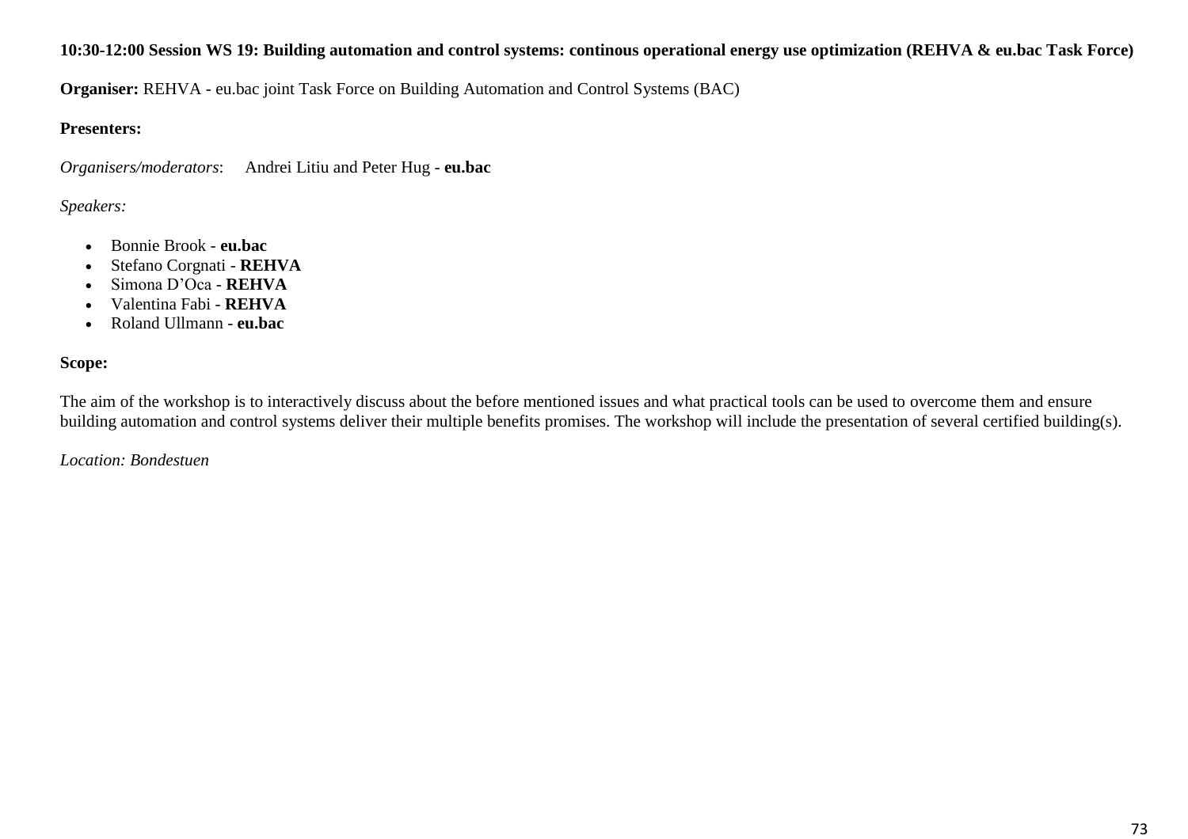**10:30-12:00 Session WS 19: Building automation and control systems: continous operational energy use optimization (REHVA & eu.bac Task Force)**

**Organiser:** REHVA - eu.bac joint Task Force on Building Automation and Control Systems (BAC)

**Presenters:**

*Organisers/moderators*: Andrei Litiu and Peter Hug - **eu.bac**

*Speakers:*

- Bonnie Brook - **eu.bac**
- Stefano Corgnati - **REHVA**
- Simona D'Oca - **REHVA**
- Valentina Fabi - **REHVA**
- Roland Ullmann - **eu.bac**

**Scope:**

The aim of the workshop is to interactively discuss about the before mentioned issues and what practical tools can be used to overcome them and ensure building automation and control systems deliver their multiple benefits promises. The workshop will include the presentation of several certified building(s).

*Location: Bondestuen*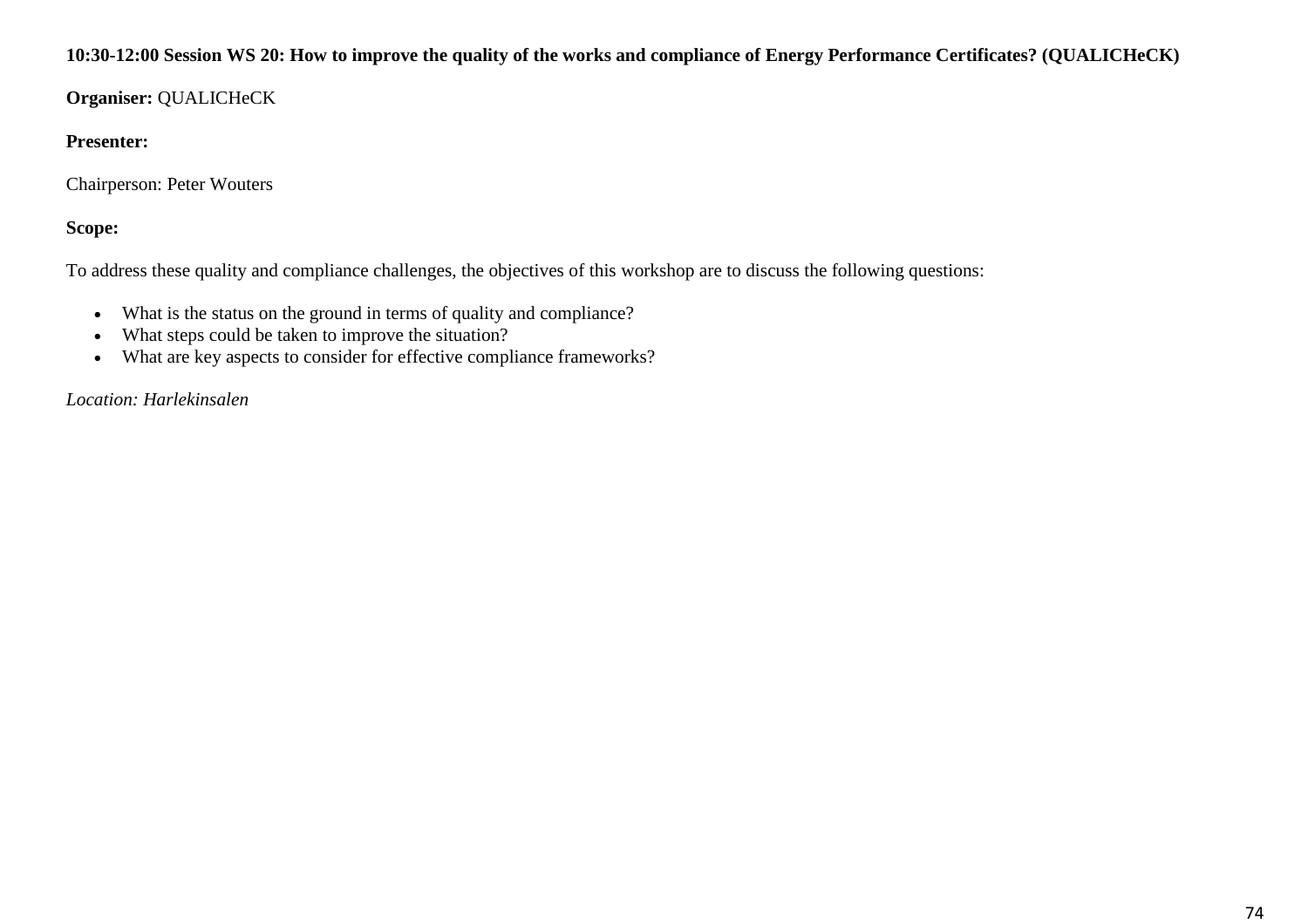**10:30-12:00 Session WS 20: How to improve the quality of the works and compliance of Energy Performance Certificates? (QUALICHeCK)**

**Organiser:** QUALICHeCK

**Presenter:**

Chairperson: Peter Wouters

**Scope:**

To address these quality and compliance challenges, the objectives of this workshop are to discuss the following questions:

- What is the status on the ground in terms of quality and compliance?
- What steps could be taken to improve the situation?
- What are key aspects to consider for effective compliance frameworks?

*Location: Harlekinsalen*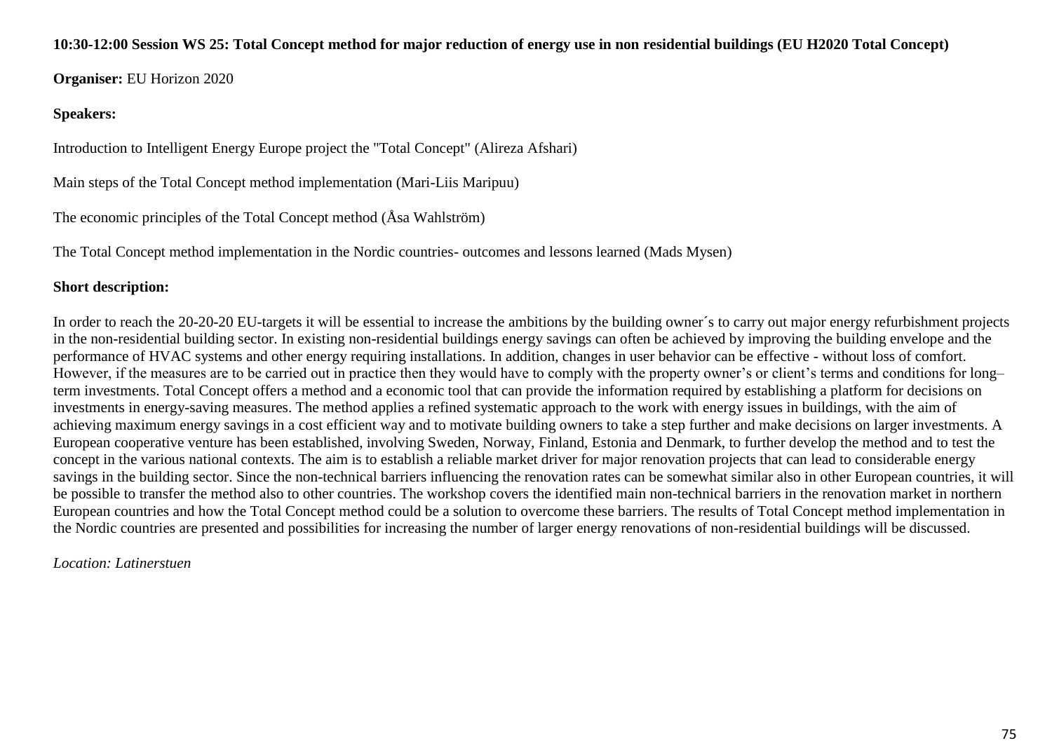**10:30-12:00 Session WS 25: Total Concept method for major reduction of energy use in non residential buildings (EU H2020 Total Concept)**

**Organiser:** EU Horizon 2020

**Speakers:**

Introduction to Intelligent Energy Europe project the "Total Concept" (Alireza Afshari)

Main steps of the Total Concept method implementation (Mari-Liis Maripuu)

The economic principles of the Total Concept method (Åsa Wahlström)

The Total Concept method implementation in the Nordic countries- outcomes and lessons learned (Mads Mysen)

**Short description:**

In order to reach the 20-20-20 EU-targets it will be essential to increase the ambitions by the building owner´s to carry out major energy refurbishment projects in the non-residential building sector. In existing non-residential buildings energy savings can often be achieved by improving the building envelope and the performance of HVAC systems and other energy requiring installations. In addition, changes in user behavior can be effective - without loss of comfort. However, if the measures are to be carried out in practice then they would have to comply with the property owner's or client's terms and conditions for long–term investments. Total Concept offers a method and a economic tool that can provide the information required by establishing a platform for decisions on investments in energy-saving measures. The method applies a refined systematic approach to the work with energy issues in buildings, with the aim of achieving maximum energy savings in a cost efficient way and to motivate building owners to take a step further and make decisions on larger investments. A European cooperative venture has been established, involving Sweden, Norway, Finland, Estonia and Denmark, to further develop the method and to test the concept in the various national contexts. The aim is to establish a reliable market driver for major renovation projects that can lead to considerable energy savings in the building sector. Since the non-technical barriers influencing the renovation rates can be somewhat similar also in other European countries, it will be possible to transfer the method also to other countries. The workshop covers the identified main non-technical barriers in the renovation market in northern European countries and how the Total Concept method could be a solution to overcome these barriers. The results of Total Concept method implementation in the Nordic countries are presented and possibilities for increasing the number of larger energy renovations of non-residential buildings will be discussed.

*Location: Latinerstuen*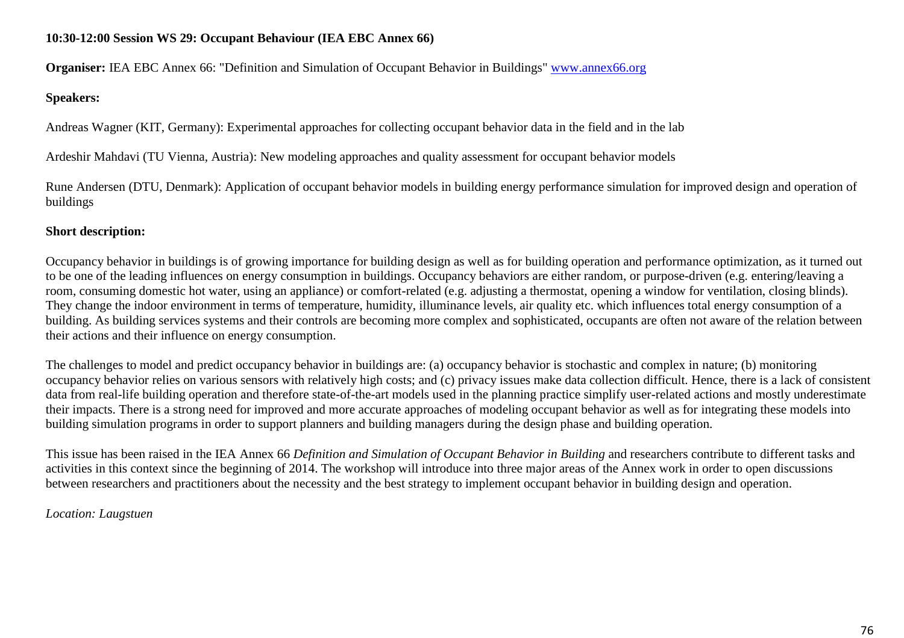**10:30-12:00 Session WS 29: Occupant Behaviour (IEA EBC Annex 66)**

**Organiser:** IEA EBC Annex 66: "Definition and Simulation of Occupant Behavior in Buildings" [www.annex66.org](www.annex66.org)

**Speakers:**

Andreas Wagner (KIT, Germany): Experimental approaches for collecting occupant behavior data in the field and in the lab

Ardeshir Mahdavi (TU Vienna, Austria): New modeling approaches and quality assessment for occupant behavior models

Rune Andersen (DTU, Denmark): Application of occupant behavior models in building energy performance simulation for improved design and operation of buildings

**Short description:**

Occupancy behavior in buildings is of growing importance for building design as well as for building operation and performance optimization, as it turned out to be one of the leading influences on energy consumption in buildings. Occupancy behaviors are either random, or purpose-driven (e.g. entering/leaving a room, consuming domestic hot water, using an appliance) or comfort-related (e.g. adjusting a thermostat, opening a window for ventilation, closing blinds). They change the indoor environment in terms of temperature, humidity, illuminance levels, air quality etc. which influences total energy consumption of a building. As building services systems and their controls are becoming more complex and sophisticated, occupants are often not aware of the relation between their actions and their influence on energy consumption.

The challenges to model and predict occupancy behavior in buildings are: (a) occupancy behavior is stochastic and complex in nature; (b) monitoring occupancy behavior relies on various sensors with relatively high costs; and (c) privacy issues make data collection difficult. Hence, there is a lack of consistent data from real-life building operation and therefore state-of-the-art models used in the planning practice simplify user-related actions and mostly underestimate their impacts. There is a strong need for improved and more accurate approaches of modeling occupant behavior as well as for integrating these models into building simulation programs in order to support planners and building managers during the design phase and building operation.

This issue has been raised in the IEA Annex 66 *Definition and Simulation of Occupant Behavior in Building* and researchers contribute to different tasks and activities in this context since the beginning of 2014. The workshop will introduce into three major areas of the Annex work in order to open discussions between researchers and practitioners about the necessity and the best strategy to implement occupant behavior in building design and operation.

*Location: Laugstuen*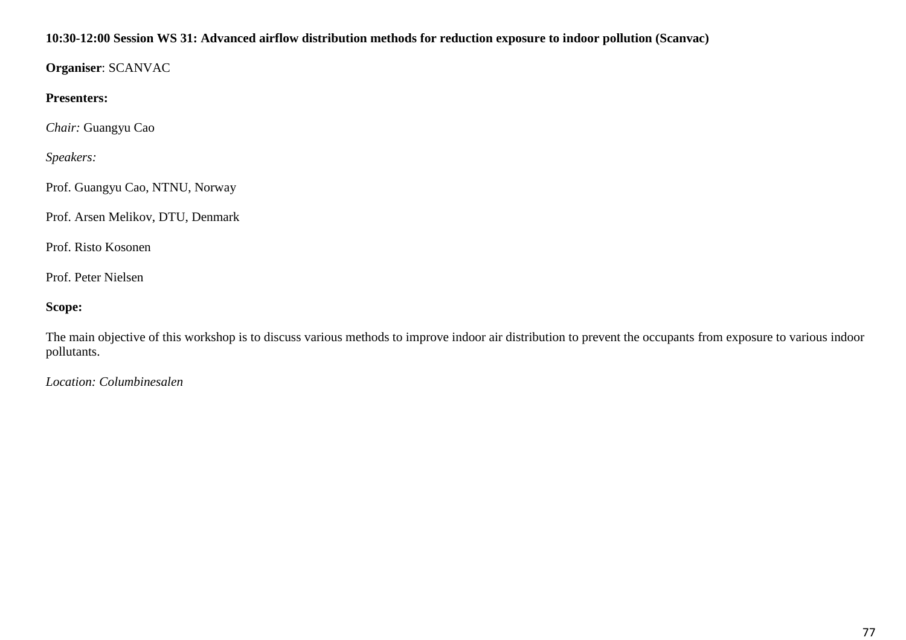**10:30-12:00 Session WS 31: Advanced airflow distribution methods for reduction exposure to indoor pollution (Scanvac)**

**Organiser**: SCANVAC

**Presenters:**

*Chair:* Guangyu Cao

*Speakers:*

Prof. Guangyu Cao, NTNU, Norway

Prof. Arsen Melikov, DTU, Denmark

Prof. Risto Kosonen

Prof. Peter Nielsen

**Scope:**

The main objective of this workshop is to discuss various methods to improve indoor air distribution to prevent the occupants from exposure to various indoor pollutants.

*Location: Columbinesalen*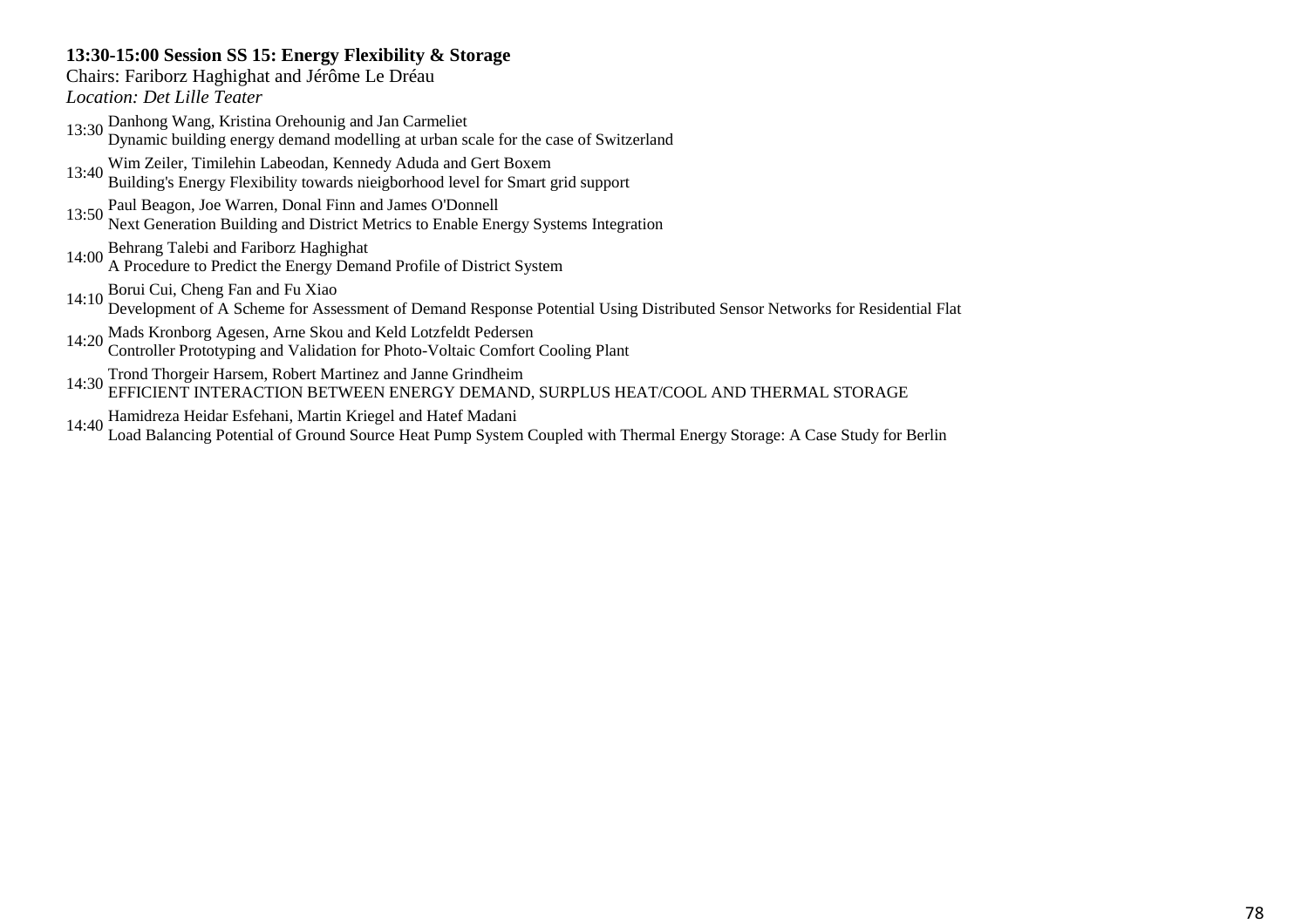**13:30-15:00 Session SS 15: Energy Flexibility & Storage**

Chairs: Fariborz Haghighat and Jérôme Le Dréau

*Location: Det Lille Teater*

13:30 Danhong Wang, Kristina Orehounig and Jan Carmeliet
Dynamic building energy demand modelling at urban scale for the case of Switzerland

13:40 Wim Zeiler, Timilehin Labeodan, Kennedy Aduda and Gert Boxem
Building's Energy Flexibility towards nieigborhood level for Smart grid support

13:50 Paul Beagon, Joe Warren, Donal Finn and James O'Donnell
Next Generation Building and District Metrics to Enable Energy Systems Integration

14:00 Behrang Talebi and Fariborz Haghighat
A Procedure to Predict the Energy Demand Profile of District System

14:10 Borui Cui, Cheng Fan and Fu Xiao
Development of A Scheme for Assessment of Demand Response Potential Using Distributed Sensor Networks for Residential Flat

14:20 Mads Kronborg Agesen, Arne Skou and Keld Lotzfeldt Pedersen
Controller Prototyping and Validation for Photo-Voltaic Comfort Cooling Plant

14:30 Trond Thorgeir Harsem, Robert Martinez and Janne Grindheim
EFFICIENT INTERACTION BETWEEN ENERGY DEMAND, SURPLUS HEAT/COOL AND THERMAL STORAGE

14:40 Hamidreza Heidar Esfehani, Martin Kriegel and Hatef Madani
Load Balancing Potential of Ground Source Heat Pump System Coupled with Thermal Energy Storage: A Case Study for Berlin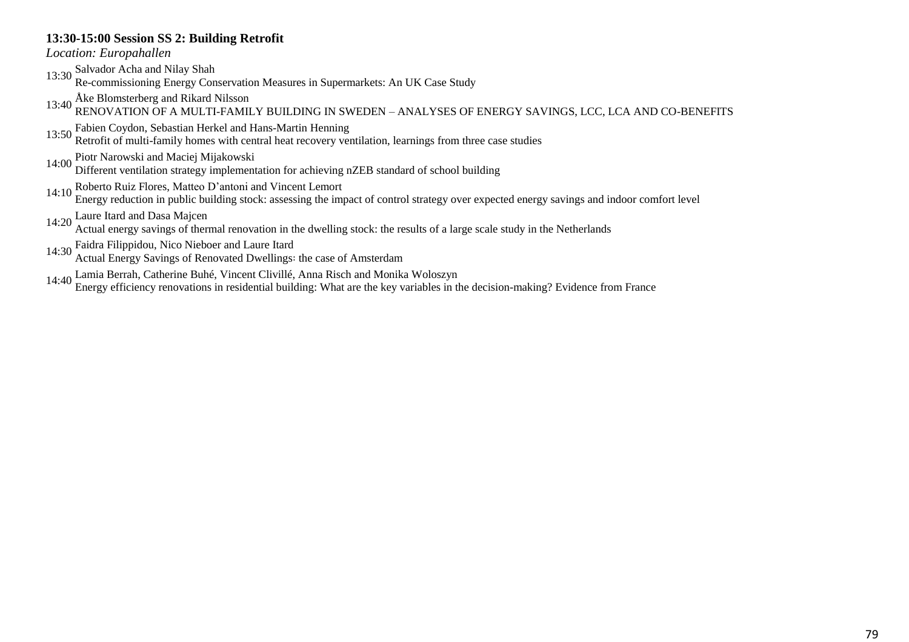**13:30-15:00 Session SS 2: Building Retrofit**

*Location: Europahallen*

13:30 Salvador Acha and Nilay Shah
Re-commissioning Energy Conservation Measures in Supermarkets: An UK Case Study

13:40 Åke Blomsterberg and Rikard Nilsson
RENOVATION OF A MULTI-FAMILY BUILDING IN SWEDEN – ANALYSES OF ENERGY SAVINGS, LCC, LCA AND CO-BENEFITS

13:50 Fabien Coydon, Sebastian Herkel and Hans-Martin Henning
Retrofit of multi-family homes with central heat recovery ventilation, learnings from three case studies

14:00 Piotr Narowski and Maciej Mijakowski
Different ventilation strategy implementation for achieving nZEB standard of school building

14:10 Roberto Ruiz Flores, Matteo D'antoni and Vincent Lemort
Energy reduction in public building stock: assessing the impact of control strategy over expected energy savings and indoor comfort level

14:20 Laure Itard and Dasa Majcen
Actual energy savings of thermal renovation in the dwelling stock: the results of a large scale study in the Netherlands

14:30 Faidra Filippidou, Nico Nieboer and Laure Itard
Actual Energy Savings of Renovated Dwellings: the case of Amsterdam

14:40 Lamia Berrah, Catherine Buhé, Vincent Clivillé, Anna Risch and Monika Woloszyn
Energy efficiency renovations in residential building: What are the key variables in the decision-making? Evidence from France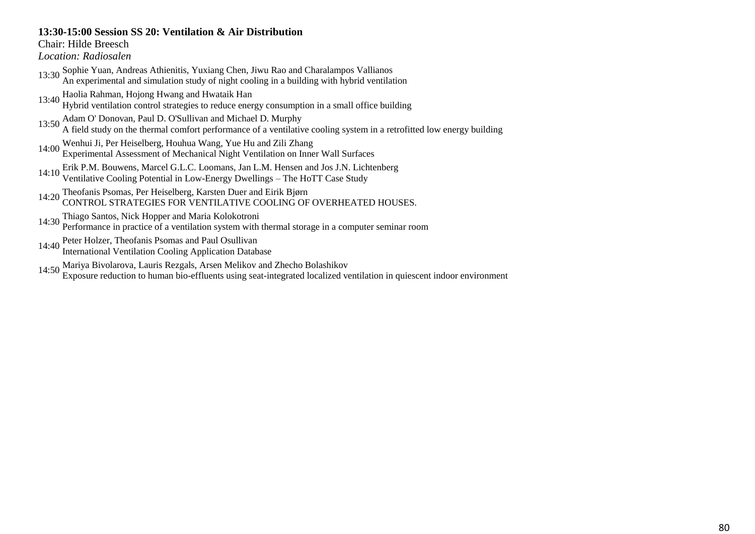**13:30-15:00 Session SS 20: Ventilation & Air Distribution**
Chair: Hilde Breesch
*Location: Radiosalen*

13:30 Sophie Yuan, Andreas Athienitis, Yuxiang Chen, Jiwu Rao and Charalampos Vallianos
An experimental and simulation study of night cooling in a building with hybrid ventilation

13:40 Haolia Rahman, Hojong Hwang and Hwataik Han
Hybrid ventilation control strategies to reduce energy consumption in a small office building

13:50 Adam O' Donovan, Paul D. O'Sullivan and Michael D. Murphy
A field study on the thermal comfort performance of a ventilative cooling system in a retrofitted low energy building

14:00 Wenhui Ji, Per Heiselberg, Houhua Wang, Yue Hu and Zili Zhang
Experimental Assessment of Mechanical Night Ventilation on Inner Wall Surfaces

14:10 Erik P.M. Bouwens, Marcel G.L.C. Loomans, Jan L.M. Hensen and Jos J.N. Lichtenberg
Ventilative Cooling Potential in Low-Energy Dwellings – The HoTT Case Study

14:20 Theofanis Psomas, Per Heiselberg, Karsten Duer and Eirik Bjørn
CONTROL STRATEGIES FOR VENTILATIVE COOLING OF OVERHEATED HOUSES.

14:30 Thiago Santos, Nick Hopper and Maria Kolokotroni
Performance in practice of a ventilation system with thermal storage in a computer seminar room

14:40 Peter Holzer, Theofanis Psomas and Paul Osullivan
International Ventilation Cooling Application Database

14:50 Mariya Bivolarova, Lauris Rezgals, Arsen Melikov and Zhecho Bolashikov
Exposure reduction to human bio-effluents using seat-integrated localized ventilation in quiescent indoor environment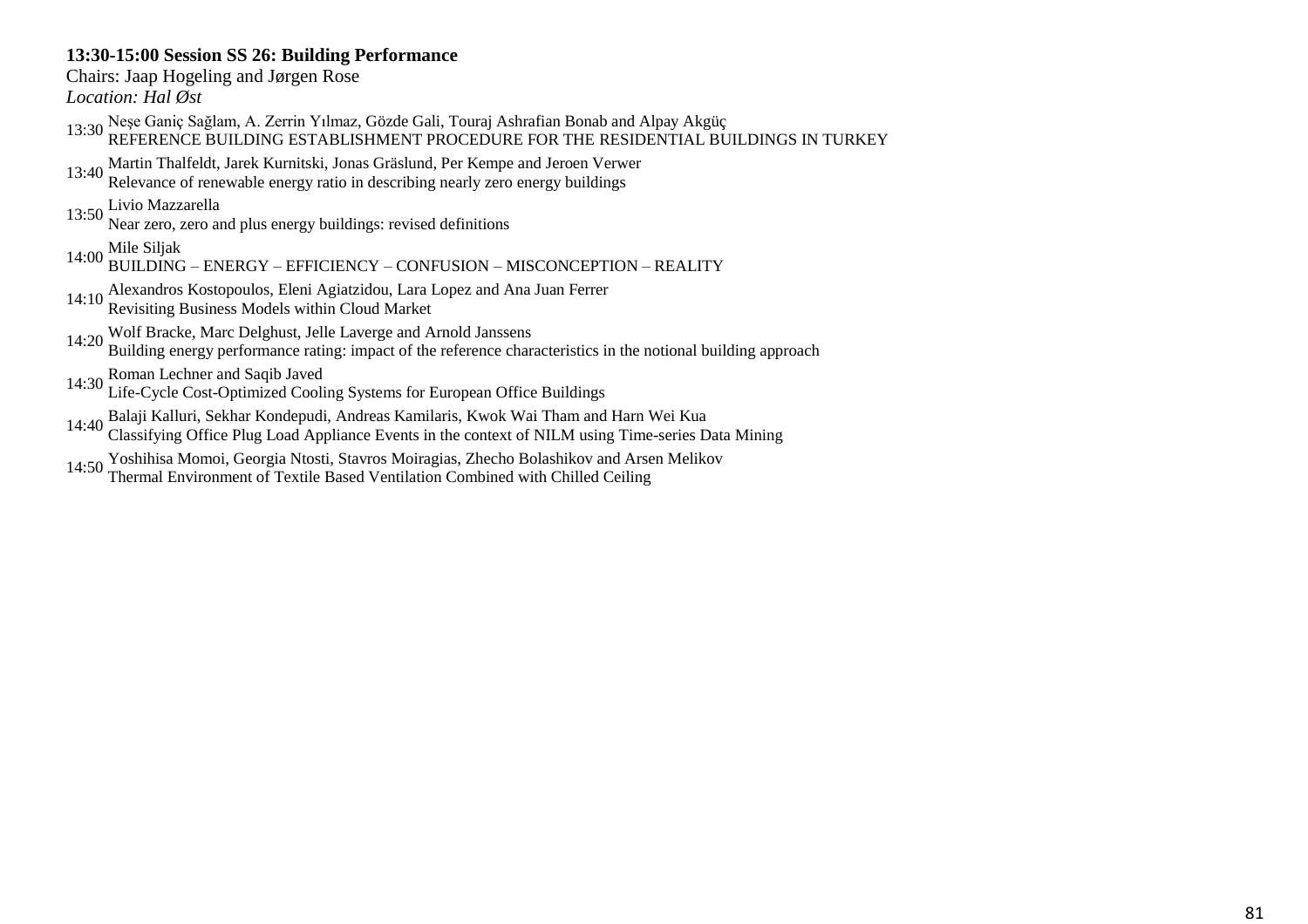**13:30-15:00 Session SS 26: Building Performance**

Chairs: Jaap Hogeling and Jørgen Rose

*Location: Hal Øst*

13:30 Neşe Ganiç Sağlam, A. Zerrin Yılmaz, Gözde Gali, Touraj Ashrafian Bonab and Alpay Akgüç
REFERENCE BUILDING ESTABLISHMENT PROCEDURE FOR THE RESIDENTIAL BUILDINGS IN TURKEY

13:40 Martin Thalfeldt, Jarek Kurnitski, Jonas Gräslund, Per Kempe and Jeroen Verwer
Relevance of renewable energy ratio in describing nearly zero energy buildings

13:50 Livio Mazzarella
Near zero, zero and plus energy buildings: revised definitions

14:00 Mile Siljak
BUILDING – ENERGY – EFFICIENCY – CONFUSION – MISCONCEPTION – REALITY

14:10 Alexandros Kostopoulos, Eleni Agiatzidou, Lara Lopez and Ana Juan Ferrer
Revisiting Business Models within Cloud Market

14:20 Wolf Bracke, Marc Delghust, Jelle Laverge and Arnold Janssens
Building energy performance rating: impact of the reference characteristics in the notional building approach

14:30 Roman Lechner and Saqib Javed
Life-Cycle Cost-Optimized Cooling Systems for European Office Buildings

14:40 Balaji Kalluri, Sekhar Kondepudi, Andreas Kamilaris, Kwok Wai Tham and Harn Wei Kua
Classifying Office Plug Load Appliance Events in the context of NILM using Time-series Data Mining

14:50 Yoshihisa Momoi, Georgia Ntosti, Stavros Moiragias, Zhecho Bolashikov and Arsen Melikov
Thermal Environment of Textile Based Ventilation Combined with Chilled Ceiling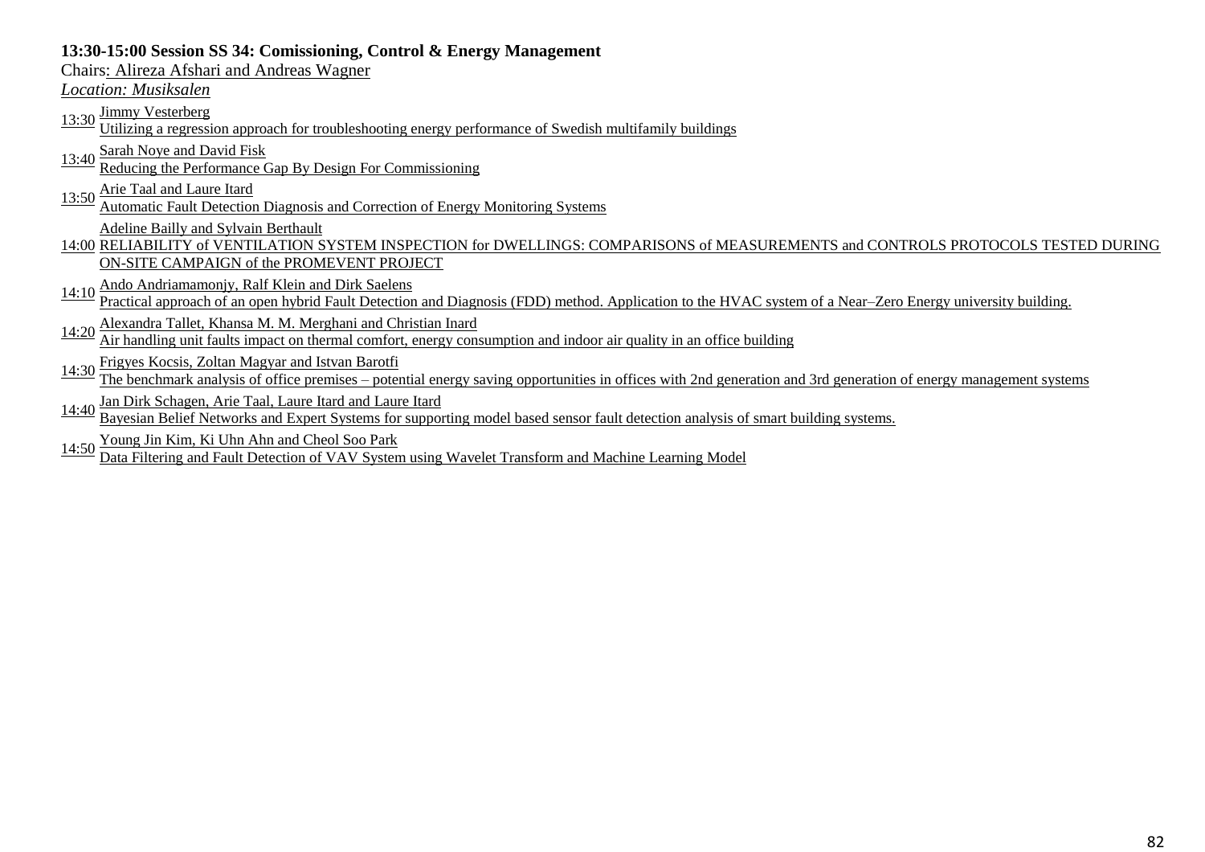**13:30-15:00 Session SS 34: Comissioning, Control & Energy Management**

Chairs: Alireza Afshari and Andreas Wagner

*Location: Musiksalen*

13:30 Jimmy Vesterberg
Utilizing a regression approach for troubleshooting energy performance of Swedish multifamily buildings

13:40 Sarah Noye and David Fisk
Reducing the Performance Gap By Design For Commissioning

13:50 Arie Taal and Laure Itard
Automatic Fault Detection Diagnosis and Correction of Energy Monitoring Systems

14:00 Adeline Bailly and Sylvain Berthault
RELIABILITY of VENTILATION SYSTEM INSPECTION for DWELLINGS: COMPARISONS of MEASUREMENTS and CONTROLS PROTOCOLS TESTED DURING ON-SITE CAMPAIGN of the PROMEVENT PROJECT

14:10 Ando Andriamamonjy, Ralf Klein and Dirk Saelens
Practical approach of an open hybrid Fault Detection and Diagnosis (FDD) method. Application to the HVAC system of a Near–Zero Energy university building.

14:20 Alexandra Tallet, Khansa M. M. Merghani and Christian Inard
Air handling unit faults impact on thermal comfort, energy consumption and indoor air quality in an office building

14:30 Frigyes Kocsis, Zoltan Magyar and Istvan Barotfi
The benchmark analysis of office premises – potential energy saving opportunities in offices with 2nd generation and 3rd generation of energy management systems

14:40 Jan Dirk Schagen, Arie Taal, Laure Itard and Laure Itard
Bayesian Belief Networks and Expert Systems for supporting model based sensor fault detection analysis of smart building systems.

14:50 Young Jin Kim, Ki Uhn Ahn and Cheol Soo Park
Data Filtering and Fault Detection of VAV System using Wavelet Transform and Machine Learning Model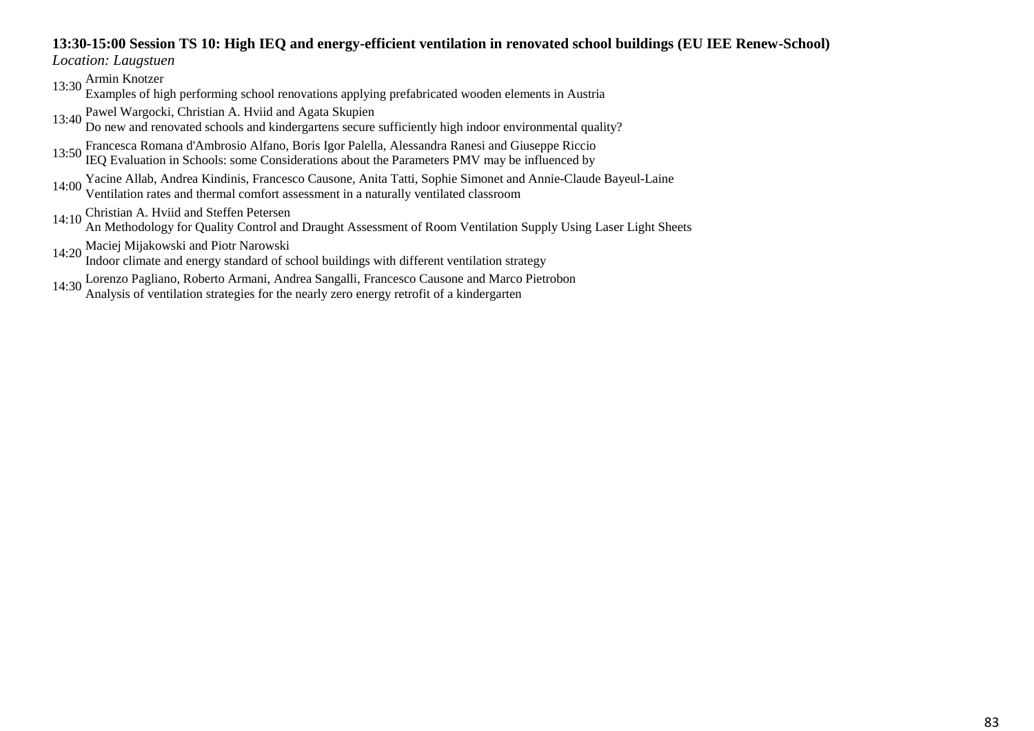**13:30-15:00 Session TS 10: High IEQ and energy-efficient ventilation in renovated school buildings (EU IEE Renew-School)**

*Location: Laugstuen*

13:30 Armin Knotzer
Examples of high performing school renovations applying prefabricated wooden elements in Austria

13:40 Pawel Wargocki, Christian A. Hviid and Agata Skupien
Do new and renovated schools and kindergartens secure sufficiently high indoor environmental quality?

13:50 Francesca Romana d'Ambrosio Alfano, Boris Igor Palella, Alessandra Ranesi and Giuseppe Riccio
IEQ Evaluation in Schools: some Considerations about the Parameters PMV may be influenced by

14:00 Yacine Allab, Andrea Kindinis, Francesco Causone, Anita Tatti, Sophie Simonet and Annie-Claude Bayeul-Laine
Ventilation rates and thermal comfort assessment in a naturally ventilated classroom

14:10 Christian A. Hviid and Steffen Petersen
An Methodology for Quality Control and Draught Assessment of Room Ventilation Supply Using Laser Light Sheets

14:20 Maciej Mijakowski and Piotr Narowski
Indoor climate and energy standard of school buildings with different ventilation strategy

14:30 Lorenzo Pagliano, Roberto Armani, Andrea Sangalli, Francesco Causone and Marco Pietrobon
Analysis of ventilation strategies for the nearly zero energy retrofit of a kindergarten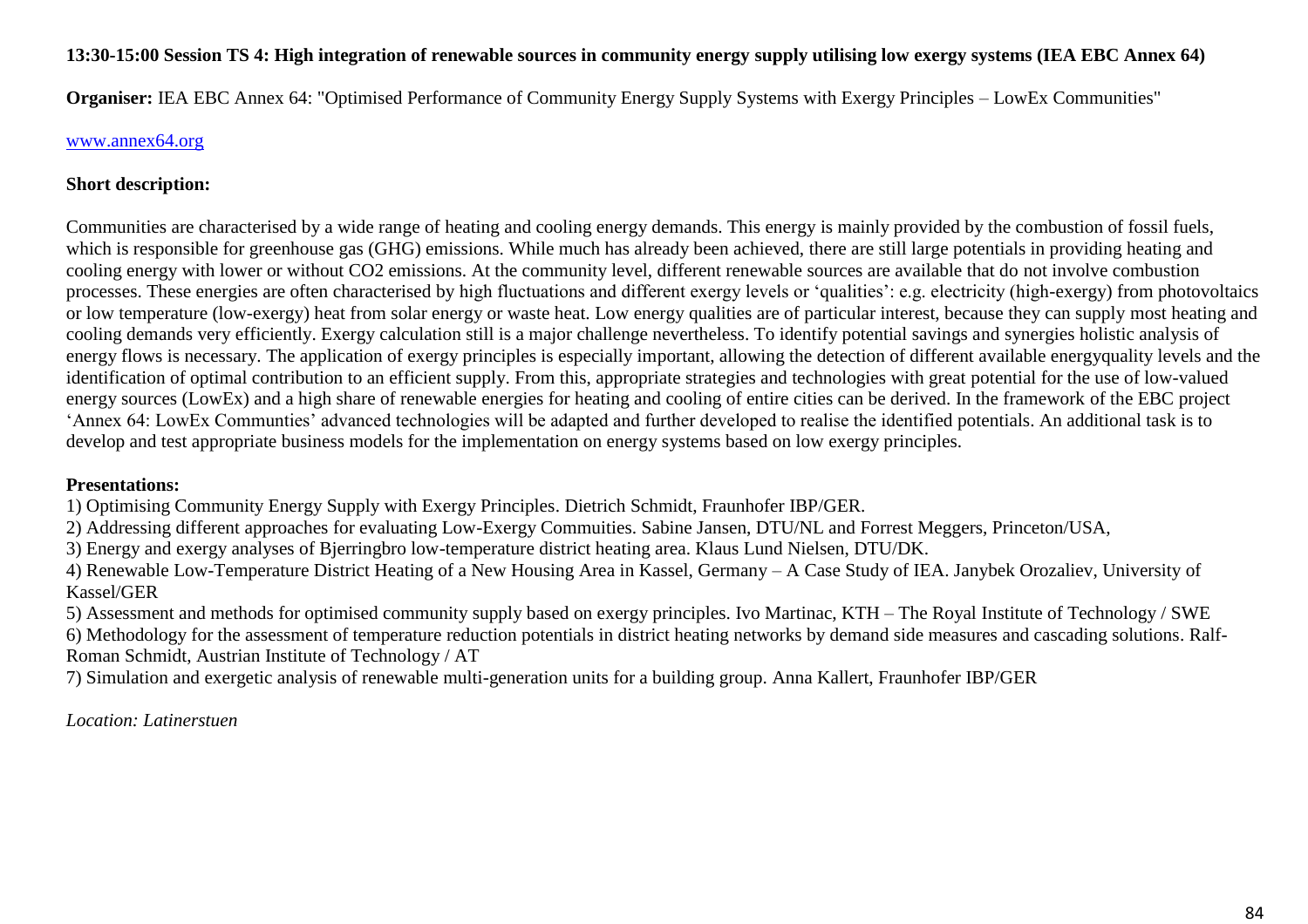**13:30-15:00 Session TS 4: High integration of renewable sources in community energy supply utilising low exergy systems (IEA EBC Annex 64)**

**Organiser:** IEA EBC Annex 64: "Optimised Performance of Community Energy Supply Systems with Exergy Principles – LowEx Communities"

www.annex64.org

**Short description:**

Communities are characterised by a wide range of heating and cooling energy demands. This energy is mainly provided by the combustion of fossil fuels, which is responsible for greenhouse gas (GHG) emissions. While much has already been achieved, there are still large potentials in providing heating and cooling energy with lower or without CO2 emissions. At the community level, different renewable sources are available that do not involve combustion processes. These energies are often characterised by high fluctuations and different exergy levels or 'qualities': e.g. electricity (high-exergy) from photovoltaics or low temperature (low-exergy) heat from solar energy or waste heat. Low energy qualities are of particular interest, because they can supply most heating and cooling demands very efficiently. Exergy calculation still is a major challenge nevertheless. To identify potential savings and synergies holistic analysis of energy flows is necessary. The application of exergy principles is especially important, allowing the detection of different available energyquality levels and the identification of optimal contribution to an efficient supply. From this, appropriate strategies and technologies with great potential for the use of low-valued energy sources (LowEx) and a high share of renewable energies for heating and cooling of entire cities can be derived. In the framework of the EBC project 'Annex 64: LowEx Communties' advanced technologies will be adapted and further developed to realise the identified potentials. An additional task is to develop and test appropriate business models for the implementation on energy systems based on low exergy principles.

**Presentations:**

1) Optimising Community Energy Supply with Exergy Principles. Dietrich Schmidt, Fraunhofer IBP/GER.
2) Addressing different approaches for evaluating Low-Exergy Commuities. Sabine Jansen, DTU/NL and Forrest Meggers, Princeton/USA,
3) Energy and exergy analyses of Bjerringbro low-temperature district heating area. Klaus Lund Nielsen, DTU/DK.
4) Renewable Low-Temperature District Heating of a New Housing Area in Kassel, Germany – A Case Study of IEA. Janybek Orozaliev, University of Kassel/GER
5) Assessment and methods for optimised community supply based on exergy principles. Ivo Martinac, KTH – The Royal Institute of Technology / SWE
6) Methodology for the assessment of temperature reduction potentials in district heating networks by demand side measures and cascading solutions. Ralf-Roman Schmidt, Austrian Institute of Technology / AT
7) Simulation and exergetic analysis of renewable multi-generation units for a building group. Anna Kallert, Fraunhofer IBP/GER

*Location: Latinerstuen*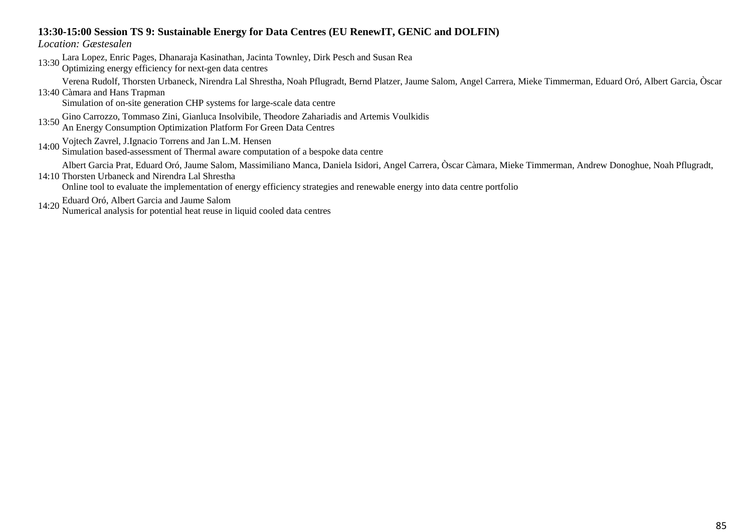**13:30-15:00 Session TS 9: Sustainable Energy for Data Centres (EU RenewIT, GENiC and DOLFIN)**

*Location: Gæstesalen*

13:30 Lara Lopez, Enric Pages, Dhanaraja Kasinathan, Jacinta Townley, Dirk Pesch and Susan Rea
Optimizing energy efficiency for next-gen data centres

13:40 Verena Rudolf, Thorsten Urbaneck, Nirendra Lal Shrestha, Noah Pflugradt, Bernd Platzer, Jaume Salom, Angel Carrera, Mieke Timmerman, Eduard Oró, Albert Garcia, Òscar Càmara and Hans Trapman
Simulation of on-site generation CHP systems for large-scale data centre

13:50 Gino Carrozzo, Tommaso Zini, Gianluca Insolvibile, Theodore Zahariadis and Artemis Voulkidis
An Energy Consumption Optimization Platform For Green Data Centres

14:00 Vojtech Zavrel, J.Ignacio Torrens and Jan L.M. Hensen
Simulation based-assessment of Thermal aware computation of a bespoke data centre

14:10 Albert Garcia Prat, Eduard Oró, Jaume Salom, Massimiliano Manca, Daniela Isidori, Angel Carrera, Òscar Càmara, Mieke Timmerman, Andrew Donoghue, Noah Pflugradt, Thorsten Urbaneck and Nirendra Lal Shrestha
Online tool to evaluate the implementation of energy efficiency strategies and renewable energy into data centre portfolio

14:20 Eduard Oró, Albert Garcia and Jaume Salom
Numerical analysis for potential heat reuse in liquid cooled data centres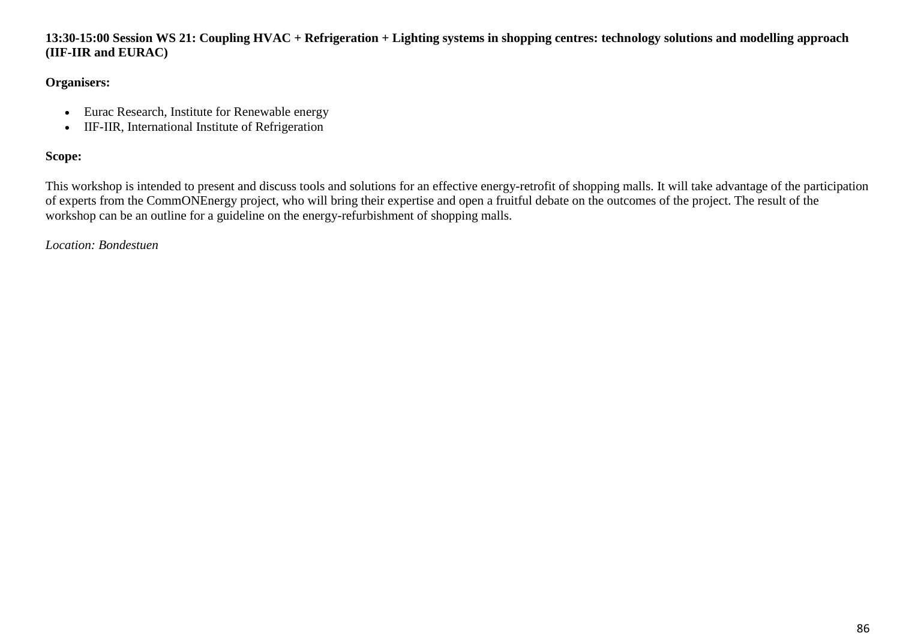**13:30-15:00 Session WS 21: Coupling HVAC + Refrigeration + Lighting systems in shopping centres: technology solutions and modelling approach (IIF-IIR and EURAC)**

**Organisers:**

- Eurac Research, Institute for Renewable energy
- IIF-IIR, International Institute of Refrigeration

**Scope:**

This workshop is intended to present and discuss tools and solutions for an effective energy-retrofit of shopping malls. It will take advantage of the participation of experts from the CommONEnergy project, who will bring their expertise and open a fruitful debate on the outcomes of the project. The result of the workshop can be an outline for a guideline on the energy-refurbishment of shopping malls.

*Location: Bondestuen*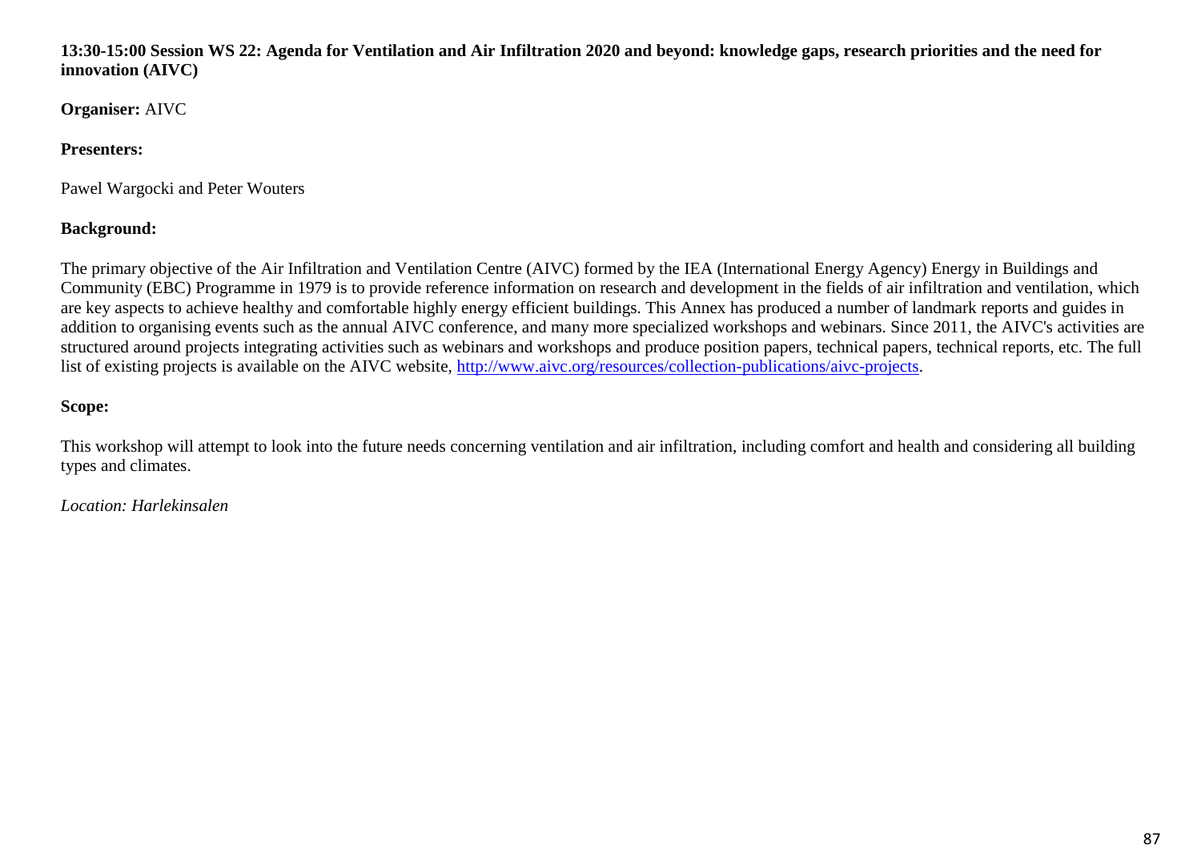**13:30-15:00 Session WS 22: Agenda for Ventilation and Air Infiltration 2020 and beyond: knowledge gaps, research priorities and the need for innovation (AIVC)**

**Organiser:** AIVC

**Presenters:**

Pawel Wargocki and Peter Wouters

**Background:**

The primary objective of the Air Infiltration and Ventilation Centre (AIVC) formed by the IEA (International Energy Agency) Energy in Buildings and Community (EBC) Programme in 1979 is to provide reference information on research and development in the fields of air infiltration and ventilation, which are key aspects to achieve healthy and comfortable highly energy efficient buildings. This Annex has produced a number of landmark reports and guides in addition to organising events such as the annual AIVC conference, and many more specialized workshops and webinars. Since 2011, the AIVC's activities are structured around projects integrating activities such as webinars and workshops and produce position papers, technical papers, technical reports, etc. The full list of existing projects is available on the AIVC website, [http://www.aivc.org/resources/collection-publications/aivc-projects](http://www.aivc.org/resources/collection-publications/aivc-projects).

**Scope:**

This workshop will attempt to look into the future needs concerning ventilation and air infiltration, including comfort and health and considering all building types and climates.

*Location: Harlekinsalen*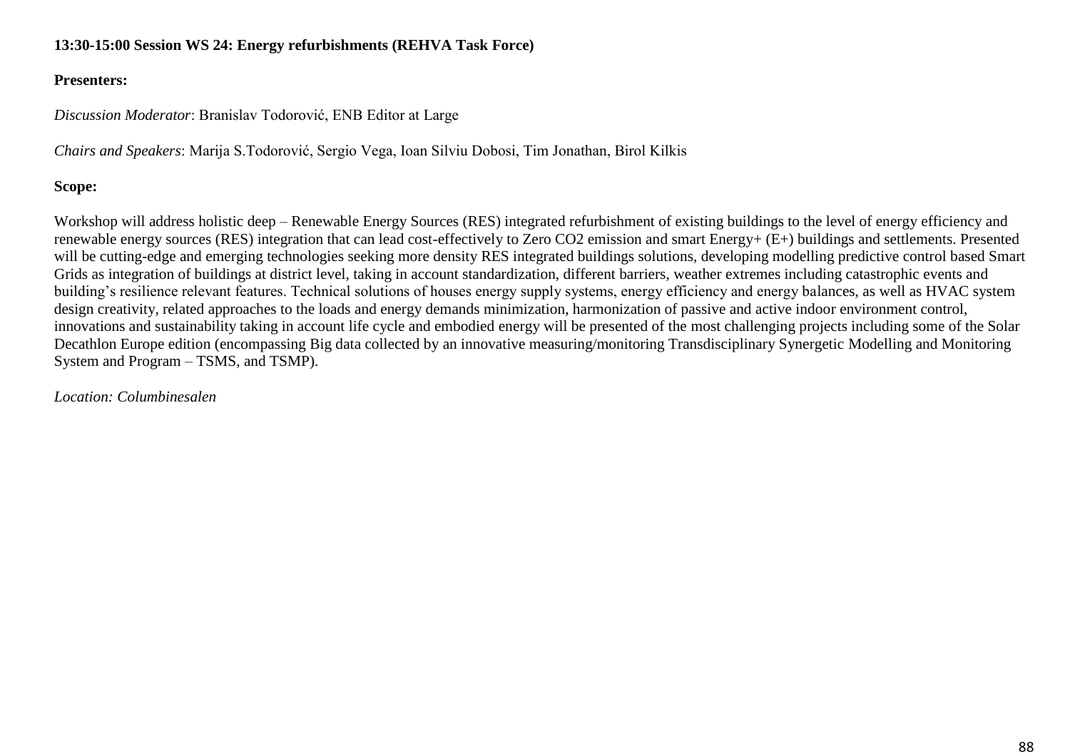**13:30-15:00 Session WS 24: Energy refurbishments (REHVA Task Force)**

**Presenters:**

*Discussion Moderator*: Branislav Todorović, ENB Editor at Large

*Chairs and Speakers*: Marija S.Todorović, Sergio Vega, Ioan Silviu Dobosi, Tim Jonathan, Birol Kilkis

**Scope:**

Workshop will address holistic deep – Renewable Energy Sources (RES) integrated refurbishment of existing buildings to the level of energy efficiency and renewable energy sources (RES) integration that can lead cost-effectively to Zero $CO_2$ emission and smart Energy+ (E+) buildings and settlements. Presented will be cutting-edge and emerging technologies seeking more density RES integrated buildings solutions, developing modelling predictive control based Smart Grids as integration of buildings at district level, taking in account standardization, different barriers, weather extremes including catastrophic events and building's resilience relevant features. Technical solutions of houses energy supply systems, energy efficiency and energy balances, as well as HVAC system design creativity, related approaches to the loads and energy demands minimization, harmonization of passive and active indoor environment control, innovations and sustainability taking in account life cycle and embodied energy will be presented of the most challenging projects including some of the Solar Decathlon Europe edition (encompassing Big data collected by an innovative measuring/monitoring Transdisciplinary Synergetic Modelling and Monitoring System and Program – TSMS, and TSMP).

*Location: Columbinesalen*